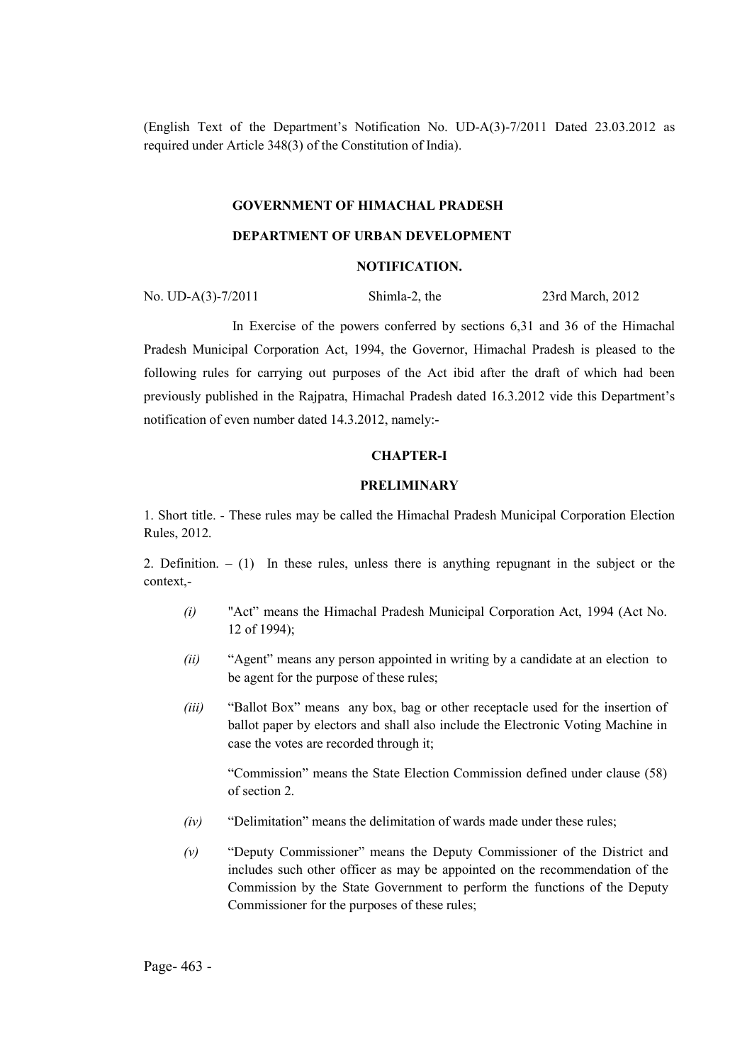(English Text of the Department's Notification No. UD-A(3)-7/2011 Dated 23.03.2012 as required under Article 348(3) of the Constitution of India).

**GOVERNMENT OF HIMACHAL PRADESH**

**DEPARTMENT OF URBAN DEVELOPMENT**

**NOTIFICATION.**

No. UD-A(3)-7/2011 Shimla-2, the 23rd March, 2012

In Exercise of the powers conferred by sections 6,31 and 36 of the Himachal Pradesh Municipal Corporation Act, 1994, the Governor, Himachal Pradesh is pleased to the following rules for carrying out purposes of the Act ibid after the draft of which had been previously published in the Rajpatra, Himachal Pradesh dated 16.3.2012 vide this Department's notification of even number dated 14.3.2012, namely:-

## CHAPTER-I

## PRELIMINARY

1. Short title. - These rules may be called the Himachal Pradesh Municipal Corporation Election Rules, 2012.

2. Definition. – (1) In these rules, unless there is anything repugnant in the subject or the context,-

*(i)* "Act" means the Himachal Pradesh Municipal Corporation Act, 1994 (Act No. 12 of 1994);

*(ii)* "Agent" means any person appointed in writing by a candidate at an election to be agent for the purpose of these rules;

*(iii)* "Ballot Box" means any box, bag or other receptacle used for the insertion of ballot paper by electors and shall also include the Electronic Voting Machine in case the votes are recorded through it;

"Commission" means the State Election Commission defined under clause (58) of section 2.

*(iv)* "Delimitation" means the delimitation of wards made under these rules;

*(v)* "Deputy Commissioner" means the Deputy Commissioner of the District and includes such other officer as may be appointed on the recommendation of the Commission by the State Government to perform the functions of the Deputy Commissioner for the purposes of these rules;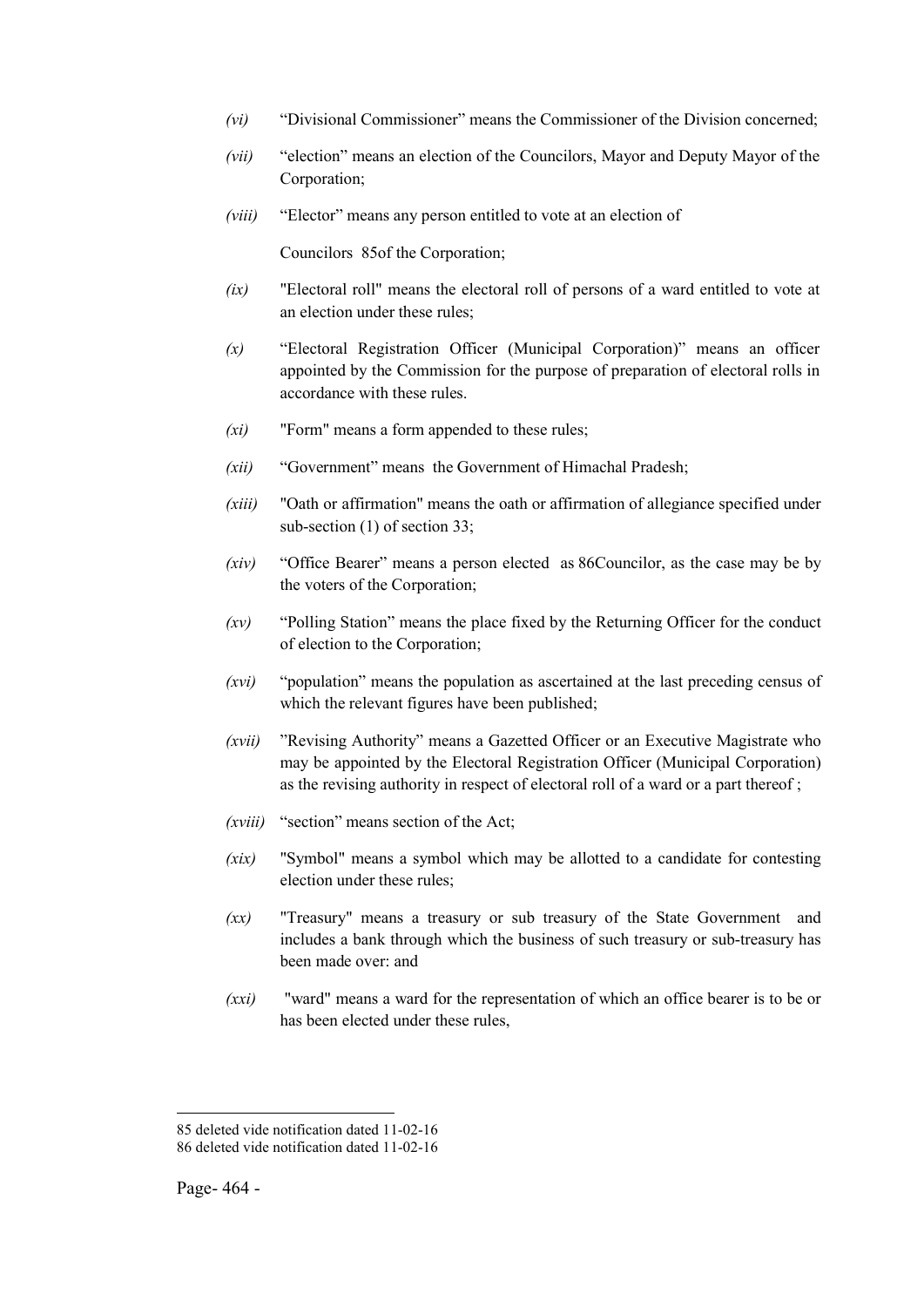*(vi)* "Divisional Commissioner" means the Commissioner of the Division concerned;

*(vii)* "election" means an election of the Councilors, Mayor and Deputy Mayor of the Corporation;

*(viii)* "Elector" means any person entitled to vote at an election of

Councilors [85]of the Corporation;

*(ix)* "Electoral roll" means the electoral roll of persons of a ward entitled to vote at an election under these rules;

*(x)* "Electoral Registration Officer (Municipal Corporation)" means an officer appointed by the Commission for the purpose of preparation of electoral rolls in accordance with these rules.

*(xi)* "Form" means a form appended to these rules;

*(xii)* "Government" means the Government of Himachal Pradesh;

*(xiii)* "Oath or affirmation" means the oath or affirmation of allegiance specified under sub-section (1) of section 33;

*(xiv)* "Office Bearer" means a person elected as [86]Councilor, as the case may be by the voters of the Corporation;

*(xv)* "Polling Station" means the place fixed by the Returning Officer for the conduct of election to the Corporation;

*(xvi)* "population" means the population as ascertained at the last preceding census of which the relevant figures have been published;

*(xvii)* "Revising Authority" means a Gazetted Officer or an Executive Magistrate who may be appointed by the Electoral Registration Officer (Municipal Corporation) as the revising authority in respect of electoral roll of a ward or a part thereof ;

*(xviii)* "section" means section of the Act;

*(xix)* "Symbol" means a symbol which may be allotted to a candidate for contesting election under these rules;

*(xx)* "Treasury" means a treasury or sub treasury of the State Government and includes a bank through which the business of such treasury or sub-treasury has been made over: and

*(xxi)* "ward" means a ward for the representation of which an office bearer is to be or has been elected under these rules,

---

85 deleted vide notification dated 11-02-16

86 deleted vide notification dated 11-02-16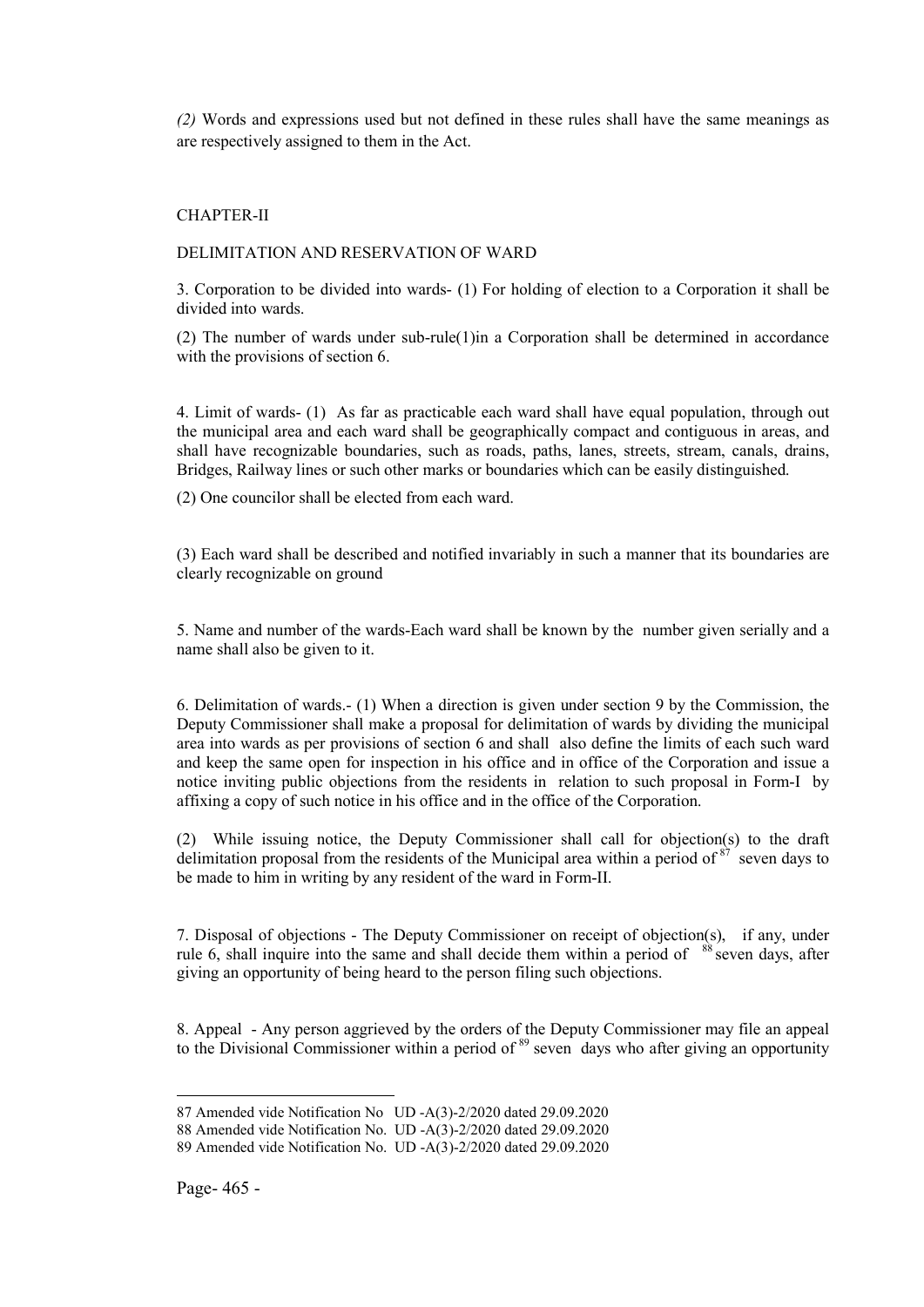*(2)* Words and expressions used but not defined in these rules shall have the same meanings as are respectively assigned to them in the Act.

## CHAPTER-II

### DELIMITATION AND RESERVATION OF WARD

3. Corporation to be divided into wards- (1) For holding of election to a Corporation it shall be divided into wards.

(2) The number of wards under sub-rule(1)in a Corporation shall be determined in accordance with the provisions of section 6.

4. Limit of wards- (1) As far as practicable each ward shall have equal population, through out the municipal area and each ward shall be geographically compact and contiguous in areas, and shall have recognizable boundaries, such as roads, paths, lanes, streets, stream, canals, drains, Bridges, Railway lines or such other marks or boundaries which can be easily distinguished.

(2) One councilor shall be elected from each ward.

(3) Each ward shall be described and notified invariably in such a manner that its boundaries are clearly recognizable on ground

5. Name and number of the wards-Each ward shall be known by the number given serially and a name shall also be given to it.

6. Delimitation of wards.- (1) When a direction is given under section 9 by the Commission, the Deputy Commissioner shall make a proposal for delimitation of wards by dividing the municipal area into wards as per provisions of section 6 and shall also define the limits of each such ward and keep the same open for inspection in his office and in office of the Corporation and issue a notice inviting public objections from the residents in relation to such proposal in Form-I by affixing a copy of such notice in his office and in the office of the Corporation.

(2) While issuing notice, the Deputy Commissioner shall call for objection(s) to the draft delimitation proposal from the residents of the Municipal area within a period of [87] seven days to be made to him in writing by any resident of the ward in Form-II.

7. Disposal of objections - The Deputy Commissioner on receipt of objection(s), if any, under rule 6, shall inquire into the same and shall decide them within a period of [88] seven days, after giving an opportunity of being heard to the person filing such objections.

8. Appeal - Any person aggrieved by the orders of the Deputy Commissioner may file an appeal to the Divisional Commissioner within a period of [89] seven days who after giving an opportunity

---

87 Amended vide Notification No UD -A(3)-2/2020 dated 29.09.2020

88 Amended vide Notification No. UD -A(3)-2/2020 dated 29.09.2020

89 Amended vide Notification No. UD -A(3)-2/2020 dated 29.09.2020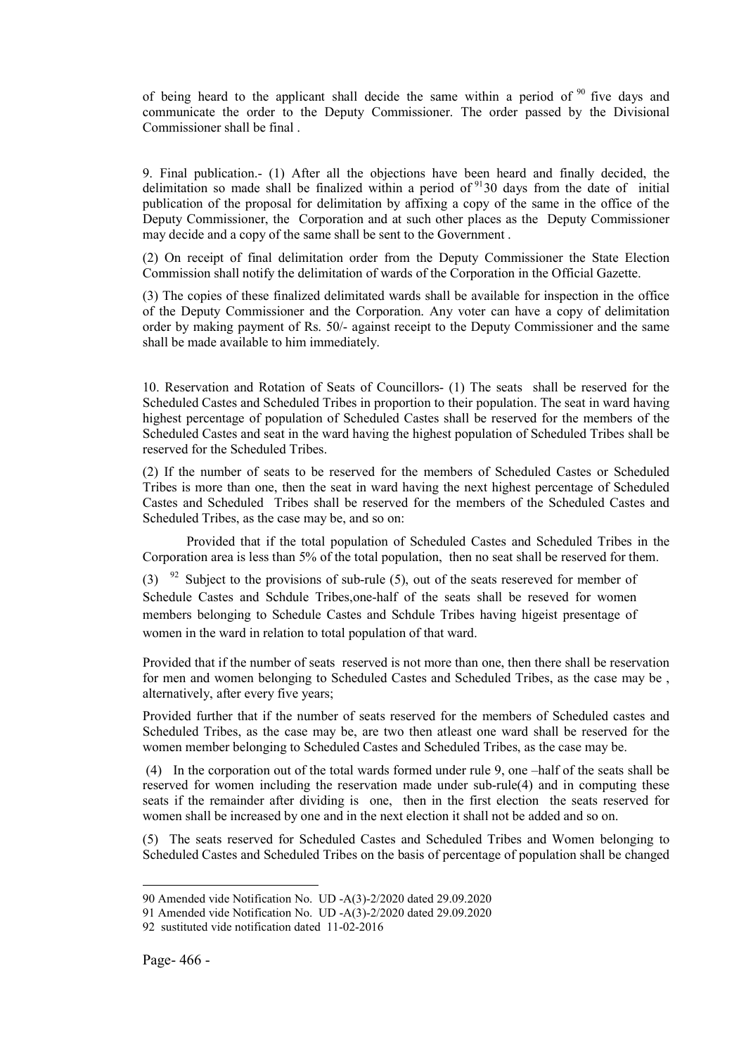of being heard to the applicant shall decide the same within a period of [90] five days and communicate the order to the Deputy Commissioner. The order passed by the Divisional Commissioner shall be final .

9. Final publication.- (1) After all the objections have been heard and finally decided, the delimitation so made shall be finalized within a period of [91] 30 days from the date of initial publication of the proposal for delimitation by affixing a copy of the same in the office of the Deputy Commissioner, the Corporation and at such other places as the Deputy Commissioner may decide and a copy of the same shall be sent to the Government .

(2) On receipt of final delimitation order from the Deputy Commissioner the State Election Commission shall notify the delimitation of wards of the Corporation in the Official Gazette.

(3) The copies of these finalized delimitated wards shall be available for inspection in the office of the Deputy Commissioner and the Corporation. Any voter can have a copy of delimitation order by making payment of Rs. 50/- against receipt to the Deputy Commissioner and the same shall be made available to him immediately.

10. Reservation and Rotation of Seats of Councillors- (1) The seats shall be reserved for the Scheduled Castes and Scheduled Tribes in proportion to their population. The seat in ward having highest percentage of population of Scheduled Castes shall be reserved for the members of the Scheduled Castes and seat in the ward having the highest population of Scheduled Tribes shall be reserved for the Scheduled Tribes.

(2) If the number of seats to be reserved for the members of Scheduled Castes or Scheduled Tribes is more than one, then the seat in ward having the next highest percentage of Scheduled Castes and Scheduled Tribes shall be reserved for the members of the Scheduled Castes and Scheduled Tribes, as the case may be, and so on:

Provided that if the total population of Scheduled Castes and Scheduled Tribes in the Corporation area is less than 5% of the total population, then no seat shall be reserved for them.

(3) [92] Subject to the provisions of sub-rule (5), out of the seats resereved for member of Schedule Castes and Schdule Tribes,one-half of the seats shall be reseved for women members belonging to Schedule Castes and Schdule Tribes having higeist presentage of women in the ward in relation to total population of that ward.

Provided that if the number of seats reserved is not more than one, then there shall be reservation for men and women belonging to Scheduled Castes and Scheduled Tribes, as the case may be , alternatively, after every five years;

Provided further that if the number of seats reserved for the members of Scheduled castes and Scheduled Tribes, as the case may be, are two then atleast one ward shall be reserved for the women member belonging to Scheduled Castes and Scheduled Tribes, as the case may be.

(4) In the corporation out of the total wards formed under rule 9, one –half of the seats shall be reserved for women including the reservation made under sub-rule(4) and in computing these seats if the remainder after dividing is one, then in the first election the seats reserved for women shall be increased by one and in the next election it shall not be added and so on.

(5) The seats reserved for Scheduled Castes and Scheduled Tribes and Women belonging to Scheduled Castes and Scheduled Tribes on the basis of percentage of population shall be changed

---

90 Amended vide Notification No. UD -A(3)-2/2020 dated 29.09.2020

91 Amended vide Notification No. UD -A(3)-2/2020 dated 29.09.2020

92 sustituted vide notification dated 11-02-2016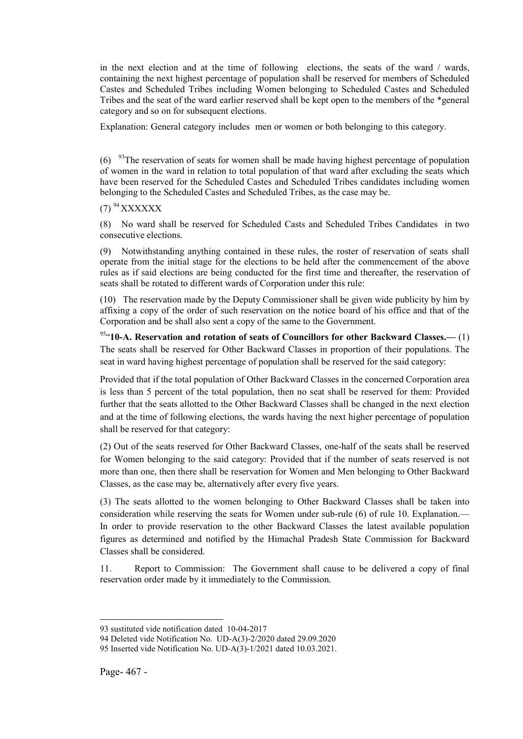in the next election and at the time of following elections, the seats of the ward / wards, containing the next highest percentage of population shall be reserved for members of Scheduled Castes and Scheduled Tribes including Women belonging to Scheduled Castes and Scheduled Tribes and the seat of the ward earlier reserved shall be kept open to the members of the *general category and so on for subsequent elections.

Explanation: General category includes men or women or both belonging to this category.

(6) [93]The reservation of seats for women shall be made having highest percentage of population of women in the ward in relation to total population of that ward after excluding the seats which have been reserved for the Scheduled Castes and Scheduled Tribes candidates including women belonging to the Scheduled Castes and Scheduled Tribes, as the case may be.

(7) [94] XXXXXX

(8) No ward shall be reserved for Scheduled Casts and Scheduled Tribes Candidates in two consecutive elections.

(9) Notwithstanding anything contained in these rules, the roster of reservation of seats shall operate from the initial stage for the elections to be held after the commencement of the above rules as if said elections are being conducted for the first time and thereafter, the reservation of seats shall be rotated to different wards of Corporation under this rule:

(10) The reservation made by the Deputy Commissioner shall be given wide publicity by him by affixing a copy of the order of such reservation on the notice board of his office and that of the Corporation and be shall also sent a copy of the same to the Government.

[95]"**10-A. Reservation and rotation of seats of Councillors for other Backward Classes.—** (1) The seats shall be reserved for Other Backward Classes in proportion of their populations. The seat in ward having highest percentage of population shall be reserved for the said category:

Provided that if the total population of Other Backward Classes in the concerned Corporation area is less than 5 percent of the total population, then no seat shall be reserved for them: Provided further that the seats allotted to the Other Backward Classes shall be changed in the next election and at the time of following elections, the wards having the next higher percentage of population shall be reserved for that category:

(2) Out of the seats reserved for Other Backward Classes, one-half of the seats shall be reserved for Women belonging to the said category: Provided that if the number of seats reserved is not more than one, then there shall be reservation for Women and Men belonging to Other Backward Classes, as the case may be, alternatively after every five years.

(3) The seats allotted to the women belonging to Other Backward Classes shall be taken into consideration while reserving the seats for Women under sub-rule (6) of rule 10. Explanation.— In order to provide reservation to the other Backward Classes the latest available population figures as determined and notified by the Himachal Pradesh State Commission for Backward Classes shall be considered.

11. Report to Commission: The Government shall cause to be delivered a copy of final reservation order made by it immediately to the Commission.

---

93 sustituted vide notification dated 10-04-2017

94 Deleted vide Notification No. UD-A(3)-2/2020 dated 29.09.2020

95 Inserted vide Notification No. UD-A(3)-1/2021 dated 10.03.2021.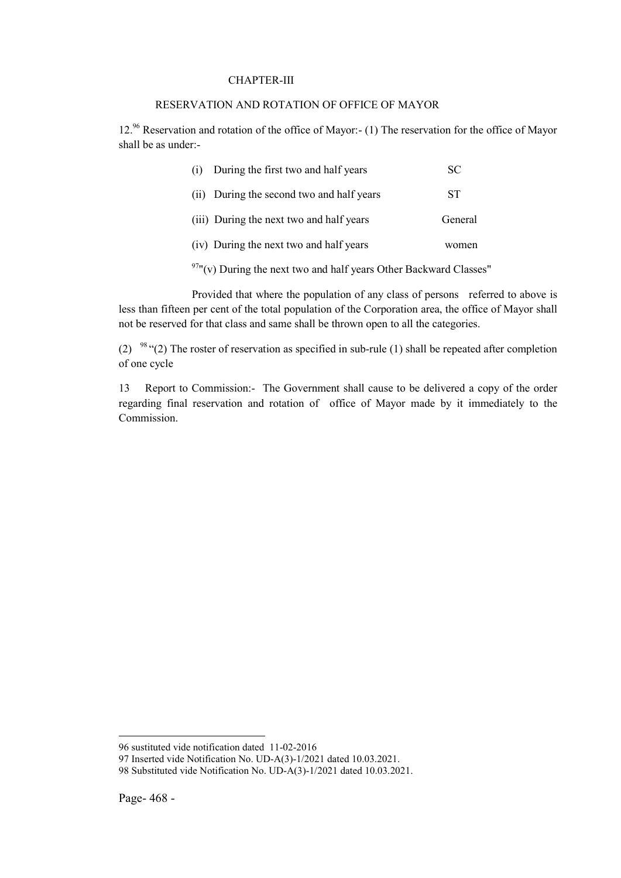# CHAPTER-III

## RESERVATION AND ROTATION OF OFFICE OF MAYOR

12.[96] Reservation and rotation of the office of Mayor:- (1) The reservation for the office of Mayor shall be as under:-

| | |
|---|---|
| (i) During the first two and half years | SC |
| (ii) During the second two and half years | ST |
| (iii) During the next two and half years | General |
| (iv) During the next two and half years | women |

[97]"(v) During the next two and half years Other Backward Classes"

Provided that where the population of any class of persons referred to above is less than fifteen per cent of the total population of the Corporation area, the office of Mayor shall not be reserved for that class and same shall be thrown open to all the categories.

(2) [98] "(2) The roster of reservation as specified in sub-rule (1) shall be repeated after completion of one cycle

13 Report to Commission:- The Government shall cause to be delivered a copy of the order regarding final reservation and rotation of office of Mayor made by it immediately to the Commission.

---

96 sustituted vide notification dated 11-02-2016

97 Inserted vide Notification No. UD-A(3)-1/2021 dated 10.03.2021.

98 Substituted vide Notification No. UD-A(3)-1/2021 dated 10.03.2021.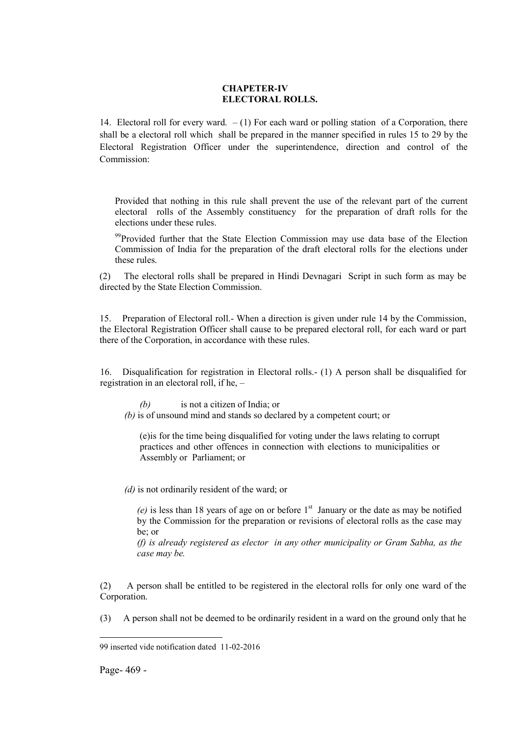**CHAPETER-IV**
**ELECTORAL ROLLS.**

14. Electoral roll for every ward. – (1) For each ward or polling station of a Corporation, there shall be a electoral roll which shall be prepared in the manner specified in rules 15 to 29 by the Electoral Registration Officer under the superintendence, direction and control of the Commission:

Provided that nothing in this rule shall prevent the use of the relevant part of the current electoral rolls of the Assembly constituency for the preparation of draft rolls for the elections under these rules.

[99]Provided further that the State Election Commission may use data base of the Election Commission of India for the preparation of the draft electoral rolls for the elections under these rules.

(2) The electoral rolls shall be prepared in Hindi Devnagari Script in such form as may be directed by the State Election Commission.

15. Preparation of Electoral roll.- When a direction is given under rule 14 by the Commission, the Electoral Registration Officer shall cause to be prepared electoral roll, for each ward or part there of the Corporation, in accordance with these rules.

16. Disqualification for registration in Electoral rolls.- (1) A person shall be disqualified for registration in an electoral roll, if he, –

*(b)* is not a citizen of India; or

*(b)* is of unsound mind and stands so declared by a competent court; or

(e)is for the time being disqualified for voting under the laws relating to corrupt practices and other offences in connection with elections to municipalities or Assembly or Parliament; or

*(d)* is not ordinarily resident of the ward; or

*(e)* is less than 18 years of age on or before 1st January or the date as may be notified by the Commission for the preparation or revisions of electoral rolls as the case may be; or

*(f) is already registered as elector in any other municipality or Gram Sabha, as the case may be.*

(2) A person shall be entitled to be registered in the electoral rolls for only one ward of the Corporation.

(3) A person shall not be deemed to be ordinarily resident in a ward on the ground only that he

---

99 inserted vide notification dated 11-02-2016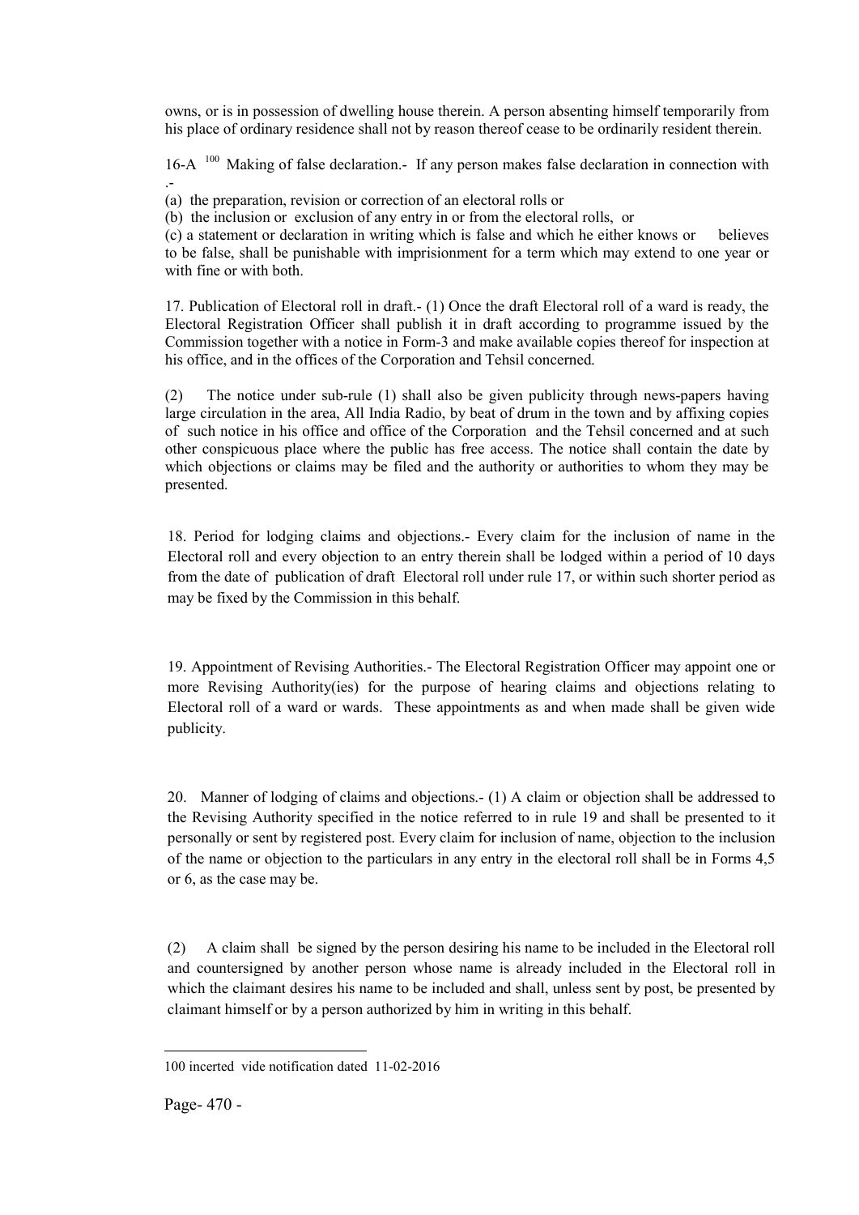owns, or is in possession of dwelling house therein. A person absenting himself temporarily from his place of ordinary residence shall not by reason thereof cease to be ordinarily resident therein.

16-A [100] Making of false declaration.- If any person makes false declaration in connection with .-

(a) the preparation, revision or correction of an electoral rolls or

(b) the inclusion or exclusion of any entry in or from the electoral rolls, or

(c) a statement or declaration in writing which is false and which he either knows or believes to be false, shall be punishable with imprisionment for a term which may extend to one year or with fine or with both.

17. Publication of Electoral roll in draft.- (1) Once the draft Electoral roll of a ward is ready, the Electoral Registration Officer shall publish it in draft according to programme issued by the Commission together with a notice in Form-3 and make available copies thereof for inspection at his office, and in the offices of the Corporation and Tehsil concerned.

(2) The notice under sub-rule (1) shall also be given publicity through news-papers having large circulation in the area, All India Radio, by beat of drum in the town and by affixing copies of such notice in his office and office of the Corporation and the Tehsil concerned and at such other conspicuous place where the public has free access. The notice shall contain the date by which objections or claims may be filed and the authority or authorities to whom they may be presented.

18. Period for lodging claims and objections.- Every claim for the inclusion of name in the Electoral roll and every objection to an entry therein shall be lodged within a period of 10 days from the date of publication of draft Electoral roll under rule 17, or within such shorter period as may be fixed by the Commission in this behalf.

19. Appointment of Revising Authorities.- The Electoral Registration Officer may appoint one or more Revising Authority(ies) for the purpose of hearing claims and objections relating to Electoral roll of a ward or wards. These appointments as and when made shall be given wide publicity.

20. Manner of lodging of claims and objections.- (1) A claim or objection shall be addressed to the Revising Authority specified in the notice referred to in rule 19 and shall be presented to it personally or sent by registered post. Every claim for inclusion of name, objection to the inclusion of the name or objection to the particulars in any entry in the electoral roll shall be in Forms 4,5 or 6, as the case may be.

(2) A claim shall be signed by the person desiring his name to be included in the Electoral roll and countersigned by another person whose name is already included in the Electoral roll in which the claimant desires his name to be included and shall, unless sent by post, be presented by claimant himself or by a person authorized by him in writing in this behalf.

---

100 incerted vide notification dated 11-02-2016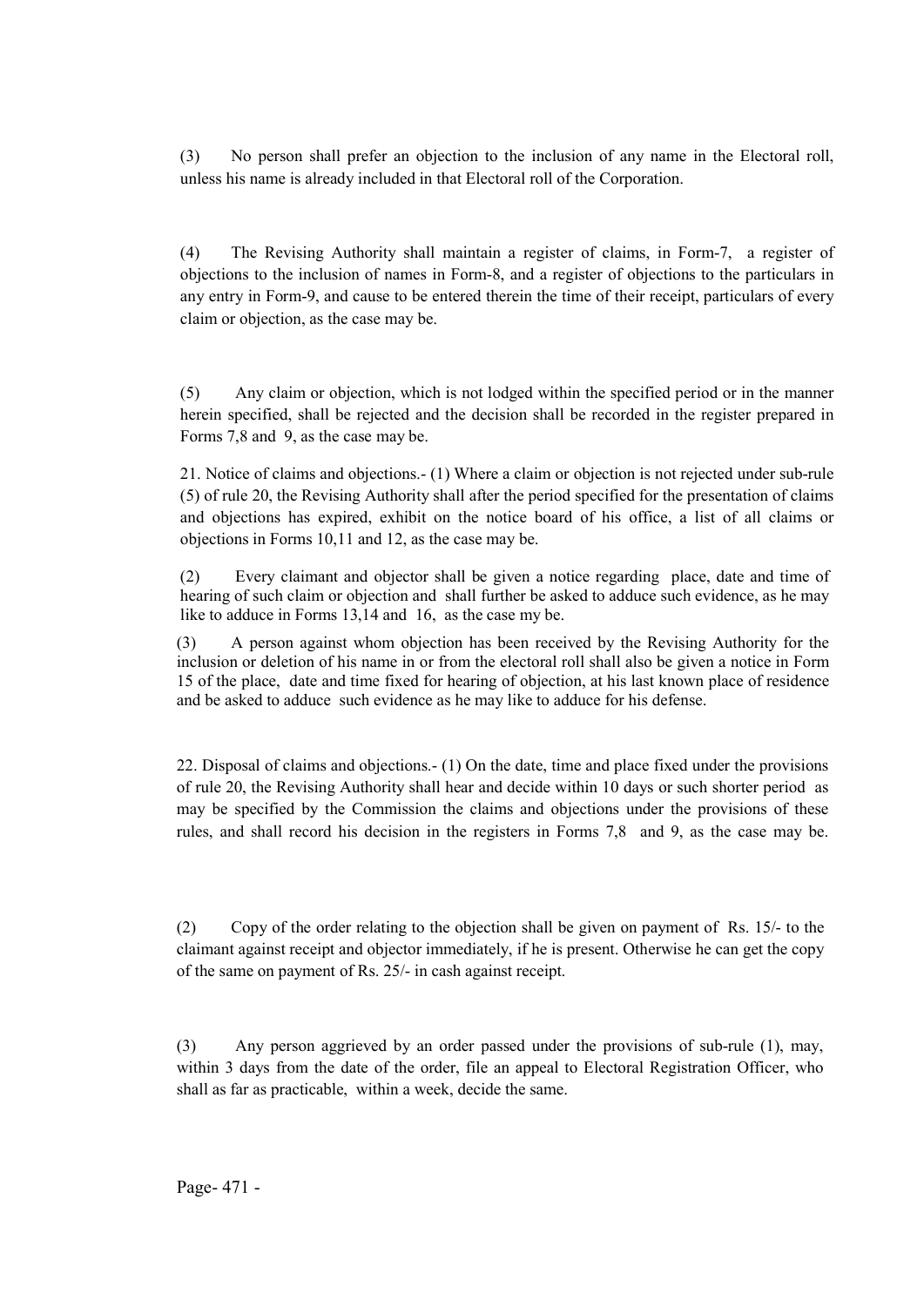(3) No person shall prefer an objection to the inclusion of any name in the Electoral roll, unless his name is already included in that Electoral roll of the Corporation.

(4) The Revising Authority shall maintain a register of claims, in Form-7, a register of objections to the inclusion of names in Form-8, and a register of objections to the particulars in any entry in Form-9, and cause to be entered therein the time of their receipt, particulars of every claim or objection, as the case may be.

(5) Any claim or objection, which is not lodged within the specified period or in the manner herein specified, shall be rejected and the decision shall be recorded in the register prepared in Forms 7,8 and 9, as the case may be.

21. Notice of claims and objections.- (1) Where a claim or objection is not rejected under sub-rule (5) of rule 20, the Revising Authority shall after the period specified for the presentation of claims and objections has expired, exhibit on the notice board of his office, a list of all claims or objections in Forms 10,11 and 12, as the case may be.

(2) Every claimant and objector shall be given a notice regarding place, date and time of hearing of such claim or objection and shall further be asked to adduce such evidence, as he may like to adduce in Forms 13,14 and 16, as the case my be.

(3) A person against whom objection has been received by the Revising Authority for the inclusion or deletion of his name in or from the electoral roll shall also be given a notice in Form 15 of the place, date and time fixed for hearing of objection, at his last known place of residence and be asked to adduce such evidence as he may like to adduce for his defense.

22. Disposal of claims and objections.- (1) On the date, time and place fixed under the provisions of rule 20, the Revising Authority shall hear and decide within 10 days or such shorter period as may be specified by the Commission the claims and objections under the provisions of these rules, and shall record his decision in the registers in Forms 7,8 and 9, as the case may be.

(2) Copy of the order relating to the objection shall be given on payment of Rs. 15/- to the claimant against receipt and objector immediately, if he is present. Otherwise he can get the copy of the same on payment of Rs. 25/- in cash against receipt.

(3) Any person aggrieved by an order passed under the provisions of sub-rule (1), may, within 3 days from the date of the order, file an appeal to Electoral Registration Officer, who shall as far as practicable, within a week, decide the same.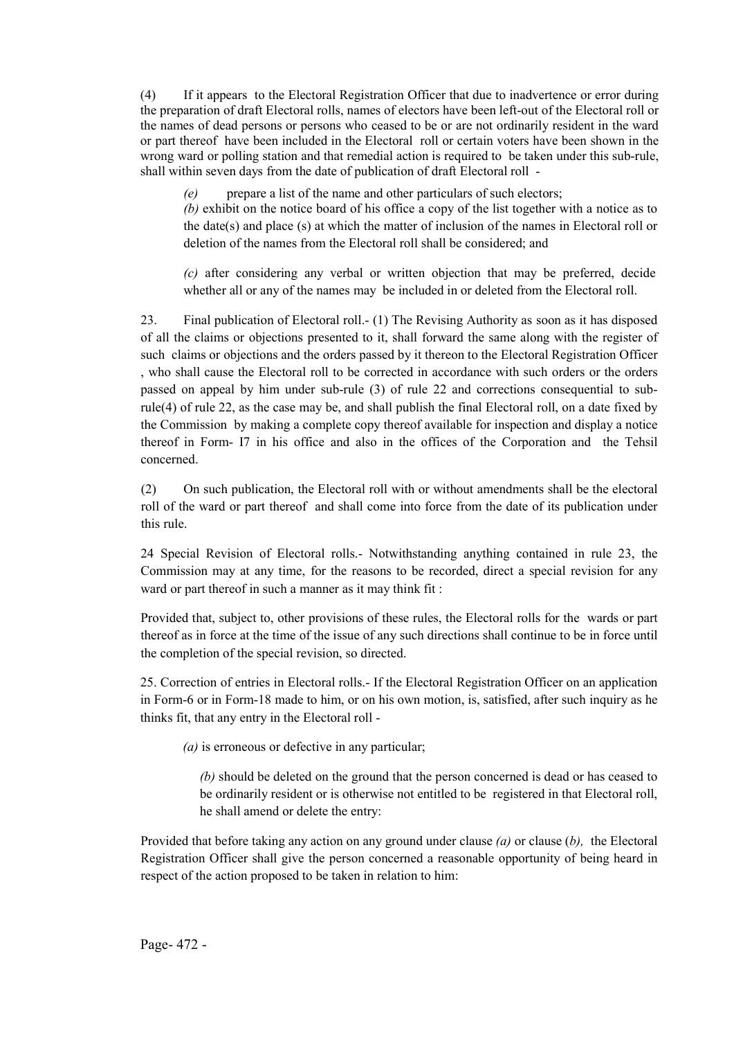(4) If it appears to the Electoral Registration Officer that due to inadvertence or error during the preparation of draft Electoral rolls, names of electors have been left-out of the Electoral roll or the names of dead persons or persons who ceased to be or are not ordinarily resident in the ward or part thereof have been included in the Electoral roll or certain voters have been shown in the wrong ward or polling station and that remedial action is required to be taken under this sub-rule, shall within seven days from the date of publication of draft Electoral roll -

> *(e)* prepare a list of the name and other particulars of such electors;
>
> *(b)* exhibit on the notice board of his office a copy of the list together with a notice as to the date(s) and place (s) at which the matter of inclusion of the names in Electoral roll or deletion of the names from the Electoral roll shall be considered; and
>
> *(c)* after considering any verbal or written objection that may be preferred, decide whether all or any of the names may be included in or deleted from the Electoral roll.

23. Final publication of Electoral roll.- (1) The Revising Authority as soon as it has disposed of all the claims or objections presented to it, shall forward the same along with the register of such claims or objections and the orders passed by it thereon to the Electoral Registration Officer , who shall cause the Electoral roll to be corrected in accordance with such orders or the orders passed on appeal by him under sub-rule (3) of rule 22 and corrections consequential to sub-rule(4) of rule 22, as the case may be, and shall publish the final Electoral roll, on a date fixed by the Commission by making a complete copy thereof available for inspection and display a notice thereof in Form- I7 in his office and also in the offices of the Corporation and the Tehsil concerned.

(2) On such publication, the Electoral roll with or without amendments shall be the electoral roll of the ward or part thereof and shall come into force from the date of its publication under this rule.

24 Special Revision of Electoral rolls.- Notwithstanding anything contained in rule 23, the Commission may at any time, for the reasons to be recorded, direct a special revision for any ward or part thereof in such a manner as it may think fit :

Provided that, subject to, other provisions of these rules, the Electoral rolls for the wards or part thereof as in force at the time of the issue of any such directions shall continue to be in force until the completion of the special revision, so directed.

25. Correction of entries in Electoral rolls.- If the Electoral Registration Officer on an application in Form-6 or in Form-18 made to him, or on his own motion, is, satisfied, after such inquiry as he thinks fit, that any entry in the Electoral roll -

> *(a)* is erroneous or defective in any particular;
>
> *(b)* should be deleted on the ground that the person concerned is dead or has ceased to be ordinarily resident or is otherwise not entitled to be registered in that Electoral roll, he shall amend or delete the entry:

Provided that before taking any action on any ground under clause *(a)* or clause (*b),* the Electoral Registration Officer shall give the person concerned a reasonable opportunity of being heard in respect of the action proposed to be taken in relation to him: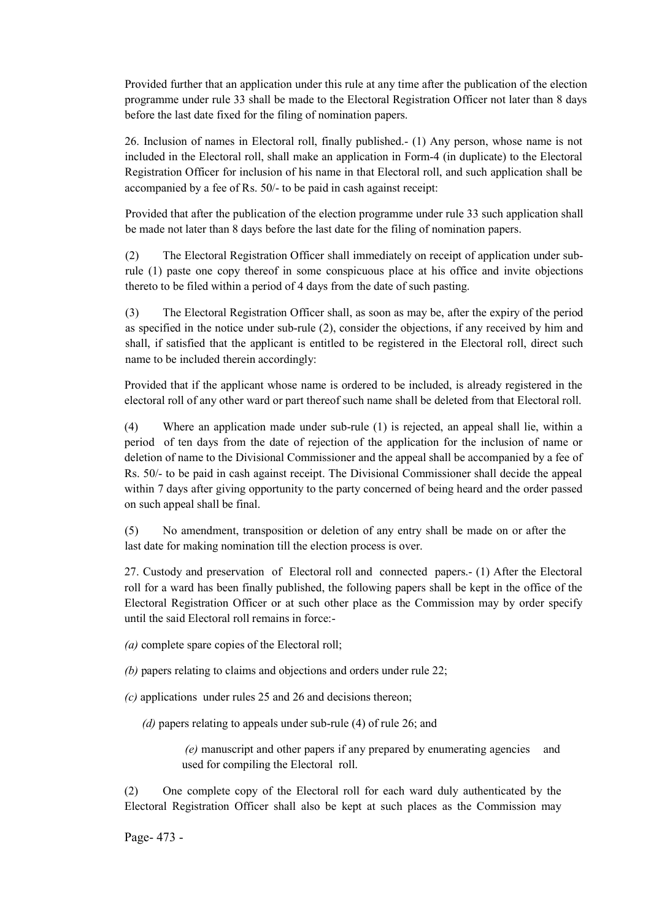Provided further that an application under this rule at any time after the publication of the election programme under rule 33 shall be made to the Electoral Registration Officer not later than 8 days before the last date fixed for the filing of nomination papers.

26. Inclusion of names in Electoral roll, finally published.- (1) Any person, whose name is not included in the Electoral roll, shall make an application in Form-4 (in duplicate) to the Electoral Registration Officer for inclusion of his name in that Electoral roll, and such application shall be accompanied by a fee of Rs. 50/- to be paid in cash against receipt:

Provided that after the publication of the election programme under rule 33 such application shall be made not later than 8 days before the last date for the filing of nomination papers.

(2) The Electoral Registration Officer shall immediately on receipt of application under sub-rule (1) paste one copy thereof in some conspicuous place at his office and invite objections thereto to be filed within a period of 4 days from the date of such pasting.

(3) The Electoral Registration Officer shall, as soon as may be, after the expiry of the period as specified in the notice under sub-rule (2), consider the objections, if any received by him and shall, if satisfied that the applicant is entitled to be registered in the Electoral roll, direct such name to be included therein accordingly:

Provided that if the applicant whose name is ordered to be included, is already registered in the electoral roll of any other ward or part thereof such name shall be deleted from that Electoral roll.

(4) Where an application made under sub-rule (1) is rejected, an appeal shall lie, within a period of ten days from the date of rejection of the application for the inclusion of name or deletion of name to the Divisional Commissioner and the appeal shall be accompanied by a fee of Rs. 50/- to be paid in cash against receipt. The Divisional Commissioner shall decide the appeal within 7 days after giving opportunity to the party concerned of being heard and the order passed on such appeal shall be final.

(5) No amendment, transposition or deletion of any entry shall be made on or after the last date for making nomination till the election process is over.

27. Custody and preservation of Electoral roll and connected papers.- (1) After the Electoral roll for a ward has been finally published, the following papers shall be kept in the office of the Electoral Registration Officer or at such other place as the Commission may by order specify until the said Electoral roll remains in force:-

*(a)* complete spare copies of the Electoral roll;

*(b)* papers relating to claims and objections and orders under rule 22;

*(c)* applications under rules 25 and 26 and decisions thereon;

*(d)* papers relating to appeals under sub-rule (4) of rule 26; and

*(e)* manuscript and other papers if any prepared by enumerating agencies and used for compiling the Electoral roll.

(2) One complete copy of the Electoral roll for each ward duly authenticated by the Electoral Registration Officer shall also be kept at such places as the Commission may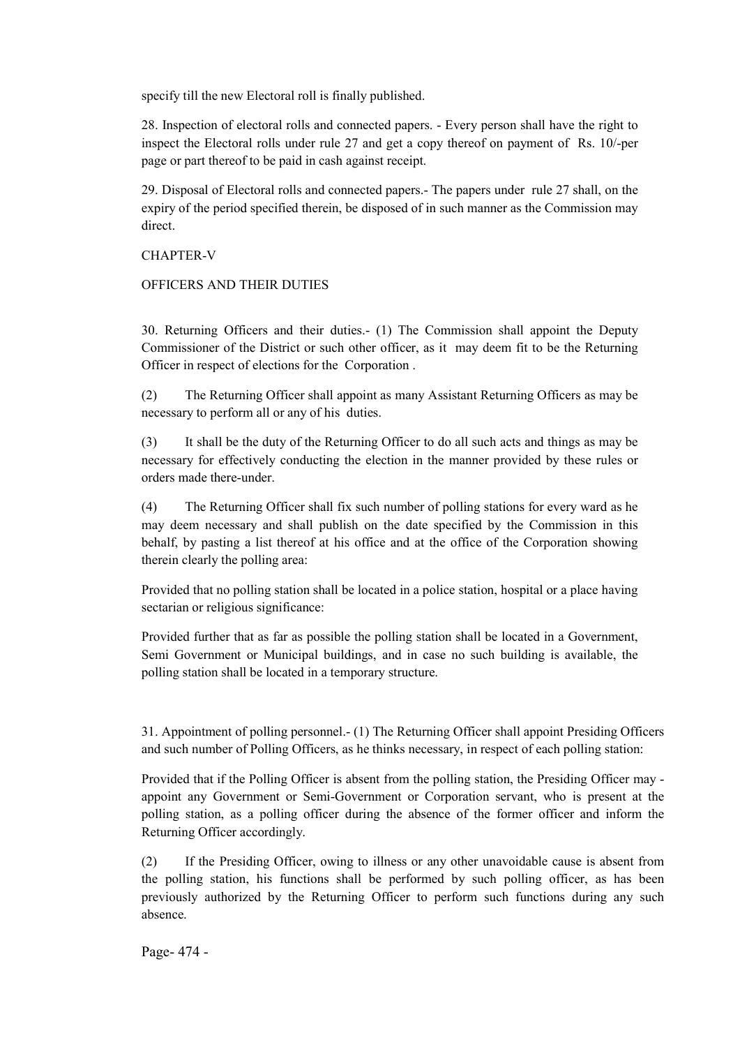specify till the new Electoral roll is finally published.

28. Inspection of electoral rolls and connected papers. - Every person shall have the right to inspect the Electoral rolls under rule 27 and get a copy thereof on payment of Rs. 10/-per page or part thereof to be paid in cash against receipt.

29. Disposal of Electoral rolls and connected papers.- The papers under rule 27 shall, on the expiry of the period specified therein, be disposed of in such manner as the Commission may direct.

## CHAPTER-V

## OFFICERS AND THEIR DUTIES

30. Returning Officers and their duties.- (1) The Commission shall appoint the Deputy Commissioner of the District or such other officer, as it may deem fit to be the Returning Officer in respect of elections for the Corporation .

(2) The Returning Officer shall appoint as many Assistant Returning Officers as may be necessary to perform all or any of his duties.

(3) It shall be the duty of the Returning Officer to do all such acts and things as may be necessary for effectively conducting the election in the manner provided by these rules or orders made there-under.

(4) The Returning Officer shall fix such number of polling stations for every ward as he may deem necessary and shall publish on the date specified by the Commission in this behalf, by pasting a list thereof at his office and at the office of the Corporation showing therein clearly the polling area:

Provided that no polling station shall be located in a police station, hospital or a place having sectarian or religious significance:

Provided further that as far as possible the polling station shall be located in a Government, Semi Government or Municipal buildings, and in case no such building is available, the polling station shall be located in a temporary structure.

31. Appointment of polling personnel.- (1) The Returning Officer shall appoint Presiding Officers and such number of Polling Officers, as he thinks necessary, in respect of each polling station:

Provided that if the Polling Officer is absent from the polling station, the Presiding Officer may - appoint any Government or Semi-Government or Corporation servant, who is present at the polling station, as a polling officer during the absence of the former officer and inform the Returning Officer accordingly.

(2) If the Presiding Officer, owing to illness or any other unavoidable cause is absent from the polling station, his functions shall be performed by such polling officer, as has been previously authorized by the Returning Officer to perform such functions during any such absence.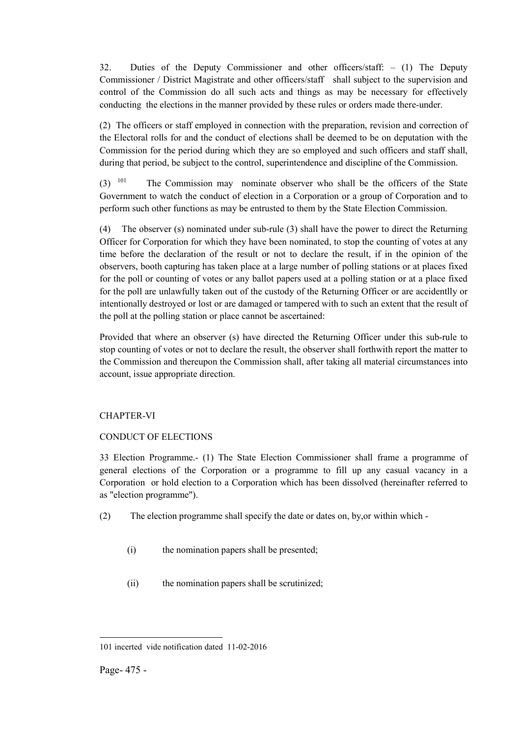32. Duties of the Deputy Commissioner and other officers/staff: – (1) The Deputy Commissioner / District Magistrate and other officers/staff shall subject to the supervision and control of the Commission do all such acts and things as may be necessary for effectively conducting the elections in the manner provided by these rules or orders made there-under.

(2) The officers or staff employed in connection with the preparation, revision and correction of the Electoral rolls for and the conduct of elections shall be deemed to be on deputation with the Commission for the period during which they are so employed and such officers and staff shall, during that period, be subject to the control, superintendence and discipline of the Commission.

(3) [101] The Commission may nominate observer who shall be the officers of the State Government to watch the conduct of election in a Corporation or a group of Corporation and to perform such other functions as may be entrusted to them by the State Election Commission.

(4) The observer (s) nominated under sub-rule (3) shall have the power to direct the Returning Officer for Corporation for which they have been nominated, to stop the counting of votes at any time before the declaration of the result or not to declare the result, if in the opinion of the observers, booth capturing has taken place at a large number of polling stations or at places fixed for the poll or counting of votes or any ballot papers used at a polling station or at a place fixed for the poll are unlawfully taken out of the custody of the Returning Officer or are accidentlly or intentionally destroyed or lost or are damaged or tampered with to such an extent that the result of the poll at the polling station or place cannot be ascertained:

Provided that where an observer (s) have directed the Returning Officer under this sub-rule to stop counting of votes or not to declare the result, the observer shall forthwith report the matter to the Commission and thereupon the Commission shall, after taking all material circumstances into account, issue appropriate direction.

## CHAPTER-VI

## CONDUCT OF ELECTIONS

33 Election Programme.- (1) The State Election Commissioner shall frame a programme of general elections of the Corporation or a programme to fill up any casual vacancy in a Corporation or hold election to a Corporation which has been dissolved (hereinafter referred to as "election programme").

(2) The election programme shall specify the date or dates on, by,or within which -

(i) the nomination papers shall be presented;

(ii) the nomination papers shall be scrutinized;

---

101 incerted vide notification dated 11-02-2016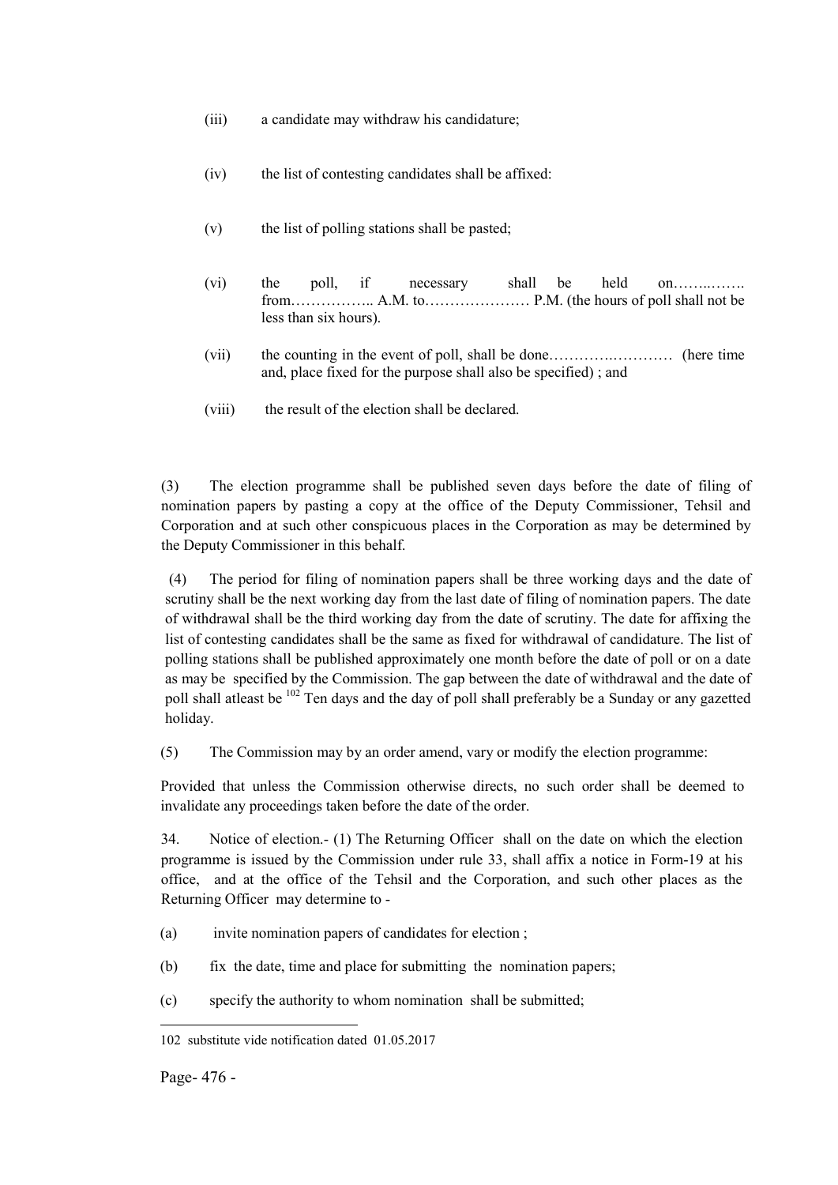(iii) a candidate may withdraw his candidature;

(iv) the list of contesting candidates shall be affixed:

(v) the list of polling stations shall be pasted;

(vi) the poll, if necessary shall be held on……..……. from…………….. A.M. to………………… P.M. (the hours of poll shall not be less than six hours).

(vii) the counting in the event of poll, shall be done………….………… (here time and, place fixed for the purpose shall also be specified) ; and

(viii) the result of the election shall be declared.

(3) The election programme shall be published seven days before the date of filing of nomination papers by pasting a copy at the office of the Deputy Commissioner, Tehsil and Corporation and at such other conspicuous places in the Corporation as may be determined by the Deputy Commissioner in this behalf.

(4) The period for filing of nomination papers shall be three working days and the date of scrutiny shall be the next working day from the last date of filing of nomination papers. The date of withdrawal shall be the third working day from the date of scrutiny. The date for affixing the list of contesting candidates shall be the same as fixed for withdrawal of candidature. The list of polling stations shall be published approximately one month before the date of poll or on a date as may be specified by the Commission. The gap between the date of withdrawal and the date of poll shall atleast be [102] Ten days and the day of poll shall preferably be a Sunday or any gazetted holiday.

(5) The Commission may by an order amend, vary or modify the election programme:

Provided that unless the Commission otherwise directs, no such order shall be deemed to invalidate any proceedings taken before the date of the order.

34. Notice of election.- (1) The Returning Officer shall on the date on which the election programme is issued by the Commission under rule 33, shall affix a notice in Form-19 at his office, and at the office of the Tehsil and the Corporation, and such other places as the Returning Officer may determine to -

(a) invite nomination papers of candidates for election ;

(b) fix the date, time and place for submitting the nomination papers;

(c) specify the authority to whom nomination shall be submitted;

---

102 substitute vide notification dated 01.05.2017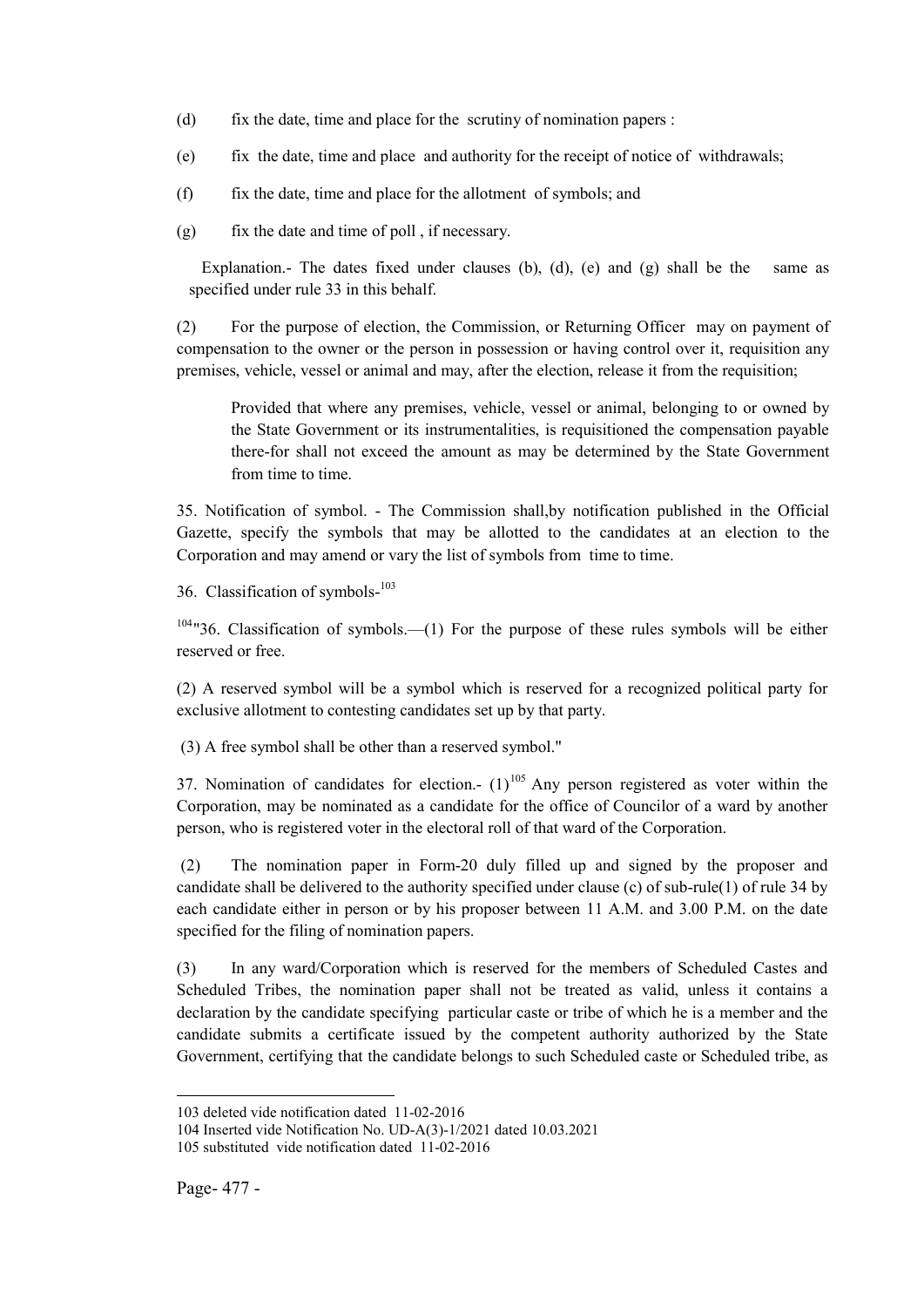(d) fix the date, time and place for the scrutiny of nomination papers :

(e) fix the date, time and place and authority for the receipt of notice of withdrawals;

(f) fix the date, time and place for the allotment of symbols; and

(g) fix the date and time of poll , if necessary.

Explanation.- The dates fixed under clauses (b), (d), (e) and (g) shall be the same as specified under rule 33 in this behalf.

(2) For the purpose of election, the Commission, or Returning Officer may on payment of compensation to the owner or the person in possession or having control over it, requisition any premises, vehicle, vessel or animal and may, after the election, release it from the requisition;

> Provided that where any premises, vehicle, vessel or animal, belonging to or owned by the State Government or its instrumentalities, is requisitioned the compensation payable there-for shall not exceed the amount as may be determined by the State Government from time to time.

35. Notification of symbol. - The Commission shall,by notification published in the Official Gazette, specify the symbols that may be allotted to the candidates at an election to the Corporation and may amend or vary the list of symbols from time to time.

36. Classification of symbols-[103]

[104]"36. Classification of symbols.—(1) For the purpose of these rules symbols will be either reserved or free.

(2) A reserved symbol will be a symbol which is reserved for a recognized political party for exclusive allotment to contesting candidates set up by that party.

(3) A free symbol shall be other than a reserved symbol."

37. Nomination of candidates for election.- (1)[105] Any person registered as voter within the Corporation, may be nominated as a candidate for the office of Councilor of a ward by another person, who is registered voter in the electoral roll of that ward of the Corporation.

(2) The nomination paper in Form-20 duly filled up and signed by the proposer and candidate shall be delivered to the authority specified under clause (c) of sub-rule(1) of rule 34 by each candidate either in person or by his proposer between 11 A.M. and 3.00 P.M. on the date specified for the filing of nomination papers.

(3) In any ward/Corporation which is reserved for the members of Scheduled Castes and Scheduled Tribes, the nomination paper shall not be treated as valid, unless it contains a declaration by the candidate specifying particular caste or tribe of which he is a member and the candidate submits a certificate issued by the competent authority authorized by the State Government, certifying that the candidate belongs to such Scheduled caste or Scheduled tribe, as

---

103 deleted vide notification dated 11-02-2016

104 Inserted vide Notification No. UD-A(3)-1/2021 dated 10.03.2021

105 substituted vide notification dated 11-02-2016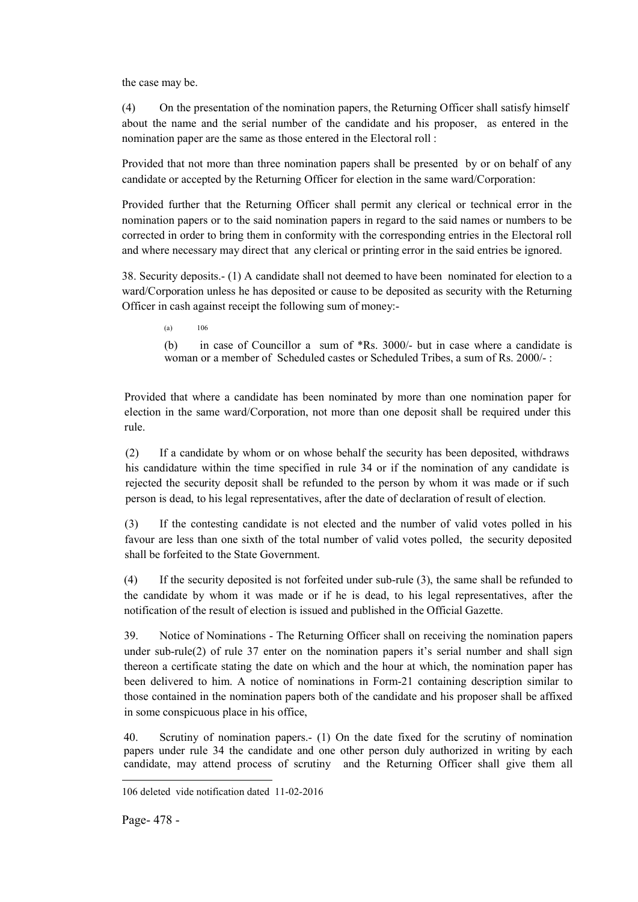the case may be.

(4) On the presentation of the nomination papers, the Returning Officer shall satisfy himself about the name and the serial number of the candidate and his proposer, as entered in the nomination paper are the same as those entered in the Electoral roll :

Provided that not more than three nomination papers shall be presented by or on behalf of any candidate or accepted by the Returning Officer for election in the same ward/Corporation:

Provided further that the Returning Officer shall permit any clerical or technical error in the nomination papers or to the said nomination papers in regard to the said names or numbers to be corrected in order to bring them in conformity with the corresponding entries in the Electoral roll and where necessary may direct that any clerical or printing error in the said entries be ignored.

38. Security deposits.- (1) A candidate shall not deemed to have been nominated for election to a ward/Corporation unless he has deposited or cause to be deposited as security with the Returning Officer in cash against receipt the following sum of money:-

(a) [106]

(b) in case of Councillor a sum of *Rs. 3000/- but in case where a candidate is woman or a member of Scheduled castes or Scheduled Tribes, a sum of Rs. 2000/- :

Provided that where a candidate has been nominated by more than one nomination paper for election in the same ward/Corporation, not more than one deposit shall be required under this rule.

(2) If a candidate by whom or on whose behalf the security has been deposited, withdraws his candidature within the time specified in rule 34 or if the nomination of any candidate is rejected the security deposit shall be refunded to the person by whom it was made or if such person is dead, to his legal representatives, after the date of declaration of result of election.

(3) If the contesting candidate is not elected and the number of valid votes polled in his favour are less than one sixth of the total number of valid votes polled, the security deposited shall be forfeited to the State Government.

(4) If the security deposited is not forfeited under sub-rule (3), the same shall be refunded to the candidate by whom it was made or if he is dead, to his legal representatives, after the notification of the result of election is issued and published in the Official Gazette.

39. Notice of Nominations - The Returning Officer shall on receiving the nomination papers under sub-rule(2) of rule 37 enter on the nomination papers it's serial number and shall sign thereon a certificate stating the date on which and the hour at which, the nomination paper has been delivered to him. A notice of nominations in Form-21 containing description similar to those contained in the nomination papers both of the candidate and his proposer shall be affixed in some conspicuous place in his office,

40. Scrutiny of nomination papers.- (1) On the date fixed for the scrutiny of nomination papers under rule 34 the candidate and one other person duly authorized in writing by each candidate, may attend process of scrutiny and the Returning Officer shall give them all

---

[106] deleted vide notification dated 11-02-2016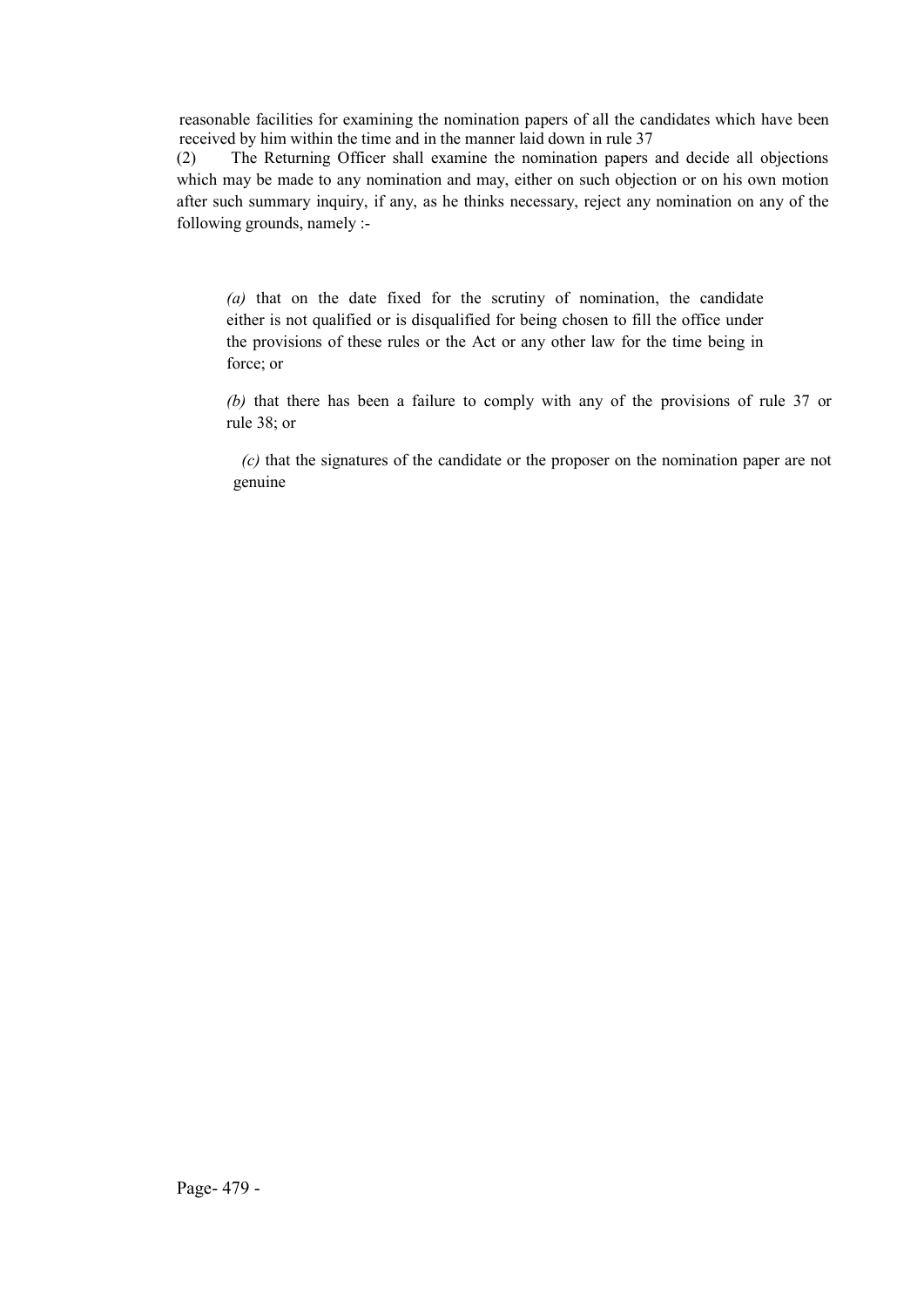reasonable facilities for examining the nomination papers of all the candidates which have been received by him within the time and in the manner laid down in rule 37

(2) The Returning Officer shall examine the nomination papers and decide all objections which may be made to any nomination and may, either on such objection or on his own motion after such summary inquiry, if any, as he thinks necessary, reject any nomination on any of the following grounds, namely :-

*(a)* that on the date fixed for the scrutiny of nomination, the candidate either is not qualified or is disqualified for being chosen to fill the office under the provisions of these rules or the Act or any other law for the time being in force; or

*(b)* that there has been a failure to comply with any of the provisions of rule 37 or rule 38; or

*(c)* that the signatures of the candidate or the proposer on the nomination paper are not genuine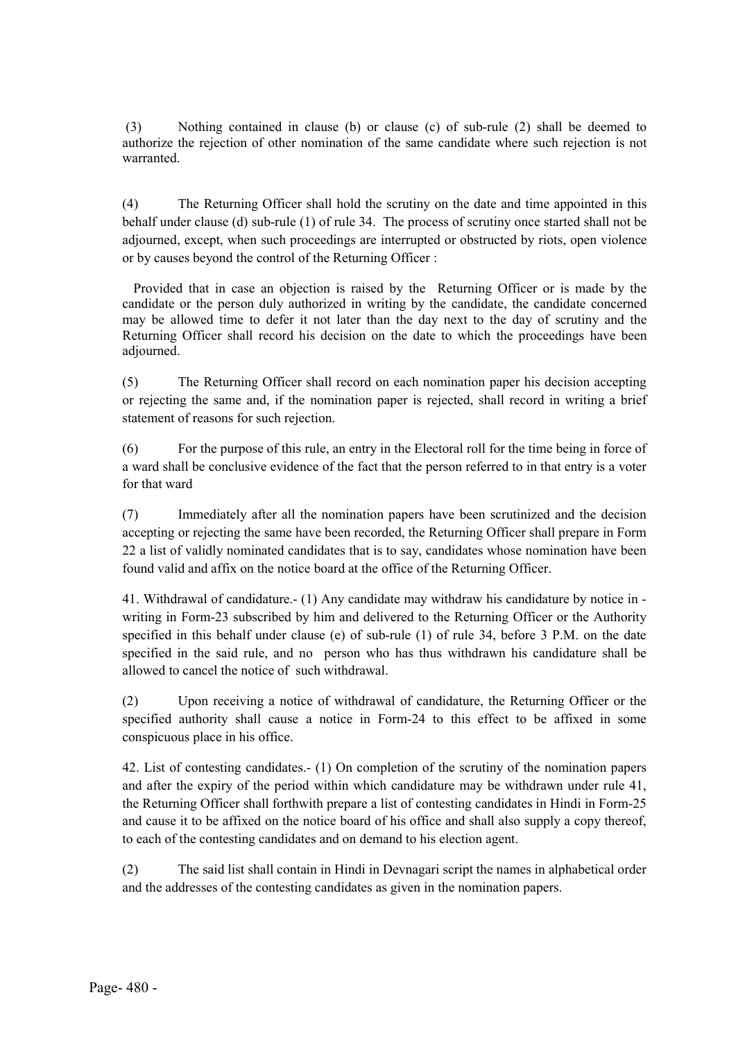(3) Nothing contained in clause (b) or clause (c) of sub-rule (2) shall be deemed to authorize the rejection of other nomination of the same candidate where such rejection is not warranted.

(4) The Returning Officer shall hold the scrutiny on the date and time appointed in this behalf under clause (d) sub-rule (1) of rule 34. The process of scrutiny once started shall not be adjourned, except, when such proceedings are interrupted or obstructed by riots, open violence or by causes beyond the control of the Returning Officer :

Provided that in case an objection is raised by the Returning Officer or is made by the candidate or the person duly authorized in writing by the candidate, the candidate concerned may be allowed time to defer it not later than the day next to the day of scrutiny and the Returning Officer shall record his decision on the date to which the proceedings have been adjourned.

(5) The Returning Officer shall record on each nomination paper his decision accepting or rejecting the same and, if the nomination paper is rejected, shall record in writing a brief statement of reasons for such rejection.

(6) For the purpose of this rule, an entry in the Electoral roll for the time being in force of a ward shall be conclusive evidence of the fact that the person referred to in that entry is a voter for that ward

(7) Immediately after all the nomination papers have been scrutinized and the decision accepting or rejecting the same have been recorded, the Returning Officer shall prepare in Form 22 a list of validly nominated candidates that is to say, candidates whose nomination have been found valid and affix on the notice board at the office of the Returning Officer.

41. Withdrawal of candidature.- (1) Any candidate may withdraw his candidature by notice in - writing in Form-23 subscribed by him and delivered to the Returning Officer or the Authority specified in this behalf under clause (e) of sub-rule (1) of rule 34, before 3 P.M. on the date specified in the said rule, and no person who has thus withdrawn his candidature shall be allowed to cancel the notice of such withdrawal.

(2) Upon receiving a notice of withdrawal of candidature, the Returning Officer or the specified authority shall cause a notice in Form-24 to this effect to be affixed in some conspicuous place in his office.

42. List of contesting candidates.- (1) On completion of the scrutiny of the nomination papers and after the expiry of the period within which candidature may be withdrawn under rule 41, the Returning Officer shall forthwith prepare a list of contesting candidates in Hindi in Form-25 and cause it to be affixed on the notice board of his office and shall also supply a copy thereof, to each of the contesting candidates and on demand to his election agent.

(2) The said list shall contain in Hindi in Devnagari script the names in alphabetical order and the addresses of the contesting candidates as given in the nomination papers.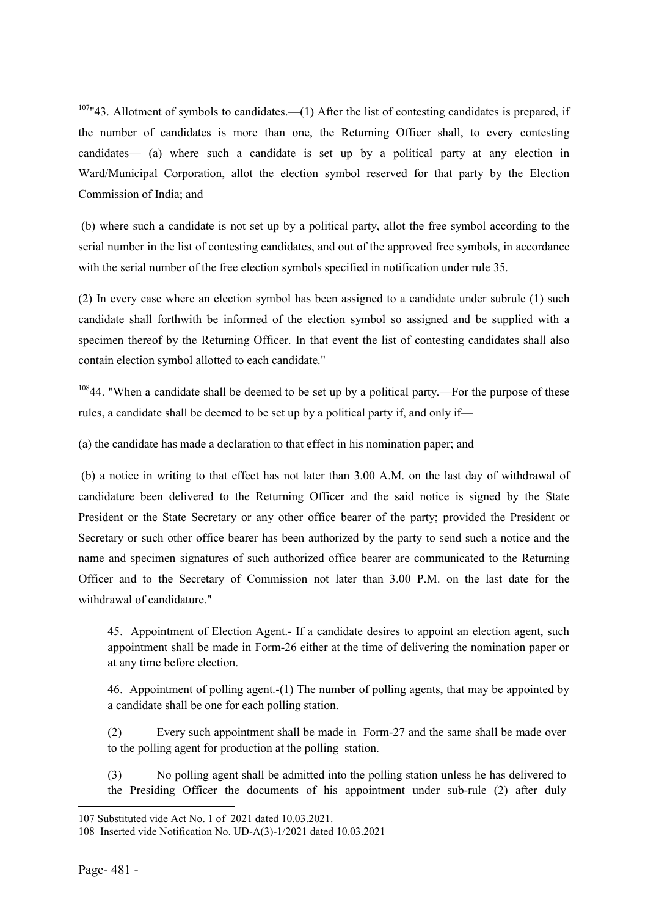[107]"43. Allotment of symbols to candidates.—(1) After the list of contesting candidates is prepared, if the number of candidates is more than one, the Returning Officer shall, to every contesting candidates— (a) where such a candidate is set up by a political party at any election in Ward/Municipal Corporation, allot the election symbol reserved for that party by the Election Commission of India; and

(b) where such a candidate is not set up by a political party, allot the free symbol according to the serial number in the list of contesting candidates, and out of the approved free symbols, in accordance with the serial number of the free election symbols specified in notification under rule 35.

(2) In every case where an election symbol has been assigned to a candidate under subrule (1) such candidate shall forthwith be informed of the election symbol so assigned and be supplied with a specimen thereof by the Returning Officer. In that event the list of contesting candidates shall also contain election symbol allotted to each candidate."

[108]44. "When a candidate shall be deemed to be set up by a political party.—For the purpose of these rules, a candidate shall be deemed to be set up by a political party if, and only if—

(a) the candidate has made a declaration to that effect in his nomination paper; and

(b) a notice in writing to that effect has not later than 3.00 A.M. on the last day of withdrawal of candidature been delivered to the Returning Officer and the said notice is signed by the State President or the State Secretary or any other office bearer of the party; provided the President or Secretary or such other office bearer has been authorized by the party to send such a notice and the name and specimen signatures of such authorized office bearer are communicated to the Returning Officer and to the Secretary of Commission not later than 3.00 P.M. on the last date for the withdrawal of candidature."

45. Appointment of Election Agent.- If a candidate desires to appoint an election agent, such appointment shall be made in Form-26 either at the time of delivering the nomination paper or at any time before election.

46. Appointment of polling agent.-(1) The number of polling agents, that may be appointed by a candidate shall be one for each polling station.

(2) Every such appointment shall be made in Form-27 and the same shall be made over to the polling agent for production at the polling station.

(3) No polling agent shall be admitted into the polling station unless he has delivered to the Presiding Officer the documents of his appointment under sub-rule (2) after duly

---

107 Substituted vide Act No. 1 of 2021 dated 10.03.2021.

108 Inserted vide Notification No. UD-A(3)-1/2021 dated 10.03.2021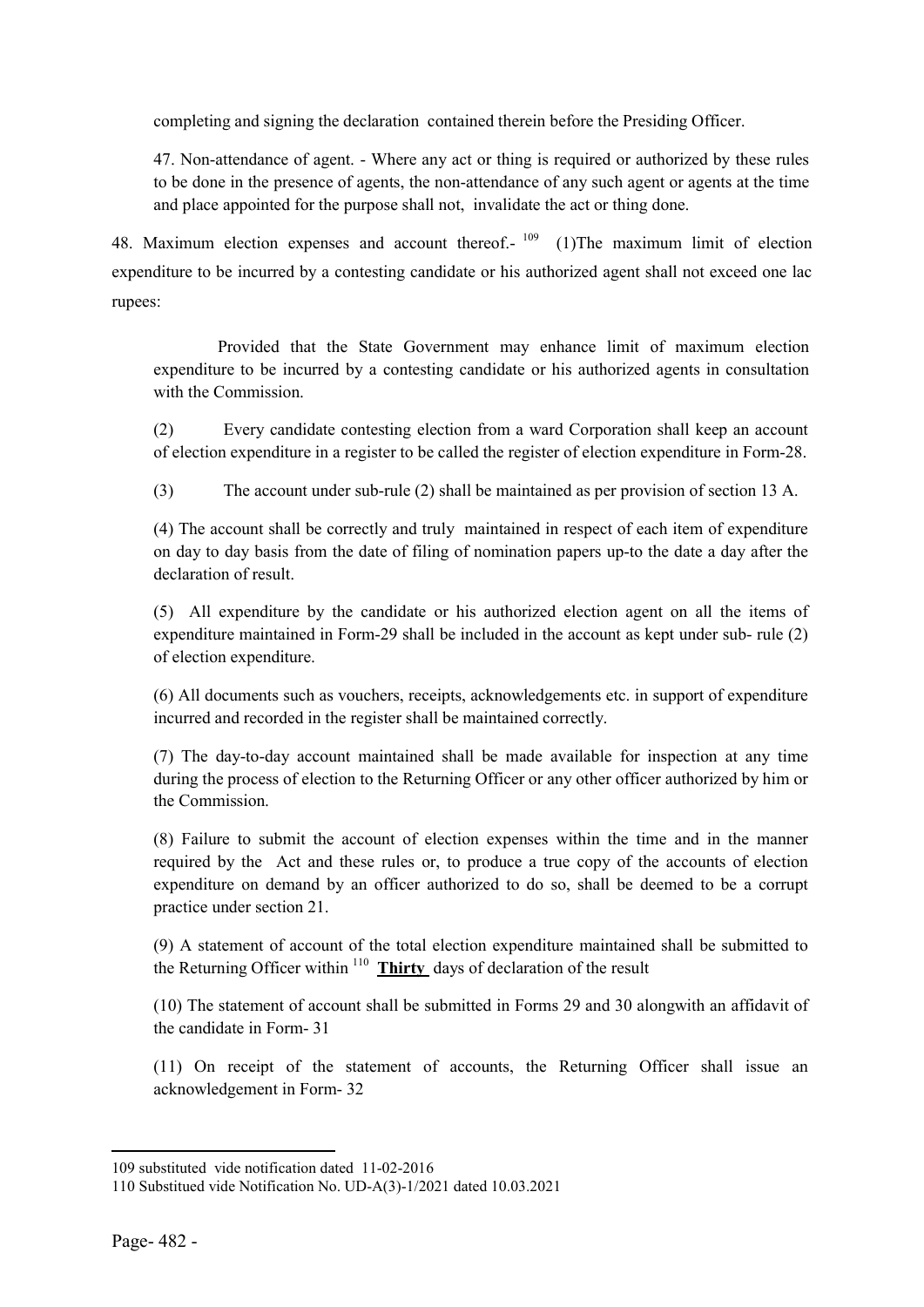completing and signing the declaration contained therein before the Presiding Officer.

47. Non-attendance of agent. - Where any act or thing is required or authorized by these rules to be done in the presence of agents, the non-attendance of any such agent or agents at the time and place appointed for the purpose shall not, invalidate the act or thing done.

48. Maximum election expenses and account thereof.- [109] (1)The maximum limit of election expenditure to be incurred by a contesting candidate or his authorized agent shall not exceed one lac rupees:

Provided that the State Government may enhance limit of maximum election expenditure to be incurred by a contesting candidate or his authorized agents in consultation with the Commission.

(2) Every candidate contesting election from a ward Corporation shall keep an account of election expenditure in a register to be called the register of election expenditure in Form-28.

(3) The account under sub-rule (2) shall be maintained as per provision of section 13 A.

(4) The account shall be correctly and truly maintained in respect of each item of expenditure on day to day basis from the date of filing of nomination papers up-to the date a day after the declaration of result.

(5) All expenditure by the candidate or his authorized election agent on all the items of expenditure maintained in Form-29 shall be included in the account as kept under sub- rule (2) of election expenditure.

(6) All documents such as vouchers, receipts, acknowledgements etc. in support of expenditure incurred and recorded in the register shall be maintained correctly.

(7) The day-to-day account maintained shall be made available for inspection at any time during the process of election to the Returning Officer or any other officer authorized by him or the Commission.

(8) Failure to submit the account of election expenses within the time and in the manner required by the Act and these rules or, to produce a true copy of the accounts of election expenditure on demand by an officer authorized to do so, shall be deemed to be a corrupt practice under section 21.

(9) A statement of account of the total election expenditure maintained shall be submitted to the Returning Officer within [110] **Thirty** days of declaration of the result

(10) The statement of account shall be submitted in Forms 29 and 30 alongwith an affidavit of the candidate in Form- 31

(11) On receipt of the statement of accounts, the Returning Officer shall issue an acknowledgement in Form- 32

---

109 substituted vide notification dated 11-02-2016

110 Substitued vide Notification No. UD-A(3)-1/2021 dated 10.03.2021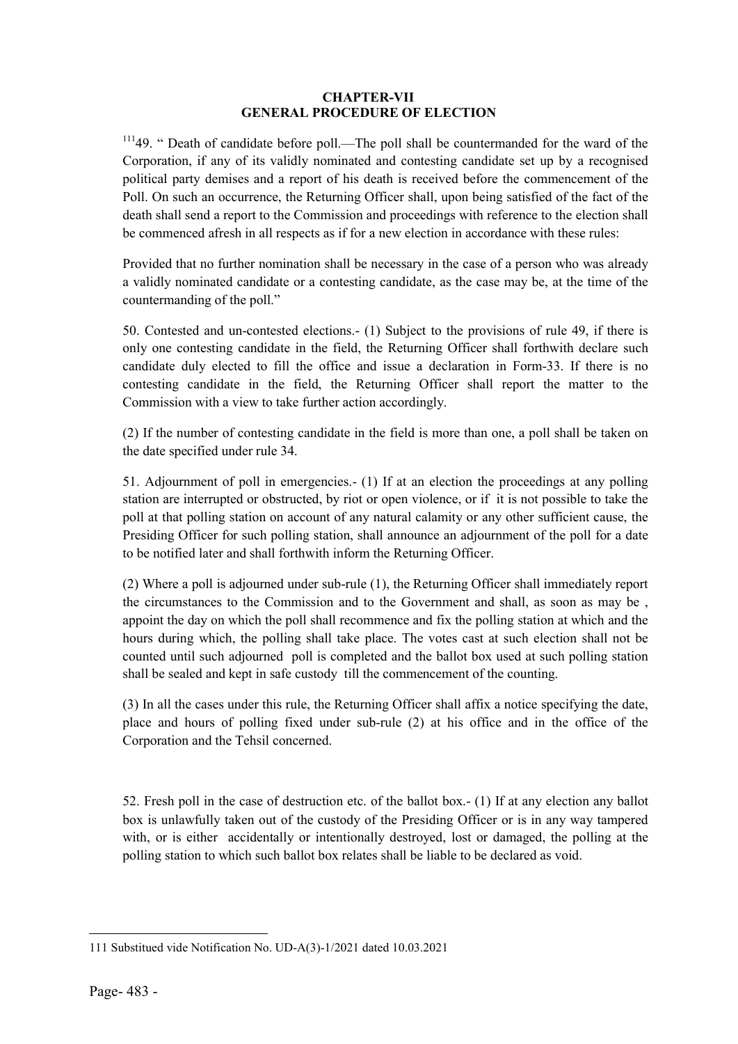## CHAPTER-VII
## GENERAL PROCEDURE OF ELECTION

[111]49. " Death of candidate before poll.—The poll shall be countermanded for the ward of the Corporation, if any of its validly nominated and contesting candidate set up by a recognised political party demises and a report of his death is received before the commencement of the Poll. On such an occurrence, the Returning Officer shall, upon being satisfied of the fact of the death shall send a report to the Commission and proceedings with reference to the election shall be commenced afresh in all respects as if for a new election in accordance with these rules:

Provided that no further nomination shall be necessary in the case of a person who was already a validly nominated candidate or a contesting candidate, as the case may be, at the time of the countermanding of the poll."

50. Contested and un-contested elections.- (1) Subject to the provisions of rule 49, if there is only one contesting candidate in the field, the Returning Officer shall forthwith declare such candidate duly elected to fill the office and issue a declaration in Form-33. If there is no contesting candidate in the field, the Returning Officer shall report the matter to the Commission with a view to take further action accordingly.

(2) If the number of contesting candidate in the field is more than one, a poll shall be taken on the date specified under rule 34.

51. Adjournment of poll in emergencies.- (1) If at an election the proceedings at any polling station are interrupted or obstructed, by riot or open violence, or if it is not possible to take the poll at that polling station on account of any natural calamity or any other sufficient cause, the Presiding Officer for such polling station, shall announce an adjournment of the poll for a date to be notified later and shall forthwith inform the Returning Officer.

(2) Where a poll is adjourned under sub-rule (1), the Returning Officer shall immediately report the circumstances to the Commission and to the Government and shall, as soon as may be , appoint the day on which the poll shall recommence and fix the polling station at which and the hours during which, the polling shall take place. The votes cast at such election shall not be counted until such adjourned poll is completed and the ballot box used at such polling station shall be sealed and kept in safe custody till the commencement of the counting.

(3) In all the cases under this rule, the Returning Officer shall affix a notice specifying the date, place and hours of polling fixed under sub-rule (2) at his office and in the office of the Corporation and the Tehsil concerned.

52. Fresh poll in the case of destruction etc. of the ballot box.- (1) If at any election any ballot box is unlawfully taken out of the custody of the Presiding Officer or is in any way tampered with, or is either accidentally or intentionally destroyed, lost or damaged, the polling at the polling station to which such ballot box relates shall be liable to be declared as void.

---

111 Substitued vide Notification No. UD-A(3)-1/2021 dated 10.03.2021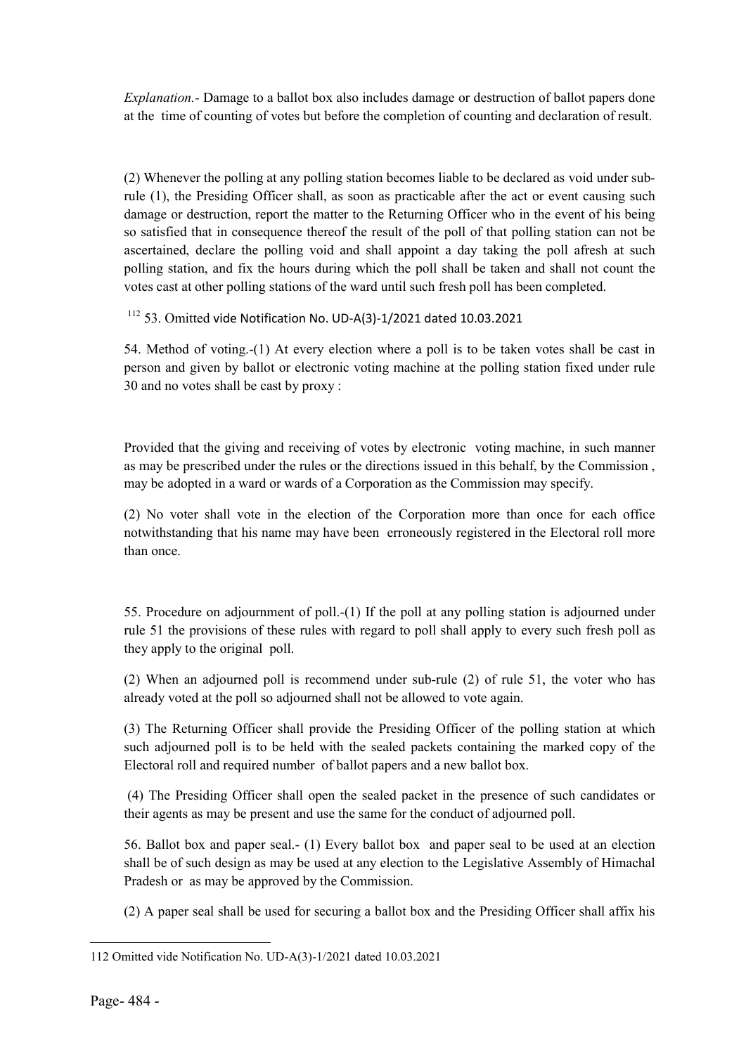*Explanation.-* Damage to a ballot box also includes damage or destruction of ballot papers done at the time of counting of votes but before the completion of counting and declaration of result.

(2) Whenever the polling at any polling station becomes liable to be declared as void under sub-rule (1), the Presiding Officer shall, as soon as practicable after the act or event causing such damage or destruction, report the matter to the Returning Officer who in the event of his being so satisfied that in consequence thereof the result of the poll of that polling station can not be ascertained, declare the polling void and shall appoint a day taking the poll afresh at such polling station, and fix the hours during which the poll shall be taken and shall not count the votes cast at other polling stations of the ward until such fresh poll has been completed.

[112] 53. Omitted vide Notification No. UD-A(3)-1/2021 dated 10.03.2021

54. Method of voting.-(1) At every election where a poll is to be taken votes shall be cast in person and given by ballot or electronic voting machine at the polling station fixed under rule 30 and no votes shall be cast by proxy :

Provided that the giving and receiving of votes by electronic voting machine, in such manner as may be prescribed under the rules or the directions issued in this behalf, by the Commission , may be adopted in a ward or wards of a Corporation as the Commission may specify.

(2) No voter shall vote in the election of the Corporation more than once for each office notwithstanding that his name may have been erroneously registered in the Electoral roll more than once.

55. Procedure on adjournment of poll.-(1) If the poll at any polling station is adjourned under rule 51 the provisions of these rules with regard to poll shall apply to every such fresh poll as they apply to the original poll.

(2) When an adjourned poll is recommend under sub-rule (2) of rule 51, the voter who has already voted at the poll so adjourned shall not be allowed to vote again.

(3) The Returning Officer shall provide the Presiding Officer of the polling station at which such adjourned poll is to be held with the sealed packets containing the marked copy of the Electoral roll and required number of ballot papers and a new ballot box.

(4) The Presiding Officer shall open the sealed packet in the presence of such candidates or their agents as may be present and use the same for the conduct of adjourned poll.

56. Ballot box and paper seal.- (1) Every ballot box and paper seal to be used at an election shall be of such design as may be used at any election to the Legislative Assembly of Himachal Pradesh or as may be approved by the Commission.

(2) A paper seal shall be used for securing a ballot box and the Presiding Officer shall affix his

---

112 Omitted vide Notification No. UD-A(3)-1/2021 dated 10.03.2021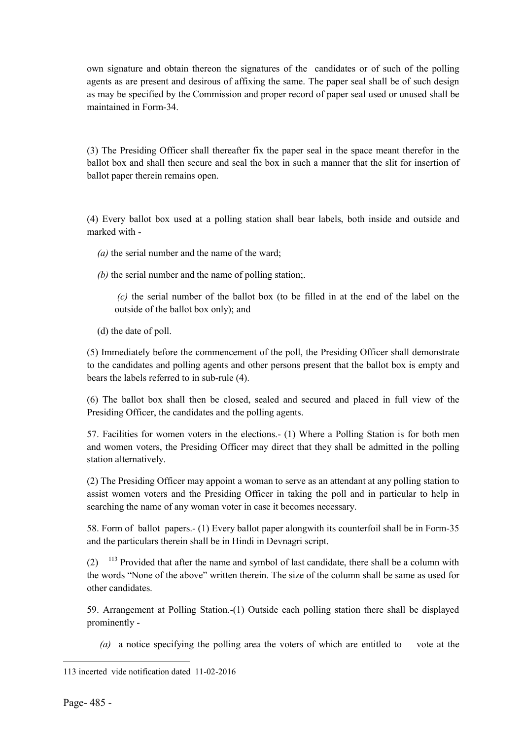own signature and obtain thereon the signatures of the candidates or of such of the polling agents as are present and desirous of affixing the same. The paper seal shall be of such design as may be specified by the Commission and proper record of paper seal used or unused shall be maintained in Form-34.

(3) The Presiding Officer shall thereafter fix the paper seal in the space meant therefor in the ballot box and shall then secure and seal the box in such a manner that the slit for insertion of ballot paper therein remains open.

(4) Every ballot box used at a polling station shall bear labels, both inside and outside and marked with -

*(a)* the serial number and the name of the ward;

*(b)* the serial number and the name of polling station;.

*(c)* the serial number of the ballot box (to be filled in at the end of the label on the outside of the ballot box only); and

(d) the date of poll.

(5) Immediately before the commencement of the poll, the Presiding Officer shall demonstrate to the candidates and polling agents and other persons present that the ballot box is empty and bears the labels referred to in sub-rule (4).

(6) The ballot box shall then be closed, sealed and secured and placed in full view of the Presiding Officer, the candidates and the polling agents.

57. Facilities for women voters in the elections.- (1) Where a Polling Station is for both men and women voters, the Presiding Officer may direct that they shall be admitted in the polling station alternatively.

(2) The Presiding Officer may appoint a woman to serve as an attendant at any polling station to assist women voters and the Presiding Officer in taking the poll and in particular to help in searching the name of any woman voter in case it becomes necessary.

58. Form of ballot papers.- (1) Every ballot paper alongwith its counterfoil shall be in Form-35 and the particulars therein shall be in Hindi in Devnagri script.

(2) [113] Provided that after the name and symbol of last candidate, there shall be a column with the words “None of the above” written therein. The size of the column shall be same as used for other candidates.

59. Arrangement at Polling Station.-(1) Outside each polling station there shall be displayed prominently -

*(a)* a notice specifying the polling area the voters of which are entitled to vote at the

---

113 incerted vide notification dated 11-02-2016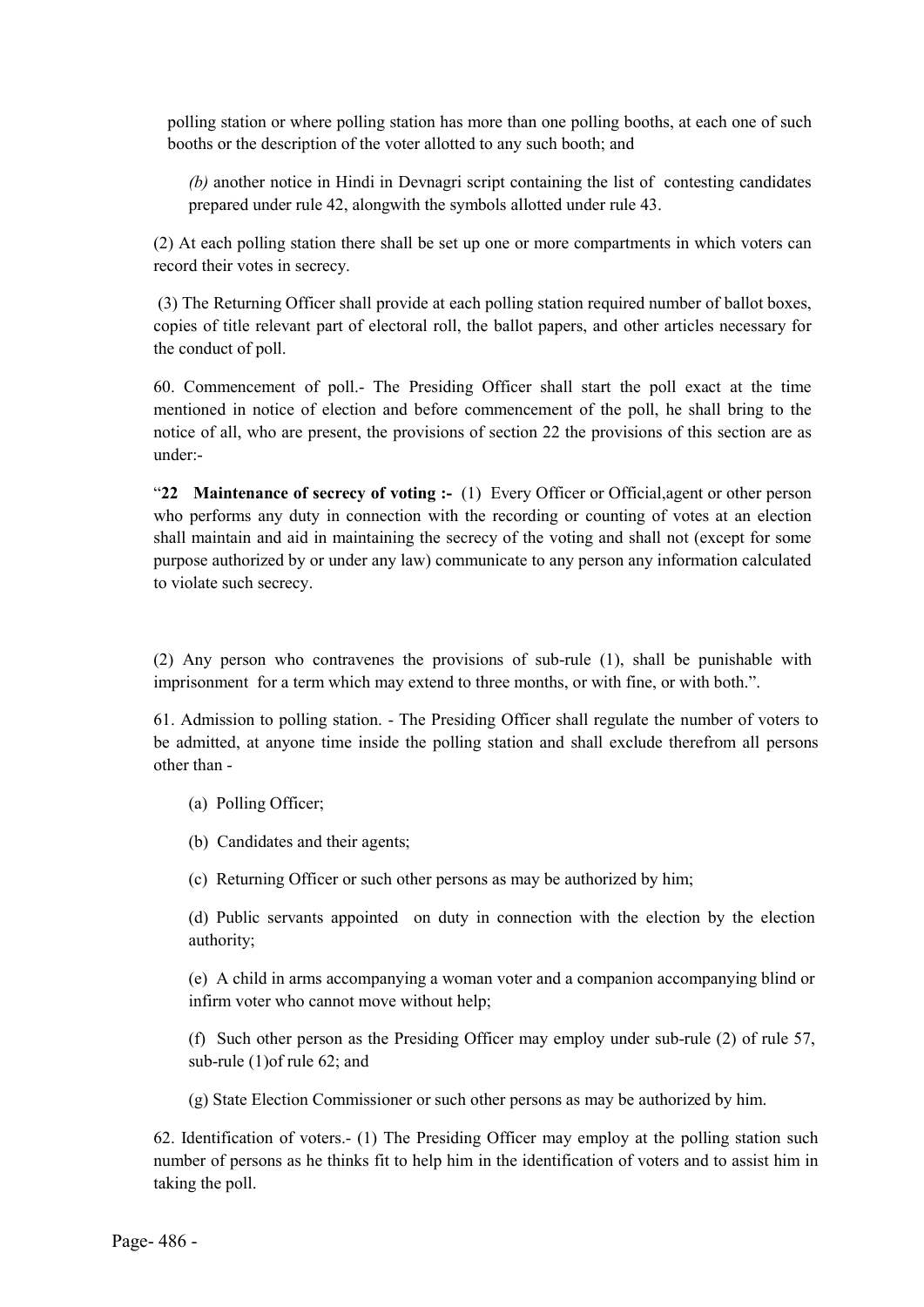polling station or where polling station has more than one polling booths, at each one of such booths or the description of the voter allotted to any such booth; and

*(b)* another notice in Hindi in Devnagri script containing the list of contesting candidates prepared under rule 42, alongwith the symbols allotted under rule 43.

(2) At each polling station there shall be set up one or more compartments in which voters can record their votes in secrecy.

(3) The Returning Officer shall provide at each polling station required number of ballot boxes, copies of title relevant part of electoral roll, the ballot papers, and other articles necessary for the conduct of poll.

60. Commencement of poll.- The Presiding Officer shall start the poll exact at the time mentioned in notice of election and before commencement of the poll, he shall bring to the notice of all, who are present, the provisions of section 22 the provisions of this section are as under:-

"**22 Maintenance of secrecy of voting :-** (1) Every Officer or Official,agent or other person who performs any duty in connection with the recording or counting of votes at an election shall maintain and aid in maintaining the secrecy of the voting and shall not (except for some purpose authorized by or under any law) communicate to any person any information calculated to violate such secrecy.

(2) Any person who contravenes the provisions of sub-rule (1), shall be punishable with imprisonment for a term which may extend to three months, or with fine, or with both.".

61. Admission to polling station. - The Presiding Officer shall regulate the number of voters to be admitted, at anyone time inside the polling station and shall exclude therefrom all persons other than -

(a) Polling Officer;

(b) Candidates and their agents;

(c) Returning Officer or such other persons as may be authorized by him;

(d) Public servants appointed on duty in connection with the election by the election authority;

(e) A child in arms accompanying a woman voter and a companion accompanying blind or infirm voter who cannot move without help;

(f) Such other person as the Presiding Officer may employ under sub-rule (2) of rule 57, sub-rule (1)of rule 62; and

(g) State Election Commissioner or such other persons as may be authorized by him.

62. Identification of voters.- (1) The Presiding Officer may employ at the polling station such number of persons as he thinks fit to help him in the identification of voters and to assist him in taking the poll.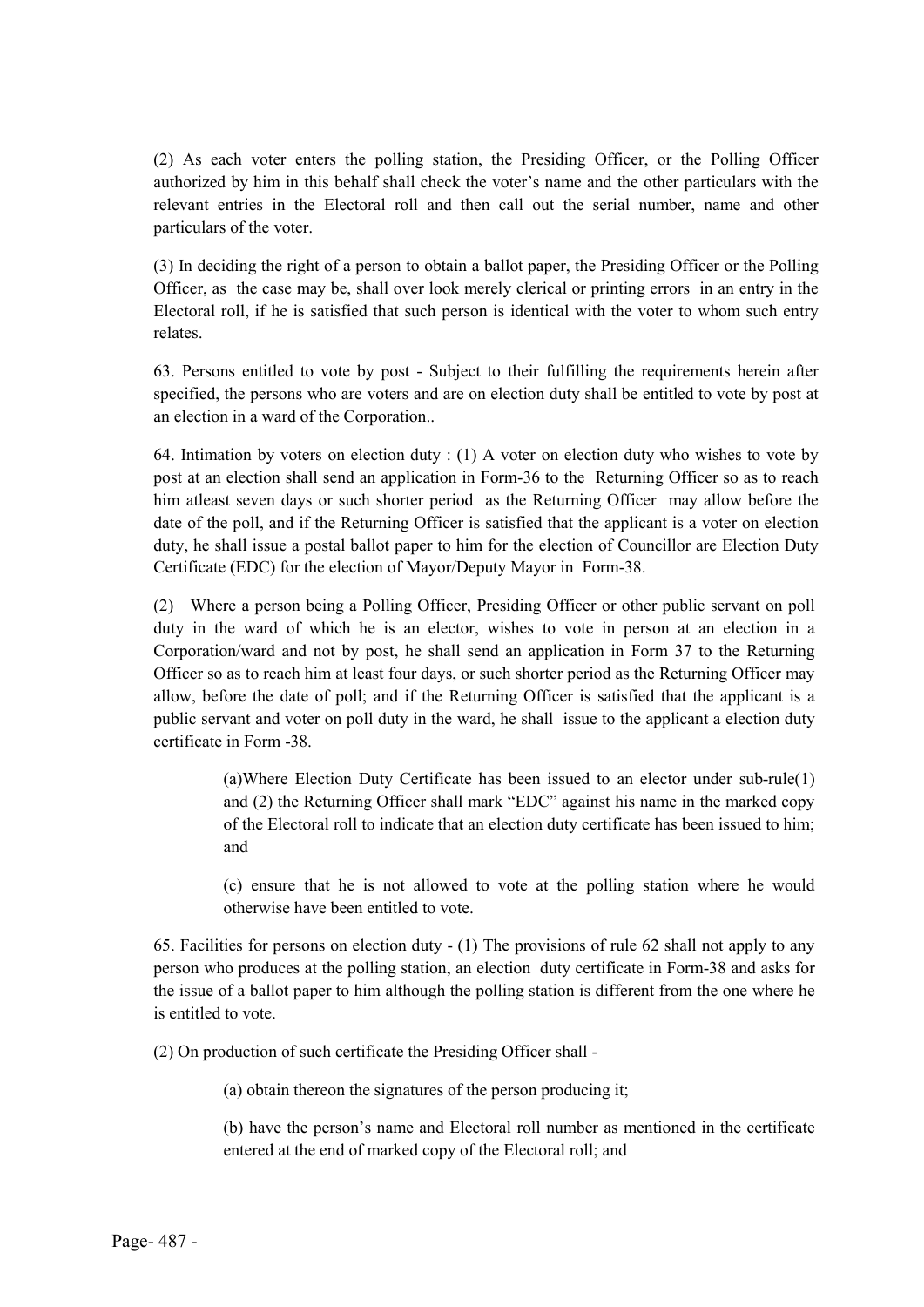(2) As each voter enters the polling station, the Presiding Officer, or the Polling Officer authorized by him in this behalf shall check the voter's name and the other particulars with the relevant entries in the Electoral roll and then call out the serial number, name and other particulars of the voter.

(3) In deciding the right of a person to obtain a ballot paper, the Presiding Officer or the Polling Officer, as the case may be, shall over look merely clerical or printing errors in an entry in the Electoral roll, if he is satisfied that such person is identical with the voter to whom such entry relates.

63. Persons entitled to vote by post - Subject to their fulfilling the requirements herein after specified, the persons who are voters and are on election duty shall be entitled to vote by post at an election in a ward of the Corporation..

64. Intimation by voters on election duty : (1) A voter on election duty who wishes to vote by post at an election shall send an application in Form-36 to the Returning Officer so as to reach him atleast seven days or such shorter period as the Returning Officer may allow before the date of the poll, and if the Returning Officer is satisfied that the applicant is a voter on election duty, he shall issue a postal ballot paper to him for the election of Councillor are Election Duty Certificate (EDC) for the election of Mayor/Deputy Mayor in Form-38.

(2) Where a person being a Polling Officer, Presiding Officer or other public servant on poll duty in the ward of which he is an elector, wishes to vote in person at an election in a Corporation/ward and not by post, he shall send an application in Form 37 to the Returning Officer so as to reach him at least four days, or such shorter period as the Returning Officer may allow, before the date of poll; and if the Returning Officer is satisfied that the applicant is a public servant and voter on poll duty in the ward, he shall issue to the applicant a election duty certificate in Form -38.

> (a)Where Election Duty Certificate has been issued to an elector under sub-rule(1) and (2) the Returning Officer shall mark "EDC" against his name in the marked copy of the Electoral roll to indicate that an election duty certificate has been issued to him; and
>
> (c) ensure that he is not allowed to vote at the polling station where he would otherwise have been entitled to vote.

65. Facilities for persons on election duty - (1) The provisions of rule 62 shall not apply to any person who produces at the polling station, an election duty certificate in Form-38 and asks for the issue of a ballot paper to him although the polling station is different from the one where he is entitled to vote.

(2) On production of such certificate the Presiding Officer shall -

> (a) obtain thereon the signatures of the person producing it;
>
> (b) have the person's name and Electoral roll number as mentioned in the certificate entered at the end of marked copy of the Electoral roll; and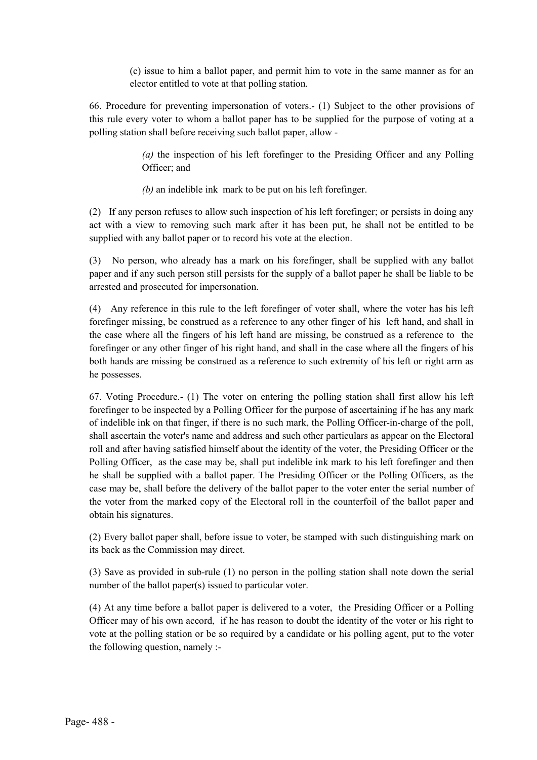(c) issue to him a ballot paper, and permit him to vote in the same manner as for an elector entitled to vote at that polling station.

66. Procedure for preventing impersonation of voters.- (1) Subject to the other provisions of this rule every voter to whom a ballot paper has to be supplied for the purpose of voting at a polling station shall before receiving such ballot paper, allow -

> *(a)* the inspection of his left forefinger to the Presiding Officer and any Polling Officer; and
>
> *(b)* an indelible ink mark to be put on his left forefinger.

(2) If any person refuses to allow such inspection of his left forefinger; or persists in doing any act with a view to removing such mark after it has been put, he shall not be entitled to be supplied with any ballot paper or to record his vote at the election.

(3) No person, who already has a mark on his forefinger, shall be supplied with any ballot paper and if any such person still persists for the supply of a ballot paper he shall be liable to be arrested and prosecuted for impersonation.

(4) Any reference in this rule to the left forefinger of voter shall, where the voter has his left forefinger missing, be construed as a reference to any other finger of his left hand, and shall in the case where all the fingers of his left hand are missing, be construed as a reference to the forefinger or any other finger of his right hand, and shall in the case where all the fingers of his both hands are missing be construed as a reference to such extremity of his left or right arm as he possesses.

67. Voting Procedure.- (1) The voter on entering the polling station shall first allow his left forefinger to be inspected by a Polling Officer for the purpose of ascertaining if he has any mark of indelible ink on that finger, if there is no such mark, the Polling Officer-in-charge of the poll, shall ascertain the voter's name and address and such other particulars as appear on the Electoral roll and after having satisfied himself about the identity of the voter, the Presiding Officer or the Polling Officer, as the case may be, shall put indelible ink mark to his left forefinger and then he shall be supplied with a ballot paper. The Presiding Officer or the Polling Officers, as the case may be, shall before the delivery of the ballot paper to the voter enter the serial number of the voter from the marked copy of the Electoral roll in the counterfoil of the ballot paper and obtain his signatures.

(2) Every ballot paper shall, before issue to voter, be stamped with such distinguishing mark on its back as the Commission may direct.

(3) Save as provided in sub-rule (1) no person in the polling station shall note down the serial number of the ballot paper(s) issued to particular voter.

(4) At any time before a ballot paper is delivered to a voter, the Presiding Officer or a Polling Officer may of his own accord, if he has reason to doubt the identity of the voter or his right to vote at the polling station or be so required by a candidate or his polling agent, put to the voter the following question, namely :-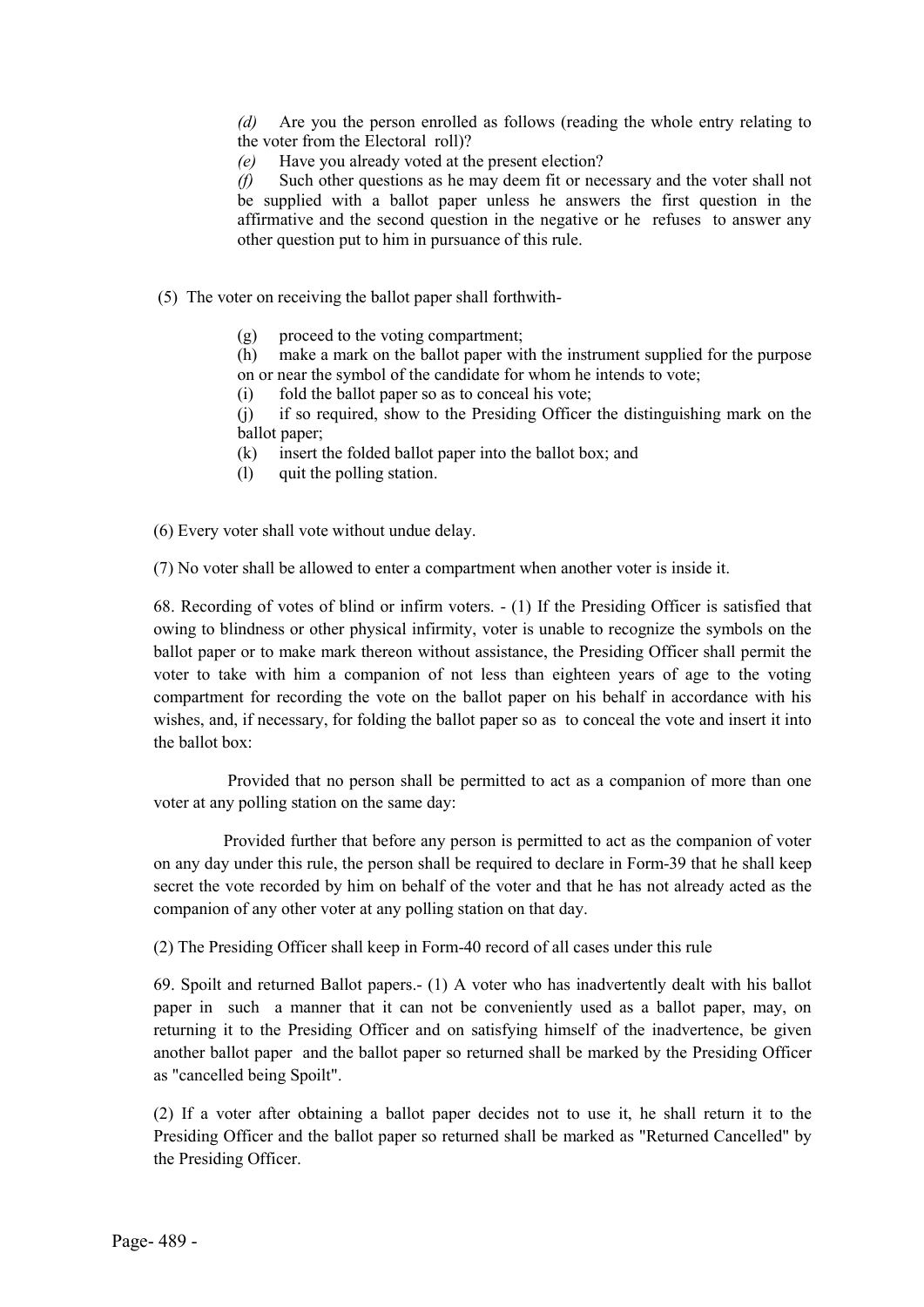*(d)* Are you the person enrolled as follows (reading the whole entry relating to the voter from the Electoral roll)?

*(e)* Have you already voted at the present election?

*(f)* Such other questions as he may deem fit or necessary and the voter shall not be supplied with a ballot paper unless he answers the first question in the affirmative and the second question in the negative or he refuses to answer any other question put to him in pursuance of this rule.

(5) The voter on receiving the ballot paper shall forthwith-

(g) proceed to the voting compartment;

(h) make a mark on the ballot paper with the instrument supplied for the purpose on or near the symbol of the candidate for whom he intends to vote;

(i) fold the ballot paper so as to conceal his vote;

(j) if so required, show to the Presiding Officer the distinguishing mark on the ballot paper;

(k) insert the folded ballot paper into the ballot box; and

(l) quit the polling station.

(6) Every voter shall vote without undue delay.

(7) No voter shall be allowed to enter a compartment when another voter is inside it.

68. Recording of votes of blind or infirm voters. - (1) If the Presiding Officer is satisfied that owing to blindness or other physical infirmity, voter is unable to recognize the symbols on the ballot paper or to make mark thereon without assistance, the Presiding Officer shall permit the voter to take with him a companion of not less than eighteen years of age to the voting compartment for recording the vote on the ballot paper on his behalf in accordance with his wishes, and, if necessary, for folding the ballot paper so as to conceal the vote and insert it into the ballot box:

Provided that no person shall be permitted to act as a companion of more than one voter at any polling station on the same day:

Provided further that before any person is permitted to act as the companion of voter on any day under this rule, the person shall be required to declare in Form-39 that he shall keep secret the vote recorded by him on behalf of the voter and that he has not already acted as the companion of any other voter at any polling station on that day.

(2) The Presiding Officer shall keep in Form-40 record of all cases under this rule

69. Spoilt and returned Ballot papers.- (1) A voter who has inadvertently dealt with his ballot paper in such a manner that it can not be conveniently used as a ballot paper, may, on returning it to the Presiding Officer and on satisfying himself of the inadvertence, be given another ballot paper and the ballot paper so returned shall be marked by the Presiding Officer as "cancelled being Spoilt".

(2) If a voter after obtaining a ballot paper decides not to use it, he shall return it to the Presiding Officer and the ballot paper so returned shall be marked as "Returned Cancelled" by the Presiding Officer.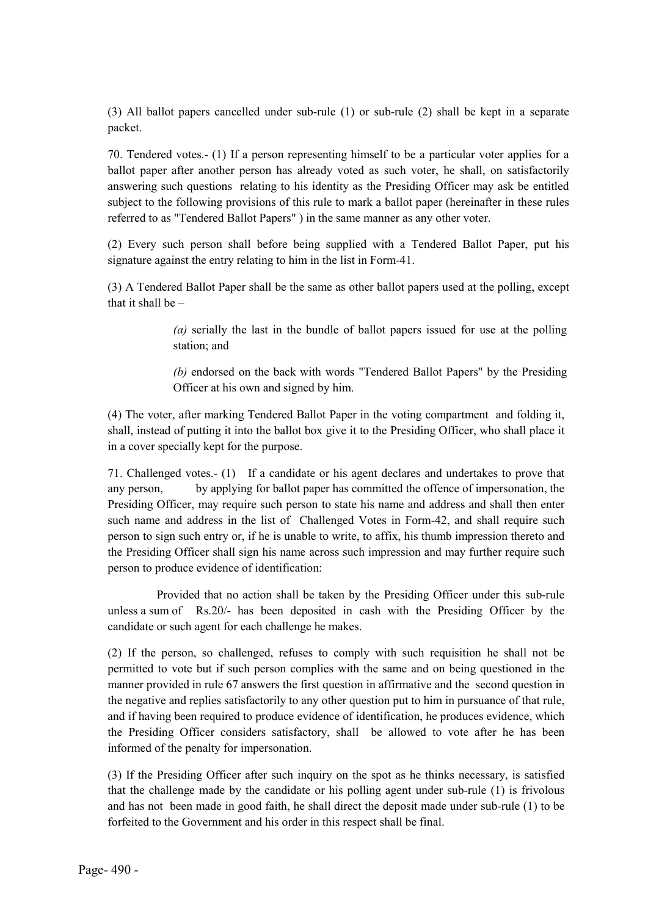(3) All ballot papers cancelled under sub-rule (1) or sub-rule (2) shall be kept in a separate packet.

70. Tendered votes.- (1) If a person representing himself to be a particular voter applies for a ballot paper after another person has already voted as such voter, he shall, on satisfactorily answering such questions relating to his identity as the Presiding Officer may ask be entitled subject to the following provisions of this rule to mark a ballot paper (hereinafter in these rules referred to as "Tendered Ballot Papers" ) in the same manner as any other voter.

(2) Every such person shall before being supplied with a Tendered Ballot Paper, put his signature against the entry relating to him in the list in Form-41.

(3) A Tendered Ballot Paper shall be the same as other ballot papers used at the polling, except that it shall be –

> *(a)* serially the last in the bundle of ballot papers issued for use at the polling station; and
>
> *(b)* endorsed on the back with words "Tendered Ballot Papers" by the Presiding Officer at his own and signed by him.

(4) The voter, after marking Tendered Ballot Paper in the voting compartment and folding it, shall, instead of putting it into the ballot box give it to the Presiding Officer, who shall place it in a cover specially kept for the purpose.

71. Challenged votes.- (1) If a candidate or his agent declares and undertakes to prove that any person, by applying for ballot paper has committed the offence of impersonation, the Presiding Officer, may require such person to state his name and address and shall then enter such name and address in the list of Challenged Votes in Form-42, and shall require such person to sign such entry or, if he is unable to write, to affix, his thumb impression thereto and the Presiding Officer shall sign his name across such impression and may further require such person to produce evidence of identification:

Provided that no action shall be taken by the Presiding Officer under this sub-rule unless a sum of Rs.20/- has been deposited in cash with the Presiding Officer by the candidate or such agent for each challenge he makes.

(2) If the person, so challenged, refuses to comply with such requisition he shall not be permitted to vote but if such person complies with the same and on being questioned in the manner provided in rule 67 answers the first question in affirmative and the second question in the negative and replies satisfactorily to any other question put to him in pursuance of that rule, and if having been required to produce evidence of identification, he produces evidence, which the Presiding Officer considers satisfactory, shall be allowed to vote after he has been informed of the penalty for impersonation.

(3) If the Presiding Officer after such inquiry on the spot as he thinks necessary, is satisfied that the challenge made by the candidate or his polling agent under sub-rule (1) is frivolous and has not been made in good faith, he shall direct the deposit made under sub-rule (1) to be forfeited to the Government and his order in this respect shall be final.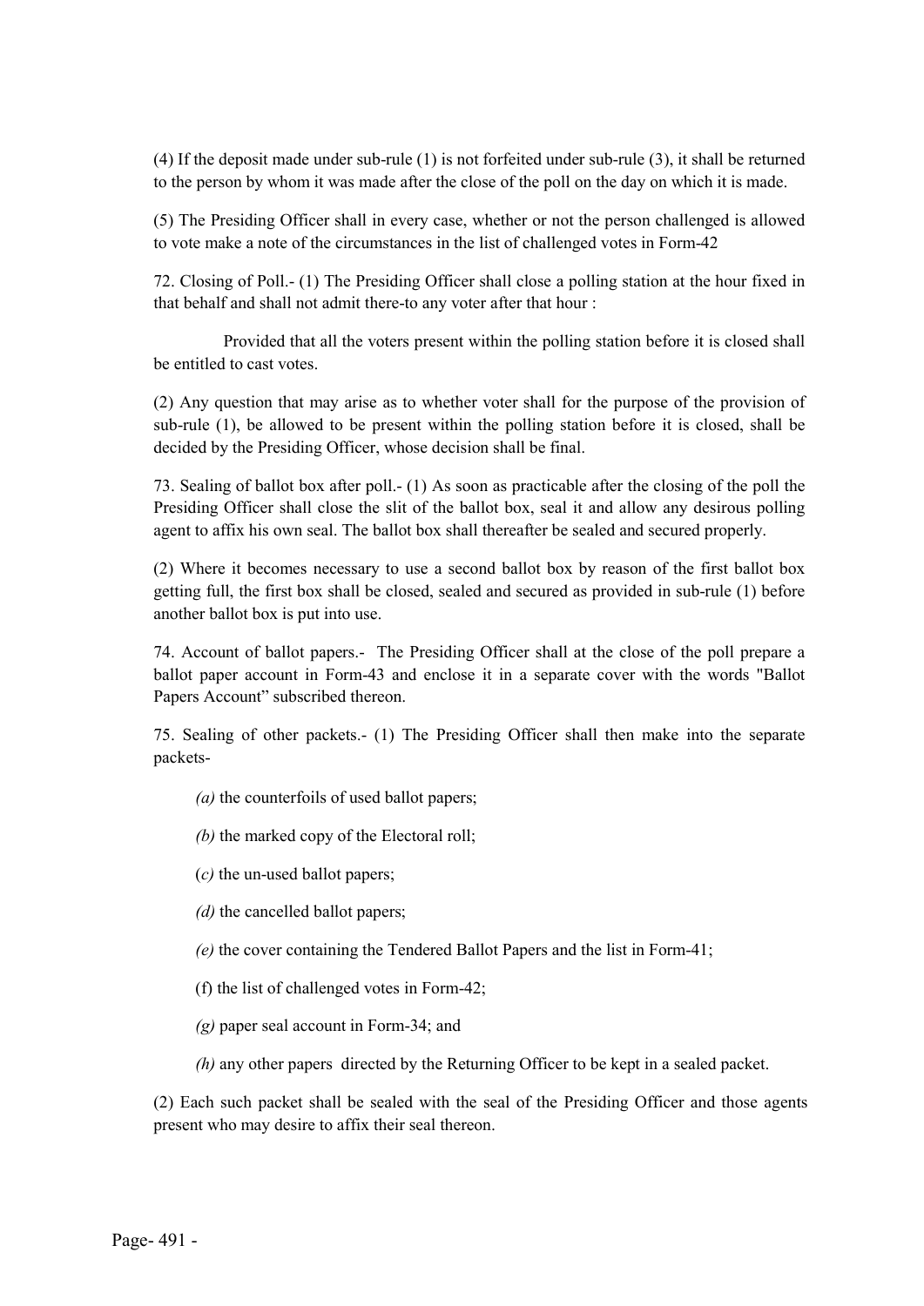(4) If the deposit made under sub-rule (1) is not forfeited under sub-rule (3), it shall be returned to the person by whom it was made after the close of the poll on the day on which it is made.

(5) The Presiding Officer shall in every case, whether or not the person challenged is allowed to vote make a note of the circumstances in the list of challenged votes in Form-42

72. Closing of Poll.- (1) The Presiding Officer shall close a polling station at the hour fixed in that behalf and shall not admit there-to any voter after that hour :

Provided that all the voters present within the polling station before it is closed shall be entitled to cast votes.

(2) Any question that may arise as to whether voter shall for the purpose of the provision of sub-rule (1), be allowed to be present within the polling station before it is closed, shall be decided by the Presiding Officer, whose decision shall be final.

73. Sealing of ballot box after poll.- (1) As soon as practicable after the closing of the poll the Presiding Officer shall close the slit of the ballot box, seal it and allow any desirous polling agent to affix his own seal. The ballot box shall thereafter be sealed and secured properly.

(2) Where it becomes necessary to use a second ballot box by reason of the first ballot box getting full, the first box shall be closed, sealed and secured as provided in sub-rule (1) before another ballot box is put into use.

74. Account of ballot papers.- The Presiding Officer shall at the close of the poll prepare a ballot paper account in Form-43 and enclose it in a separate cover with the words "Ballot Papers Account" subscribed thereon.

75. Sealing of other packets.- (1) The Presiding Officer shall then make into the separate packets-

*(a)* the counterfoils of used ballot papers;

*(b)* the marked copy of the Electoral roll;

(*c)* the un-used ballot papers;

*(d)* the cancelled ballot papers;

*(e)* the cover containing the Tendered Ballot Papers and the list in Form-41;

(f) the list of challenged votes in Form-42;

*(g)* paper seal account in Form-34; and

*(h)* any other papers directed by the Returning Officer to be kept in a sealed packet.

(2) Each such packet shall be sealed with the seal of the Presiding Officer and those agents present who may desire to affix their seal thereon.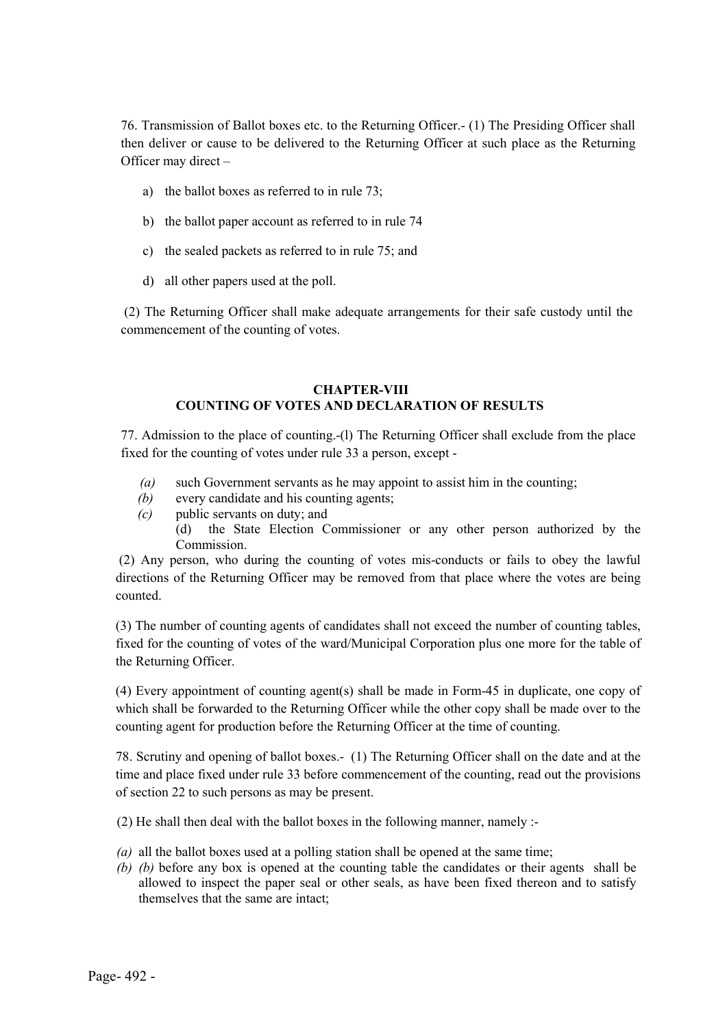76. Transmission of Ballot boxes etc. to the Returning Officer.- (1) The Presiding Officer shall then deliver or cause to be delivered to the Returning Officer at such place as the Returning Officer may direct –

a) the ballot boxes as referred to in rule 73;

b) the ballot paper account as referred to in rule 74

c) the sealed packets as referred to in rule 75; and

d) all other papers used at the poll.

(2) The Returning Officer shall make adequate arrangements for their safe custody until the commencement of the counting of votes.

## CHAPTER-VIII
## COUNTING OF VOTES AND DECLARATION OF RESULTS

77. Admission to the place of counting.-(l) The Returning Officer shall exclude from the place fixed for the counting of votes under rule 33 a person, except -

*(a)* such Government servants as he may appoint to assist him in the counting;
*(b)* every candidate and his counting agents;
*(c)* public servants on duty; and
(d) the State Election Commissioner or any other person authorized by the Commission.

(2) Any person, who during the counting of votes mis-conducts or fails to obey the lawful directions of the Returning Officer may be removed from that place where the votes are being counted.

(3) The number of counting agents of candidates shall not exceed the number of counting tables, fixed for the counting of votes of the ward/Municipal Corporation plus one more for the table of the Returning Officer.

(4) Every appointment of counting agent(s) shall be made in Form-45 in duplicate, one copy of which shall be forwarded to the Returning Officer while the other copy shall be made over to the counting agent for production before the Returning Officer at the time of counting.

78. Scrutiny and opening of ballot boxes.- (1) The Returning Officer shall on the date and at the time and place fixed under rule 33 before commencement of the counting, read out the provisions of section 22 to such persons as may be present.

(2) He shall then deal with the ballot boxes in the following manner, namely :-

*(a)* all the ballot boxes used at a polling station shall be opened at the same time;
*(b)* *(b)* before any box is opened at the counting table the candidates or their agents shall be allowed to inspect the paper seal or other seals, as have been fixed thereon and to satisfy themselves that the same are intact;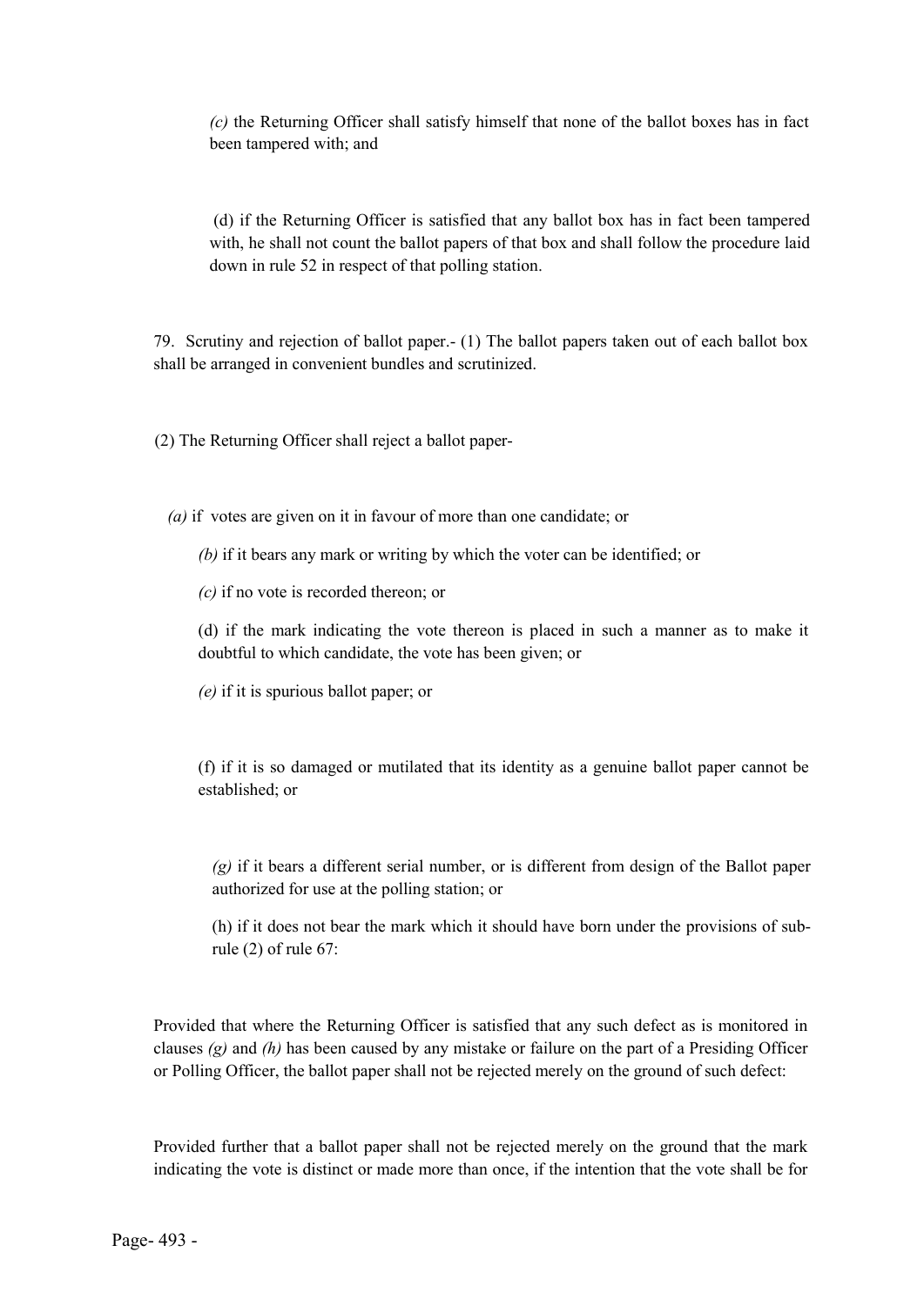*(c)* the Returning Officer shall satisfy himself that none of the ballot boxes has in fact been tampered with; and

(d) if the Returning Officer is satisfied that any ballot box has in fact been tampered with, he shall not count the ballot papers of that box and shall follow the procedure laid down in rule 52 in respect of that polling station.

79. Scrutiny and rejection of ballot paper.- (1) The ballot papers taken out of each ballot box shall be arranged in convenient bundles and scrutinized.

(2) The Returning Officer shall reject a ballot paper-

*(a)* if votes are given on it in favour of more than one candidate; or

*(b)* if it bears any mark or writing by which the voter can be identified; or

*(c)* if no vote is recorded thereon; or

(d) if the mark indicating the vote thereon is placed in such a manner as to make it doubtful to which candidate, the vote has been given; or

*(e)* if it is spurious ballot paper; or

(f) if it is so damaged or mutilated that its identity as a genuine ballot paper cannot be established; or

*(g)* if it bears a different serial number, or is different from design of the Ballot paper authorized for use at the polling station; or

(h) if it does not bear the mark which it should have born under the provisions of sub-rule (2) of rule 67:

Provided that where the Returning Officer is satisfied that any such defect as is monitored in clauses *(g)* and *(h)* has been caused by any mistake or failure on the part of a Presiding Officer or Polling Officer, the ballot paper shall not be rejected merely on the ground of such defect:

Provided further that a ballot paper shall not be rejected merely on the ground that the mark indicating the vote is distinct or made more than once, if the intention that the vote shall be for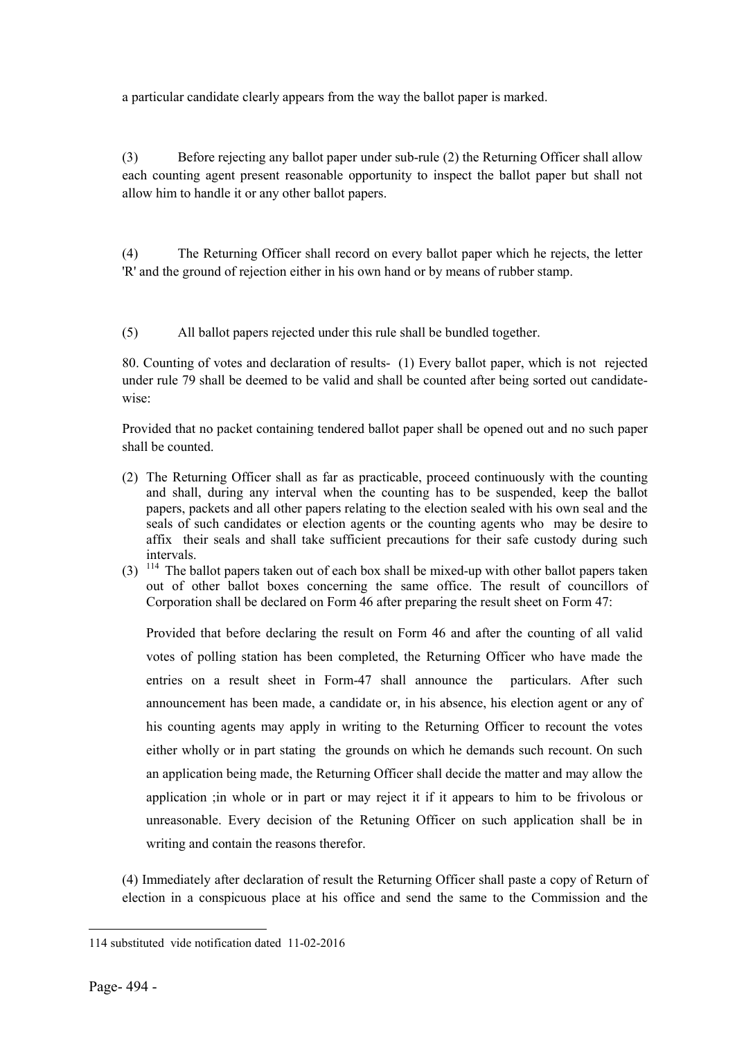a particular candidate clearly appears from the way the ballot paper is marked.

(3) Before rejecting any ballot paper under sub-rule (2) the Returning Officer shall allow each counting agent present reasonable opportunity to inspect the ballot paper but shall not allow him to handle it or any other ballot papers.

(4) The Returning Officer shall record on every ballot paper which he rejects, the letter 'R' and the ground of rejection either in his own hand or by means of rubber stamp.

(5) All ballot papers rejected under this rule shall be bundled together.

80. Counting of votes and declaration of results- (1) Every ballot paper, which is not rejected under rule 79 shall be deemed to be valid and shall be counted after being sorted out candidate-wise:

Provided that no packet containing tendered ballot paper shall be opened out and no such paper shall be counted.

(2) The Returning Officer shall as far as practicable, proceed continuously with the counting and shall, during any interval when the counting has to be suspended, keep the ballot papers, packets and all other papers relating to the election sealed with his own seal and the seals of such candidates or election agents or the counting agents who may be desire to affix their seals and shall take sufficient precautions for their safe custody during such intervals.

(3) [114] The ballot papers taken out of each box shall be mixed-up with other ballot papers taken out of other ballot boxes concerning the same office. The result of councillors of Corporation shall be declared on Form 46 after preparing the result sheet on Form 47:

Provided that before declaring the result on Form 46 and after the counting of all valid votes of polling station has been completed, the Returning Officer who have made the entries on a result sheet in Form-47 shall announce the particulars. After such announcement has been made, a candidate or, in his absence, his election agent or any of his counting agents may apply in writing to the Returning Officer to recount the votes either wholly or in part stating the grounds on which he demands such recount. On such an application being made, the Returning Officer shall decide the matter and may allow the application ;in whole or in part or may reject it if it appears to him to be frivolous or unreasonable. Every decision of the Retuning Officer on such application shall be in writing and contain the reasons therefor.

(4) Immediately after declaration of result the Returning Officer shall paste a copy of Return of election in a conspicuous place at his office and send the same to the Commission and the

---

114 substituted vide notification dated 11-02-2016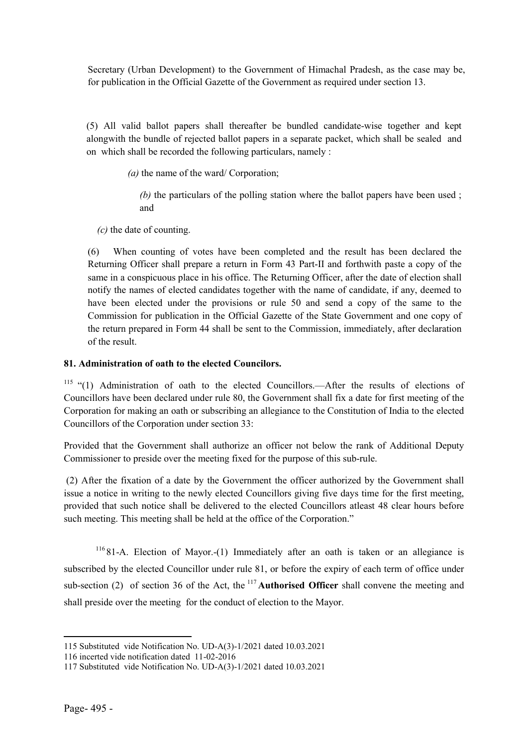Secretary (Urban Development) to the Government of Himachal Pradesh, as the case may be, for publication in the Official Gazette of the Government as required under section 13.

(5) All valid ballot papers shall thereafter be bundled candidate-wise together and kept alongwith the bundle of rejected ballot papers in a separate packet, which shall be sealed and on which shall be recorded the following particulars, namely :

*(a)* the name of the ward/ Corporation;

*(b)* the particulars of the polling station where the ballot papers have been used ; and

*(c)* the date of counting.

(6) When counting of votes have been completed and the result has been declared the Returning Officer shall prepare a return in Form 43 Part-II and forthwith paste a copy of the same in a conspicuous place in his office. The Returning Officer, after the date of election shall notify the names of elected candidates together with the name of candidate, if any, deemed to have been elected under the provisions or rule 50 and send a copy of the same to the Commission for publication in the Official Gazette of the State Government and one copy of the return prepared in Form 44 shall be sent to the Commission, immediately, after declaration of the result.

**81. Administration of oath to the elected Councilors.**

[115] "(1) Administration of oath to the elected Councillors.—After the results of elections of Councillors have been declared under rule 80, the Government shall fix a date for first meeting of the Corporation for making an oath or subscribing an allegiance to the Constitution of India to the elected Councillors of the Corporation under section 33:

Provided that the Government shall authorize an officer not below the rank of Additional Deputy Commissioner to preside over the meeting fixed for the purpose of this sub-rule.

(2) After the fixation of a date by the Government the officer authorized by the Government shall issue a notice in writing to the newly elected Councillors giving five days time for the first meeting, provided that such notice shall be delivered to the elected Councillors atleast 48 clear hours before such meeting. This meeting shall be held at the office of the Corporation."

[116] 81-A. Election of Mayor.-(1) Immediately after an oath is taken or an allegiance is subscribed by the elected Councillor under rule 81, or before the expiry of each term of office under sub-section (2) of section 36 of the Act, the [117] **Authorised Officer** shall convene the meeting and shall preside over the meeting for the conduct of election to the Mayor.

---

115 Substituted vide Notification No. UD-A(3)-1/2021 dated 10.03.2021

116 incerted vide notification dated 11-02-2016

117 Substituted vide Notification No. UD-A(3)-1/2021 dated 10.03.2021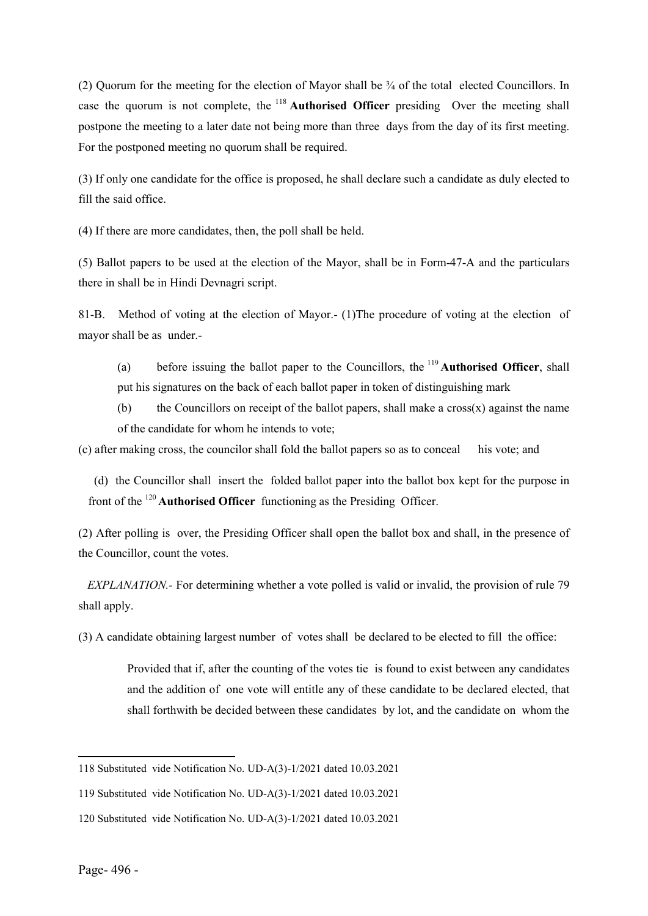(2) Quorum for the meeting for the election of Mayor shall be ¾ of the total elected Councillors. In case the quorum is not complete, the [118] **Authorised Officer** presiding Over the meeting shall postpone the meeting to a later date not being more than three days from the day of its first meeting. For the postponed meeting no quorum shall be required.

(3) If only one candidate for the office is proposed, he shall declare such a candidate as duly elected to fill the said office.

(4) If there are more candidates, then, the poll shall be held.

(5) Ballot papers to be used at the election of the Mayor, shall be in Form-47-A and the particulars there in shall be in Hindi Devnagri script.

81-B. Method of voting at the election of Mayor.- (1)The procedure of voting at the election of mayor shall be as under.-

(a) before issuing the ballot paper to the Councillors, the [119] **Authorised Officer**, shall put his signatures on the back of each ballot paper in token of distinguishing mark

(b) the Councillors on receipt of the ballot papers, shall make a cross(x) against the name of the candidate for whom he intends to vote;

(c) after making cross, the councilor shall fold the ballot papers so as to conceal his vote; and

(d) the Councillor shall insert the folded ballot paper into the ballot box kept for the purpose in front of the [120] **Authorised Officer** functioning as the Presiding Officer.

(2) After polling is over, the Presiding Officer shall open the ballot box and shall, in the presence of the Councillor, count the votes.

*EXPLANATION.-* For determining whether a vote polled is valid or invalid, the provision of rule 79 shall apply.

(3) A candidate obtaining largest number of votes shall be declared to be elected to fill the office:

Provided that if, after the counting of the votes tie is found to exist between any candidates and the addition of one vote will entitle any of these candidate to be declared elected, that shall forthwith be decided between these candidates by lot, and the candidate on whom the

---

118 Substituted vide Notification No. UD-A(3)-1/2021 dated 10.03.2021

119 Substituted vide Notification No. UD-A(3)-1/2021 dated 10.03.2021

120 Substituted vide Notification No. UD-A(3)-1/2021 dated 10.03.2021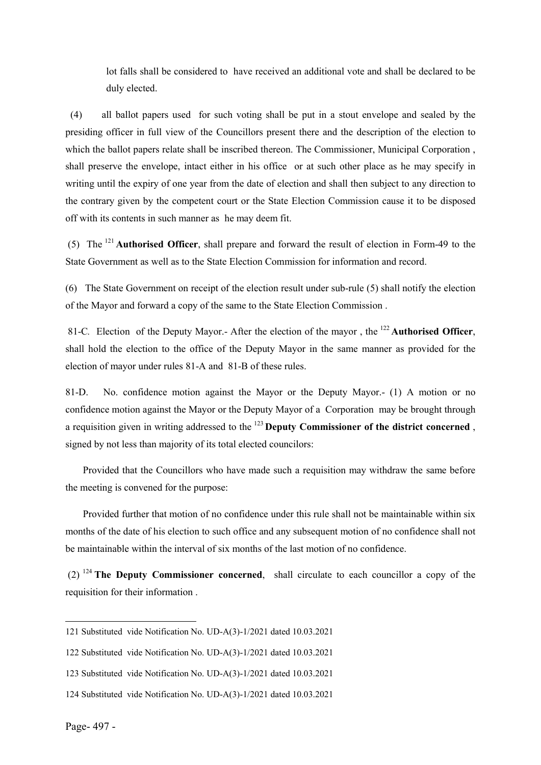lot falls shall be considered to have received an additional vote and shall be declared to be duly elected.

(4) all ballot papers used for such voting shall be put in a stout envelope and sealed by the presiding officer in full view of the Councillors present there and the description of the election to which the ballot papers relate shall be inscribed thereon. The Commissioner, Municipal Corporation , shall preserve the envelope, intact either in his office or at such other place as he may specify in writing until the expiry of one year from the date of election and shall then subject to any direction to the contrary given by the competent court or the State Election Commission cause it to be disposed off with its contents in such manner as he may deem fit.

(5) The [121] **Authorised Officer**, shall prepare and forward the result of election in Form-49 to the State Government as well as to the State Election Commission for information and record.

(6) The State Government on receipt of the election result under sub-rule (5) shall notify the election of the Mayor and forward a copy of the same to the State Election Commission .

81-C. Election of the Deputy Mayor.- After the election of the mayor , the [122] **Authorised Officer**, shall hold the election to the office of the Deputy Mayor in the same manner as provided for the election of mayor under rules 81-A and 81-B of these rules.

81-D. No. confidence motion against the Mayor or the Deputy Mayor.- (1) A motion or no confidence motion against the Mayor or the Deputy Mayor of a Corporation may be brought through a requisition given in writing addressed to the [123] **Deputy Commissioner of the district concerned** , signed by not less than majority of its total elected councilors:

Provided that the Councillors who have made such a requisition may withdraw the same before the meeting is convened for the purpose:

Provided further that motion of no confidence under this rule shall not be maintainable within six months of the date of his election to such office and any subsequent motion of no confidence shall not be maintainable within the interval of six months of the last motion of no confidence.

(2) [124] **The Deputy Commissioner concerned**, shall circulate to each councillor a copy of the requisition for their information .

---

121 Substituted vide Notification No. UD-A(3)-1/2021 dated 10.03.2021

122 Substituted vide Notification No. UD-A(3)-1/2021 dated 10.03.2021

123 Substituted vide Notification No. UD-A(3)-1/2021 dated 10.03.2021

124 Substituted vide Notification No. UD-A(3)-1/2021 dated 10.03.2021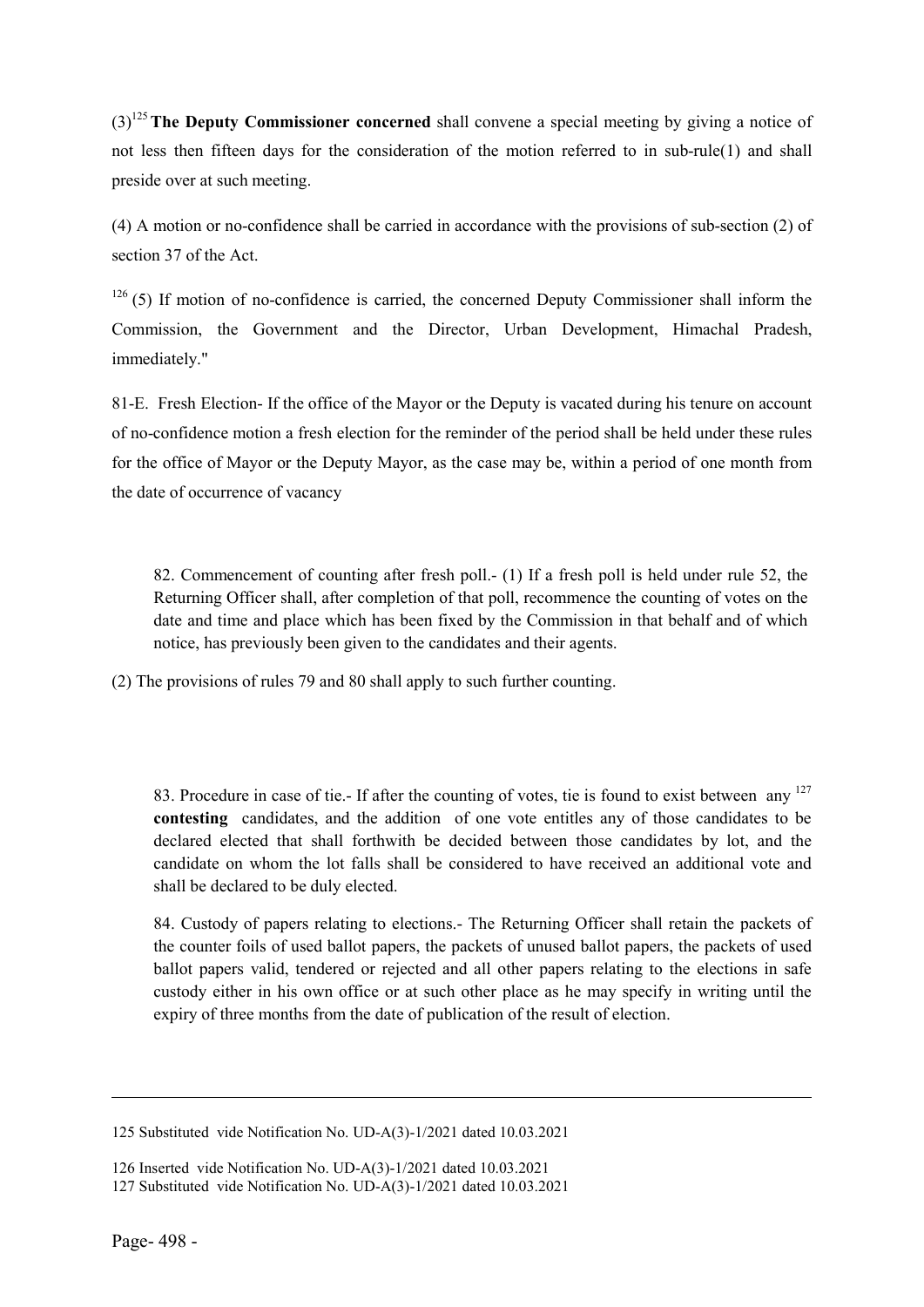(3)[125] **The Deputy Commissioner concerned** shall convene a special meeting by giving a notice of not less then fifteen days for the consideration of the motion referred to in sub-rule(1) and shall preside over at such meeting.

(4) A motion or no-confidence shall be carried in accordance with the provisions of sub-section (2) of section 37 of the Act.

[126] (5) If motion of no-confidence is carried, the concerned Deputy Commissioner shall inform the Commission, the Government and the Director, Urban Development, Himachal Pradesh, immediately."

81-E. Fresh Election- If the office of the Mayor or the Deputy is vacated during his tenure on account of no-confidence motion a fresh election for the reminder of the period shall be held under these rules for the office of Mayor or the Deputy Mayor, as the case may be, within a period of one month from the date of occurrence of vacancy

82. Commencement of counting after fresh poll.- (1) If a fresh poll is held under rule 52, the Returning Officer shall, after completion of that poll, recommence the counting of votes on the date and time and place which has been fixed by the Commission in that behalf and of which notice, has previously been given to the candidates and their agents.

(2) The provisions of rules 79 and 80 shall apply to such further counting.

83. Procedure in case of tie.- If after the counting of votes, tie is found to exist between any [127] **contesting** candidates, and the addition of one vote entitles any of those candidates to be declared elected that shall forthwith be decided between those candidates by lot, and the candidate on whom the lot falls shall be considered to have received an additional vote and shall be declared to be duly elected.

84. Custody of papers relating to elections.- The Returning Officer shall retain the packets of the counter foils of used ballot papers, the packets of unused ballot papers, the packets of used ballot papers valid, tendered or rejected and all other papers relating to the elections in safe custody either in his own office or at such other place as he may specify in writing until the expiry of three months from the date of publication of the result of election.

---

125 Substituted vide Notification No. UD-A(3)-1/2021 dated 10.03.2021

126 Inserted vide Notification No. UD-A(3)-1/2021 dated 10.03.2021

127 Substituted vide Notification No. UD-A(3)-1/2021 dated 10.03.2021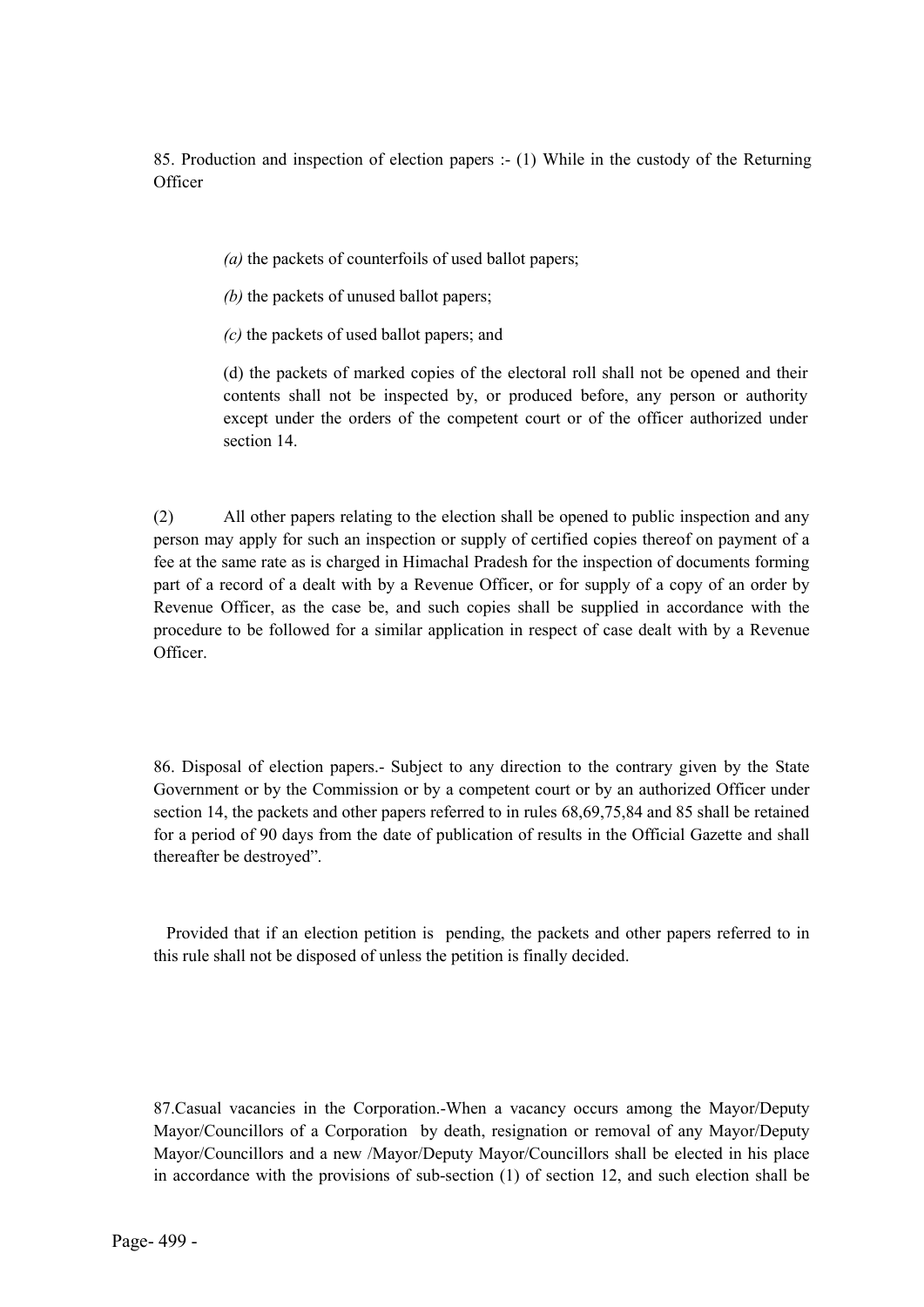85. Production and inspection of election papers :- (1) While in the custody of the Returning Officer

*(a)* the packets of counterfoils of used ballot papers;

*(b)* the packets of unused ballot papers;

*(c)* the packets of used ballot papers; and

(d) the packets of marked copies of the electoral roll shall not be opened and their contents shall not be inspected by, or produced before, any person or authority except under the orders of the competent court or of the officer authorized under section 14.

(2) All other papers relating to the election shall be opened to public inspection and any person may apply for such an inspection or supply of certified copies thereof on payment of a fee at the same rate as is charged in Himachal Pradesh for the inspection of documents forming part of a record of a dealt with by a Revenue Officer, or for supply of a copy of an order by Revenue Officer, as the case be, and such copies shall be supplied in accordance with the procedure to be followed for a similar application in respect of case dealt with by a Revenue Officer.

86. Disposal of election papers.- Subject to any direction to the contrary given by the State Government or by the Commission or by a competent court or by an authorized Officer under section 14, the packets and other papers referred to in rules 68,69,75,84 and 85 shall be retained for a period of 90 days from the date of publication of results in the Official Gazette and shall thereafter be destroyed".

Provided that if an election petition is pending, the packets and other papers referred to in this rule shall not be disposed of unless the petition is finally decided.

87.Casual vacancies in the Corporation.-When a vacancy occurs among the Mayor/Deputy Mayor/Councillors of a Corporation by death, resignation or removal of any Mayor/Deputy Mayor/Councillors and a new /Mayor/Deputy Mayor/Councillors shall be elected in his place in accordance with the provisions of sub-section (1) of section 12, and such election shall be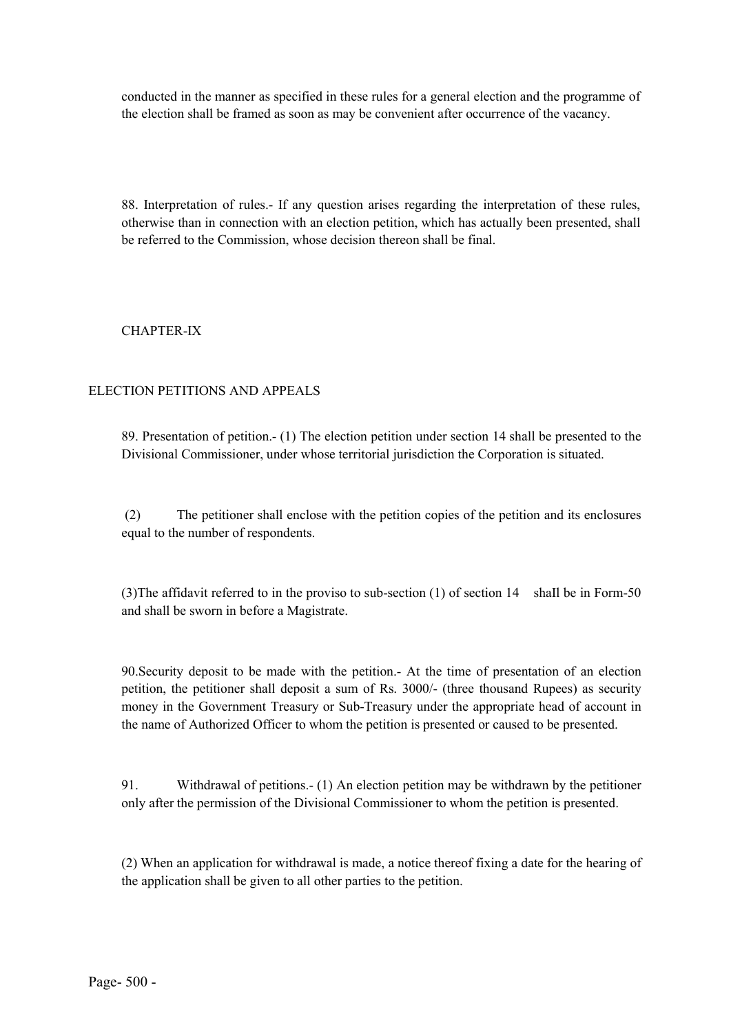conducted in the manner as specified in these rules for a general election and the programme of the election shall be framed as soon as may be convenient after occurrence of the vacancy.

88. Interpretation of rules.- If any question arises regarding the interpretation of these rules, otherwise than in connection with an election petition, which has actually been presented, shall be referred to the Commission, whose decision thereon shall be final.

## CHAPTER-IX

## ELECTION PETITIONS AND APPEALS

89. Presentation of petition.- (1) The election petition under section 14 shall be presented to the Divisional Commissioner, under whose territorial jurisdiction the Corporation is situated.

(2) The petitioner shall enclose with the petition copies of the petition and its enclosures equal to the number of respondents.

(3)The affidavit referred to in the proviso to sub-section (1) of section 14 shall be in Form-50 and shall be sworn in before a Magistrate.

90.Security deposit to be made with the petition.- At the time of presentation of an election petition, the petitioner shall deposit a sum of Rs. 3000/- (three thousand Rupees) as security money in the Government Treasury or Sub-Treasury under the appropriate head of account in the name of Authorized Officer to whom the petition is presented or caused to be presented.

91. Withdrawal of petitions.- (1) An election petition may be withdrawn by the petitioner only after the permission of the Divisional Commissioner to whom the petition is presented.

(2) When an application for withdrawal is made, a notice thereof fixing a date for the hearing of the application shall be given to all other parties to the petition.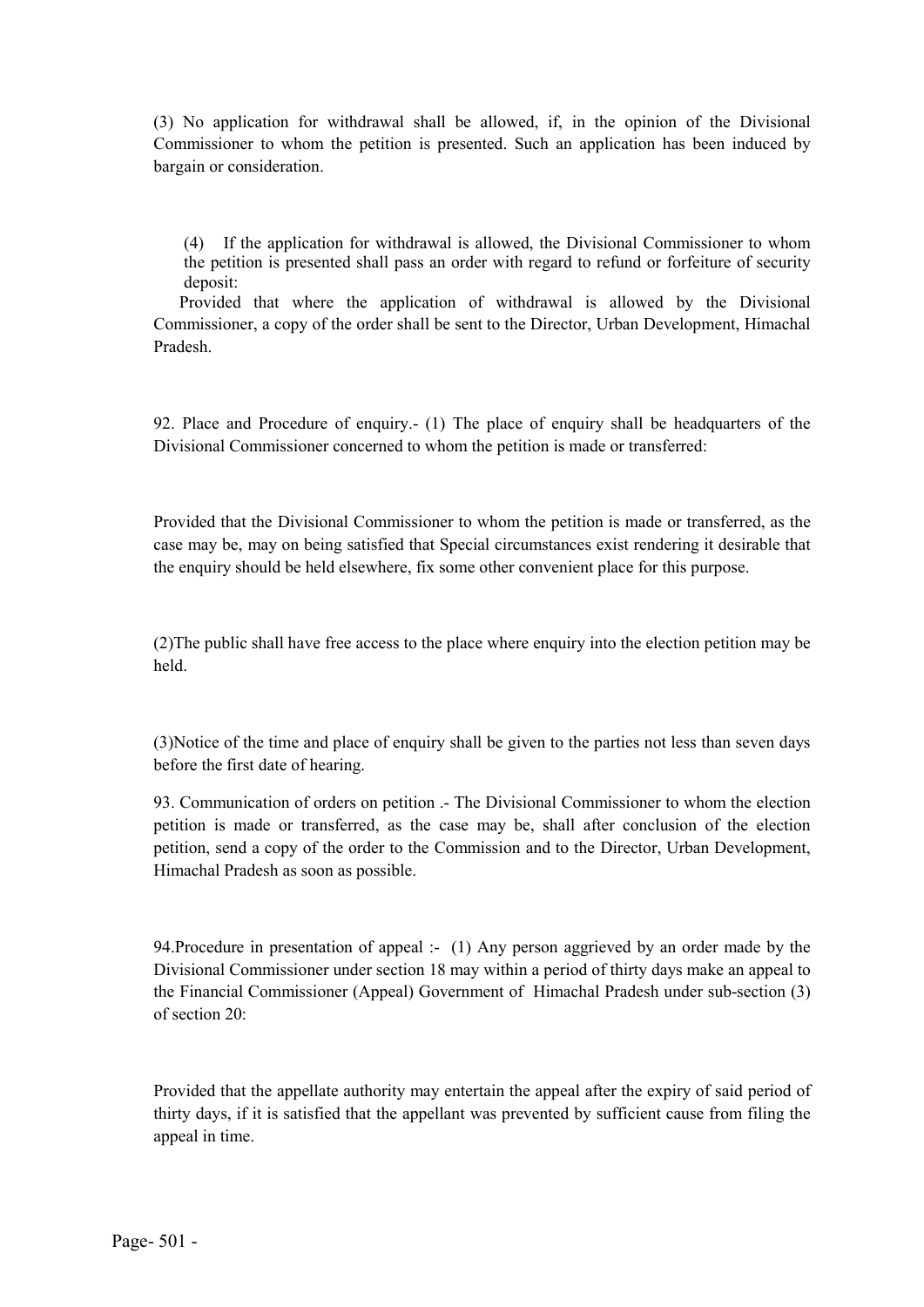(3) No application for withdrawal shall be allowed, if, in the opinion of the Divisional Commissioner to whom the petition is presented. Such an application has been induced by bargain or consideration.

(4) If the application for withdrawal is allowed, the Divisional Commissioner to whom the petition is presented shall pass an order with regard to refund or forfeiture of security deposit:

Provided that where the application of withdrawal is allowed by the Divisional Commissioner, a copy of the order shall be sent to the Director, Urban Development, Himachal Pradesh.

92. Place and Procedure of enquiry.- (1) The place of enquiry shall be headquarters of the Divisional Commissioner concerned to whom the petition is made or transferred:

Provided that the Divisional Commissioner to whom the petition is made or transferred, as the case may be, may on being satisfied that Special circumstances exist rendering it desirable that the enquiry should be held elsewhere, fix some other convenient place for this purpose.

(2)The public shall have free access to the place where enquiry into the election petition may be held.

(3)Notice of the time and place of enquiry shall be given to the parties not less than seven days before the first date of hearing.

93. Communication of orders on petition .- The Divisional Commissioner to whom the election petition is made or transferred, as the case may be, shall after conclusion of the election petition, send a copy of the order to the Commission and to the Director, Urban Development, Himachal Pradesh as soon as possible.

94.Procedure in presentation of appeal :- (1) Any person aggrieved by an order made by the Divisional Commissioner under section 18 may within a period of thirty days make an appeal to the Financial Commissioner (Appeal) Government of Himachal Pradesh under sub-section (3) of section 20:

Provided that the appellate authority may entertain the appeal after the expiry of said period of thirty days, if it is satisfied that the appellant was prevented by sufficient cause from filing the appeal in time.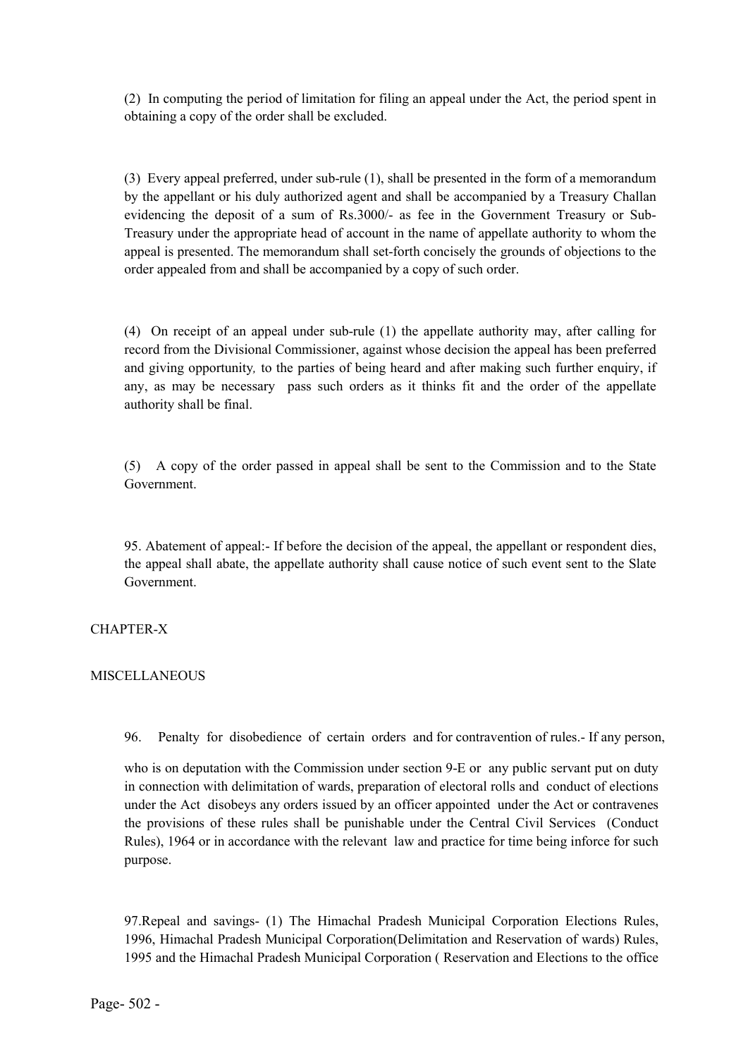(2) In computing the period of limitation for filing an appeal under the Act, the period spent in obtaining a copy of the order shall be excluded.

(3) Every appeal preferred, under sub-rule (1), shall be presented in the form of a memorandum by the appellant or his duly authorized agent and shall be accompanied by a Treasury Challan evidencing the deposit of a sum of Rs.3000/- as fee in the Government Treasury or Sub-Treasury under the appropriate head of account in the name of appellate authority to whom the appeal is presented. The memorandum shall set-forth concisely the grounds of objections to the order appealed from and shall be accompanied by a copy of such order.

(4) On receipt of an appeal under sub-rule (1) the appellate authority may, after calling for record from the Divisional Commissioner, against whose decision the appeal has been preferred and giving opportunity, to the parties of being heard and after making such further enquiry, if any, as may be necessary pass such orders as it thinks fit and the order of the appellate authority shall be final.

(5) A copy of the order passed in appeal shall be sent to the Commission and to the State Government.

95. Abatement of appeal:- If before the decision of the appeal, the appellant or respondent dies, the appeal shall abate, the appellate authority shall cause notice of such event sent to the Slate Government.

## CHAPTER-X

## MISCELLANEOUS

96. Penalty for disobedience of certain orders and for contravention of rules.- If any person, who is on deputation with the Commission under section 9-E or any public servant put on duty in connection with delimitation of wards, preparation of electoral rolls and conduct of elections under the Act disobeys any orders issued by an officer appointed under the Act or contravenes the provisions of these rules shall be punishable under the Central Civil Services (Conduct Rules), 1964 or in accordance with the relevant law and practice for time being inforce for such purpose.

97.Repeal and savings- (1) The Himachal Pradesh Municipal Corporation Elections Rules, 1996, Himachal Pradesh Municipal Corporation(Delimitation and Reservation of wards) Rules, 1995 and the Himachal Pradesh Municipal Corporation ( Reservation and Elections to the office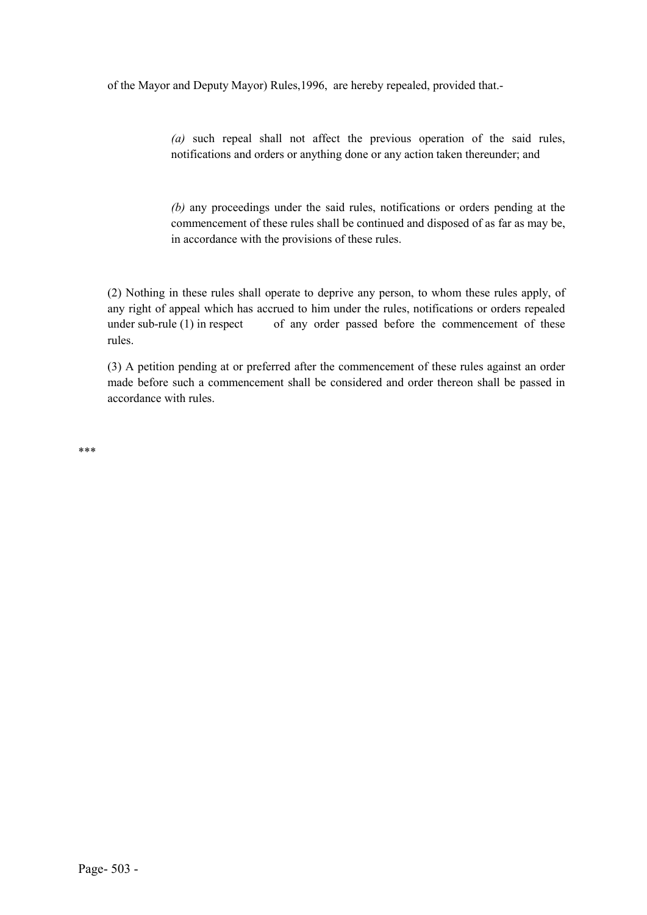of the Mayor and Deputy Mayor) Rules,1996, are hereby repealed, provided that.-

> *(a)* such repeal shall not affect the previous operation of the said rules, notifications and orders or anything done or any action taken thereunder; and
>
> *(b)* any proceedings under the said rules, notifications or orders pending at the commencement of these rules shall be continued and disposed of as far as may be, in accordance with the provisions of these rules.

(2) Nothing in these rules shall operate to deprive any person, to whom these rules apply, of any right of appeal which has accrued to him under the rules, notifications or orders repealed under sub-rule (1) in respect of any order passed before the commencement of these rules.

(3) A petition pending at or preferred after the commencement of these rules against an order made before such a commencement shall be considered and order thereon shall be passed in accordance with rules.

***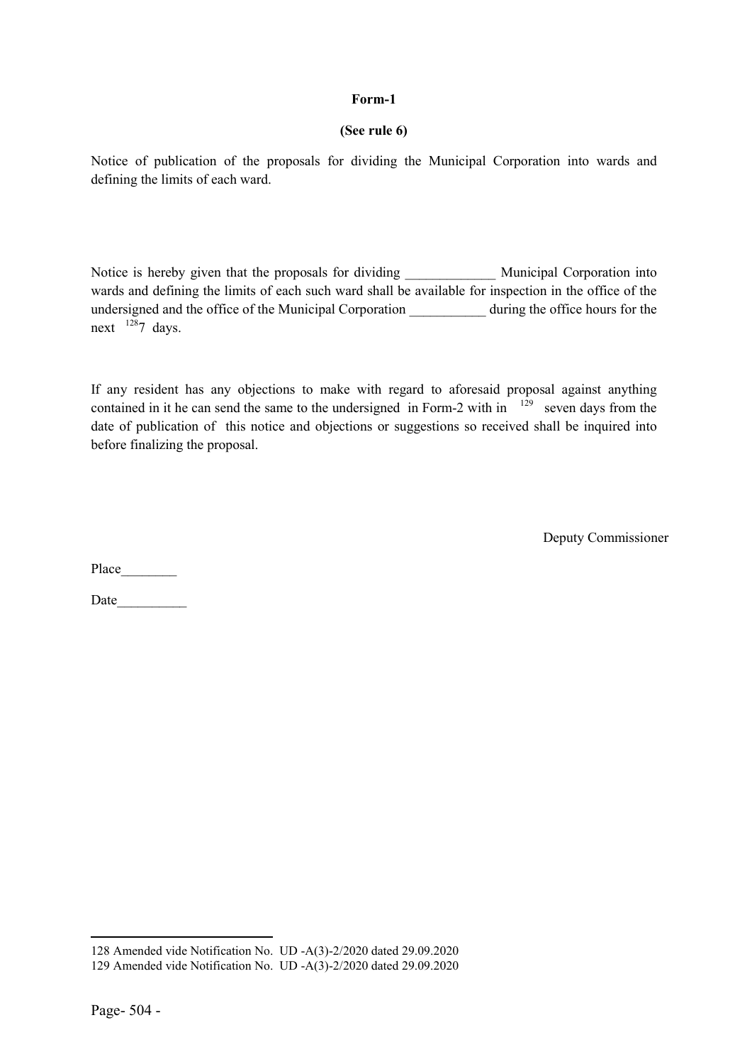**Form-1**

**(See rule 6)**

Notice of publication of the proposals for dividing the Municipal Corporation into wards and defining the limits of each ward.

Notice is hereby given that the proposals for dividing _____________ Municipal Corporation into wards and defining the limits of each such ward shall be available for inspection in the office of the undersigned and the office of the Municipal Corporation ___________ during the office hours for the next [128]7 days.

If any resident has any objections to make with regard to aforesaid proposal against anything contained in it he can send the same to the undersigned in Form-2 with in [129] seven days from the date of publication of this notice and objections or suggestions so received shall be inquired into before finalizing the proposal.

Deputy Commissioner

Place________

Date__________

---

128 Amended vide Notification No. UD -A(3)-2/2020 dated 29.09.2020

129 Amended vide Notification No. UD -A(3)-2/2020 dated 29.09.2020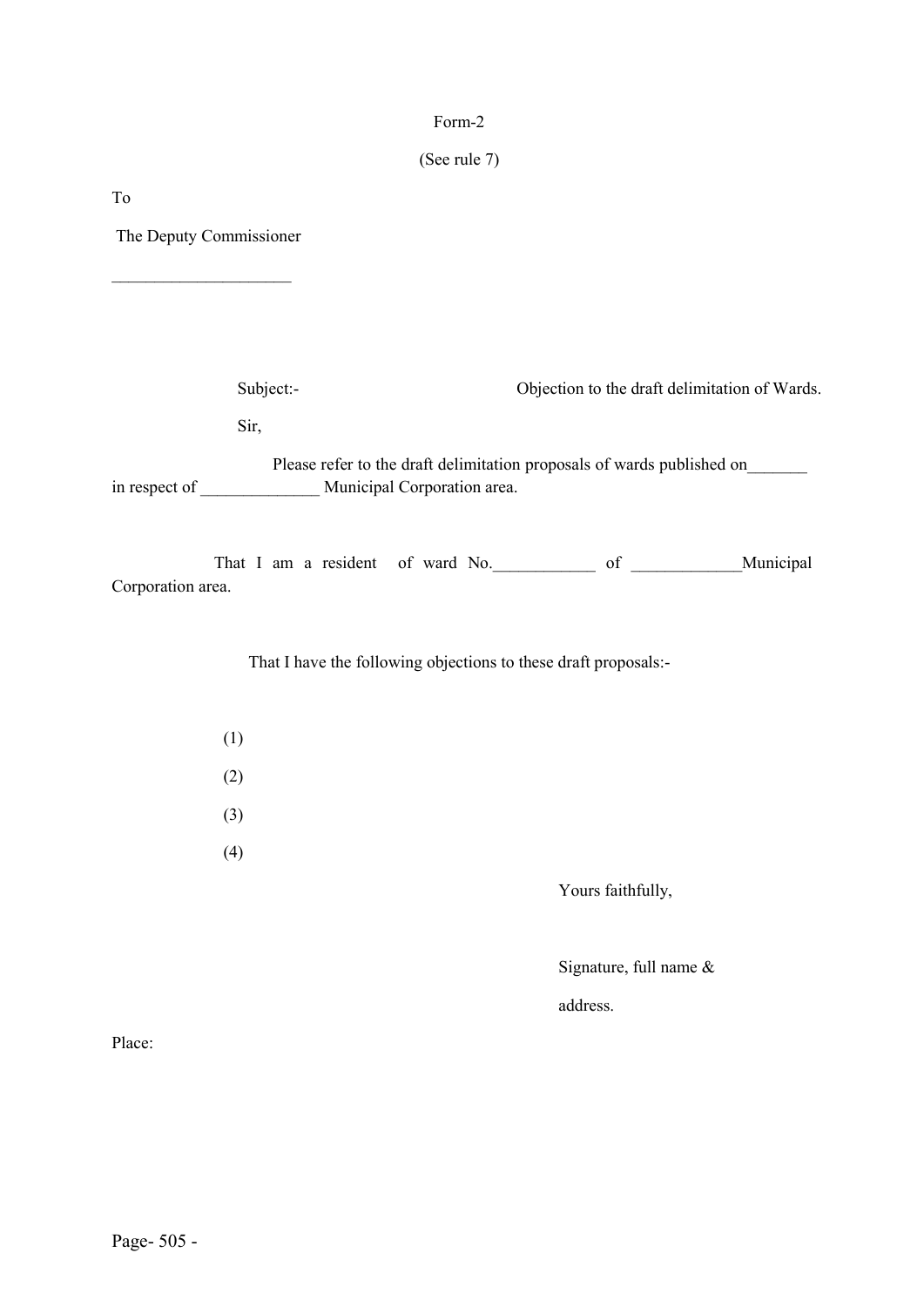Form-2

(See rule 7)

To

The Deputy Commissioner

_____________________

Subject:- Objection to the draft delimitation of Wards.

Sir,

Please refer to the draft delimitation proposals of wards published on_______ in respect of ______________ Municipal Corporation area.

That I am a resident of ward No.____________ of _____________Municipal Corporation area.

That I have the following objections to these draft proposals:-

(1)

(2)

(3)

(4)

Yours faithfully,

Signature, full name &

address.

Place: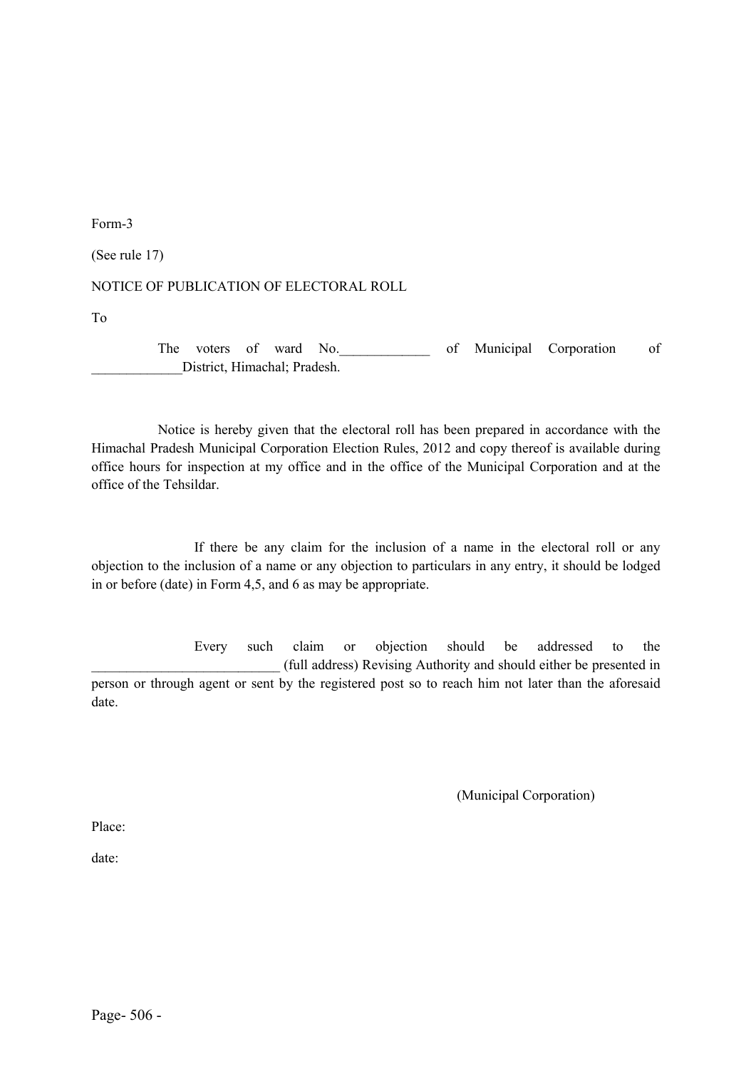Form-3

(See rule 17)

NOTICE OF PUBLICATION OF ELECTORAL ROLL

To

The voters of ward No.\_\_\_\_\_\_\_\_\_\_\_\_\_ of Municipal Corporation of \_\_\_\_\_\_\_\_\_\_\_\_\_District, Himachal; Pradesh.

Notice is hereby given that the electoral roll has been prepared in accordance with the Himachal Pradesh Municipal Corporation Election Rules, 2012 and copy thereof is available during office hours for inspection at my office and in the office of the Municipal Corporation and at the office of the Tehsildar.

If there be any claim for the inclusion of a name in the electoral roll or any objection to the inclusion of a name or any objection to particulars in any entry, it should be lodged in or before (date) in Form 4,5, and 6 as may be appropriate.

Every such claim or objection should be addressed to the \_\_\_\_\_\_\_\_\_\_\_\_\_\_\_\_\_\_\_\_\_\_\_\_\_\_\_ (full address) Revising Authority and should either be presented in person or through agent or sent by the registered post so to reach him not later than the aforesaid date.

(Municipal Corporation)

Place:

date: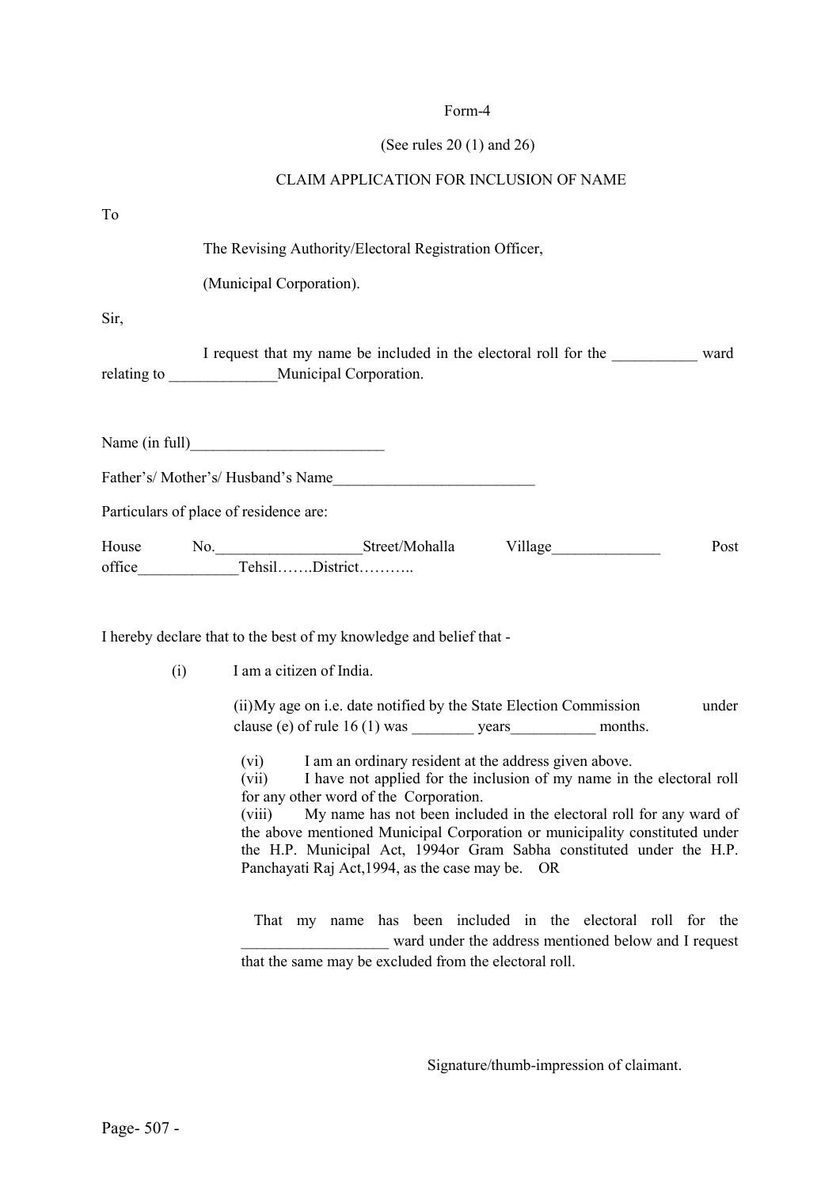Form-4

(See rules 20 (1) and 26)

CLAIM APPLICATION FOR INCLUSION OF NAME

To

The Revising Authority/Electoral Registration Officer,

(Municipal Corporation).

Sir,

I request that my name be included in the electoral roll for the ___________ ward relating to ______________Municipal Corporation.

Name (in full)_________________________

Father's/ Mother's/ Husband's Name__________________________

Particulars of place of residence are:

House No.___________________Street/Mohalla Village______________ Post office_____________Tehsil…….District………..

I hereby declare that to the best of my knowledge and belief that -

(i) I am a citizen of India.

(ii) My age on i.e. date notified by the State Election Commission under clause (e) of rule 16 (1) was ________ years___________ months.

(vi) I am an ordinary resident at the address given above.

(vii) I have not applied for the inclusion of my name in the electoral roll for any other word of the Corporation.

(viii) My name has not been included in the electoral roll for any ward of the above mentioned Municipal Corporation or municipality constituted under the H.P. Municipal Act, 1994or Gram Sabha constituted under the H.P. Panchayati Raj Act,1994, as the case may be. OR

That my name has been included in the electoral roll for the ___________________ ward under the address mentioned below and I request that the same may be excluded from the electoral roll.

Signature/thumb-impression of claimant.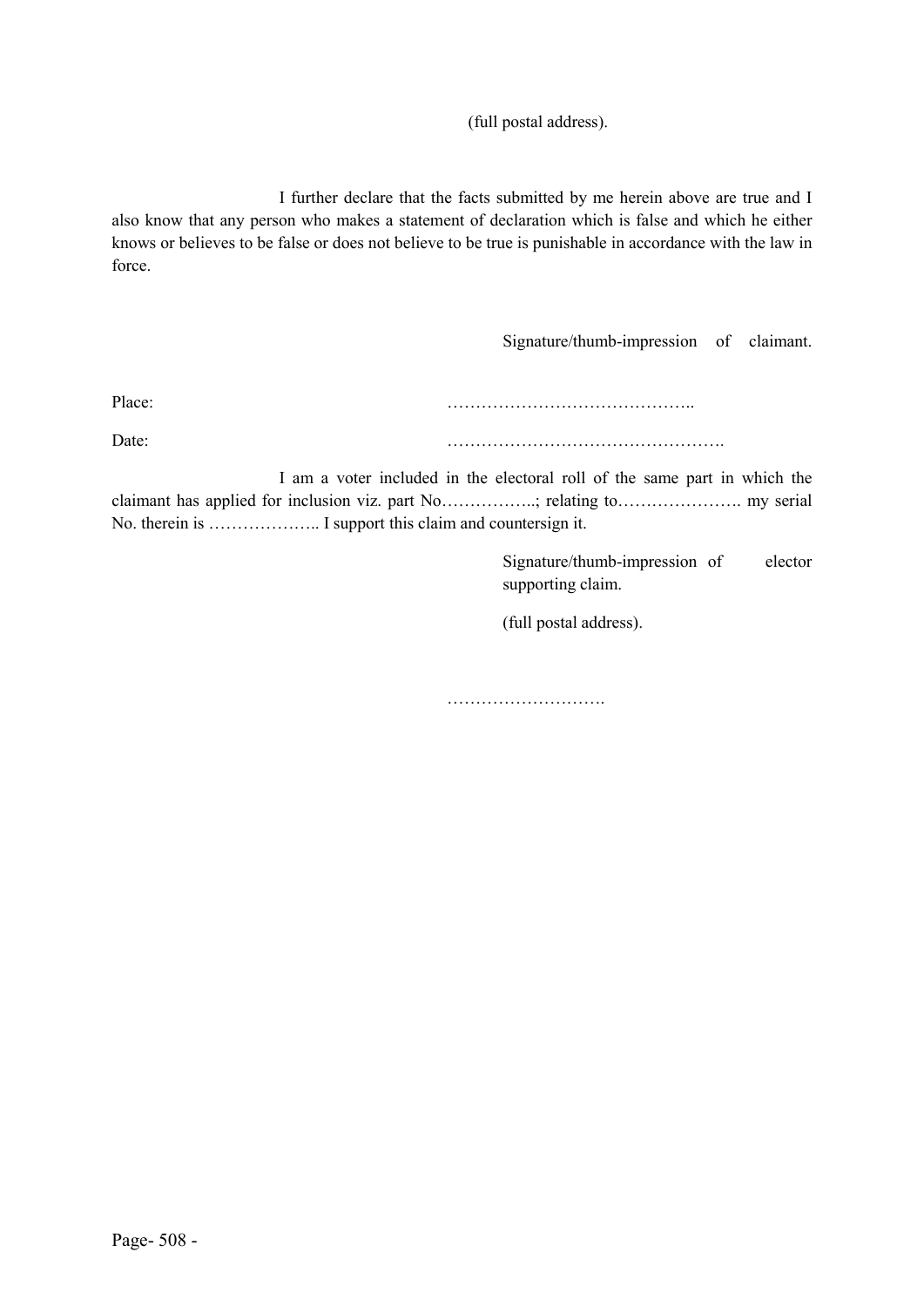(full postal address).

I further declare that the facts submitted by me herein above are true and I also know that any person who makes a statement of declaration which is false and which he either knows or believes to be false or does not believe to be true is punishable in accordance with the law in force.

Signature/thumb-impression of claimant.

Place: ……………………………………..

Date: ………………………………………….

I am a voter included in the electoral roll of the same part in which the claimant has applied for inclusion viz. part No……………..; relating to…………………. my serial No. therein is ……………….. I support this claim and countersign it.

Signature/thumb-impression of elector supporting claim.

(full postal address).

……………………….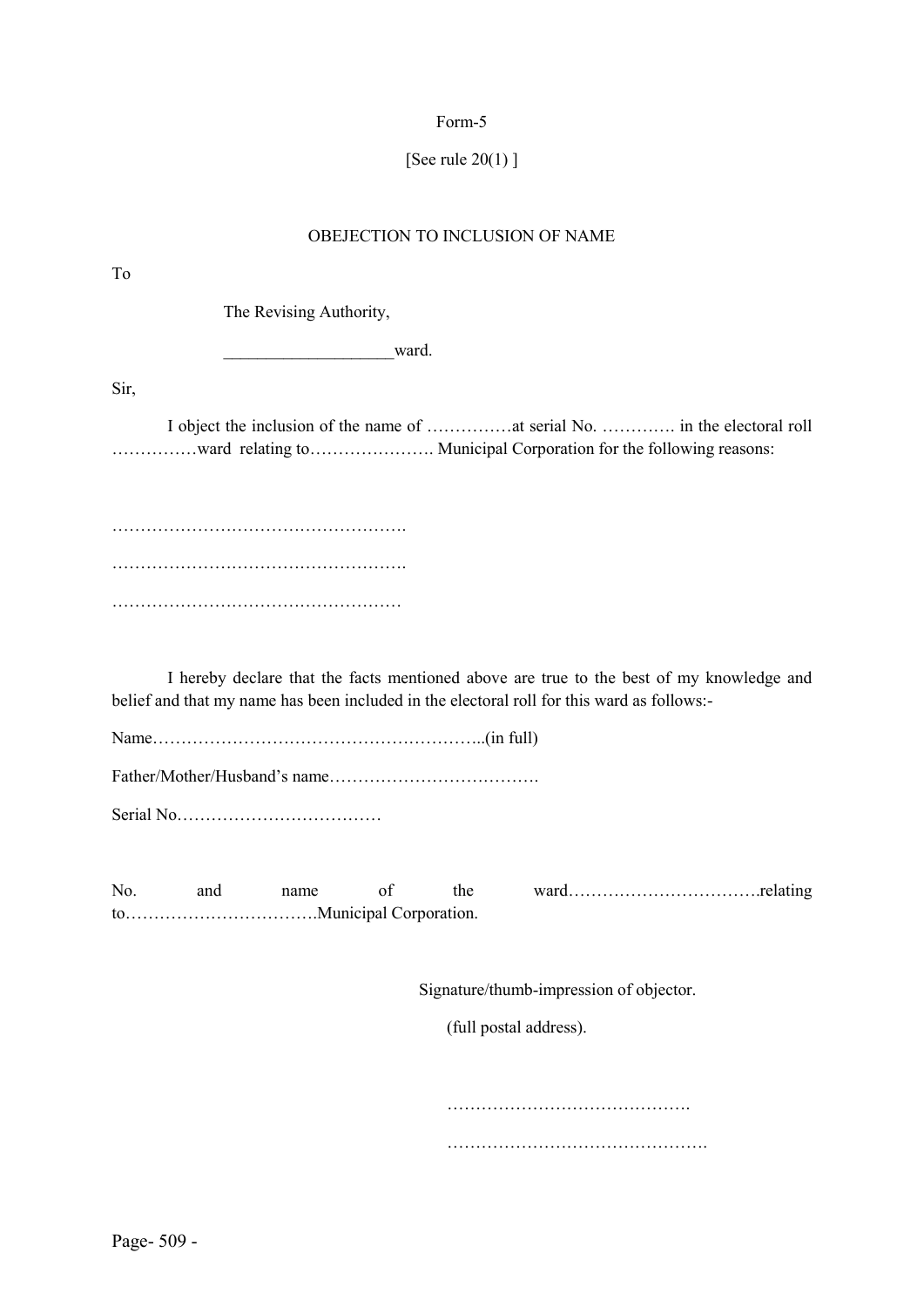Form-5

[See rule 20(1) ]

OBEJECTION TO INCLUSION OF NAME

To

The Revising Authority,

___________________ward.

Sir,

I object the inclusion of the name of ……………at serial No. …………. in the electoral roll ……………ward relating to…………………. Municipal Corporation for the following reasons:

…………………………………………….

…………………………………………….

……………………………………………

I hereby declare that the facts mentioned above are true to the best of my knowledge and belief and that my name has been included in the electoral roll for this ward as follows:-

Name…………………………………………………..(in full)

Father/Mother/Husband's name……………………………….

Serial No………………………………

No. and name of the ward…………………………….relating to…………………………….Municipal Corporation.

Signature/thumb-impression of objector.

(full postal address).

…………………………………….

……………………………………….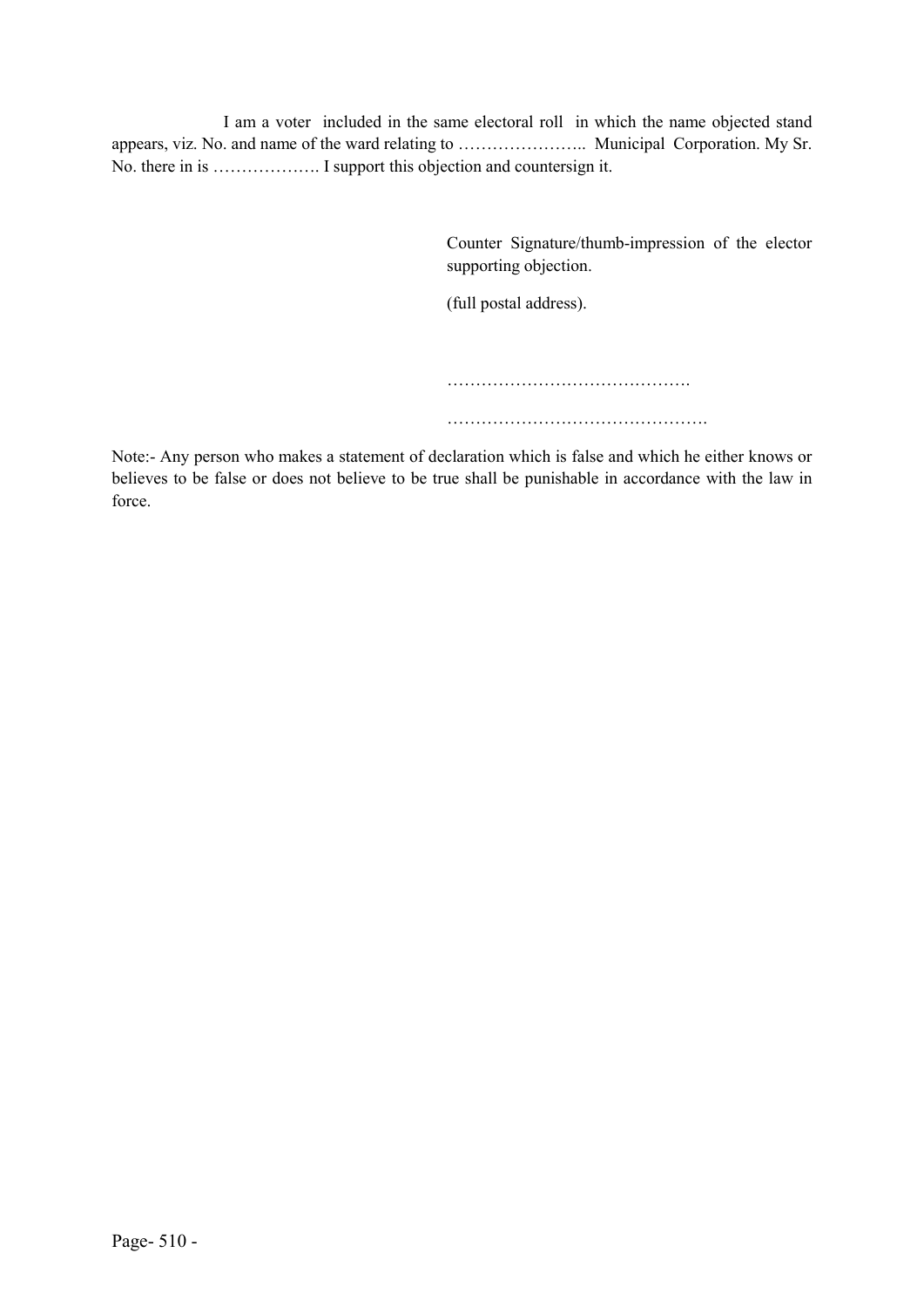I am a voter included in the same electoral roll in which the name objected stand appears, viz. No. and name of the ward relating to ………………….. Municipal Corporation. My Sr. No. there in is ………………. I support this objection and countersign it.

Counter Signature/thumb-impression of the elector supporting objection.

(full postal address).

…………………………………….

……………………………………….

Note:- Any person who makes a statement of declaration which is false and which he either knows or believes to be false or does not believe to be true shall be punishable in accordance with the law in force.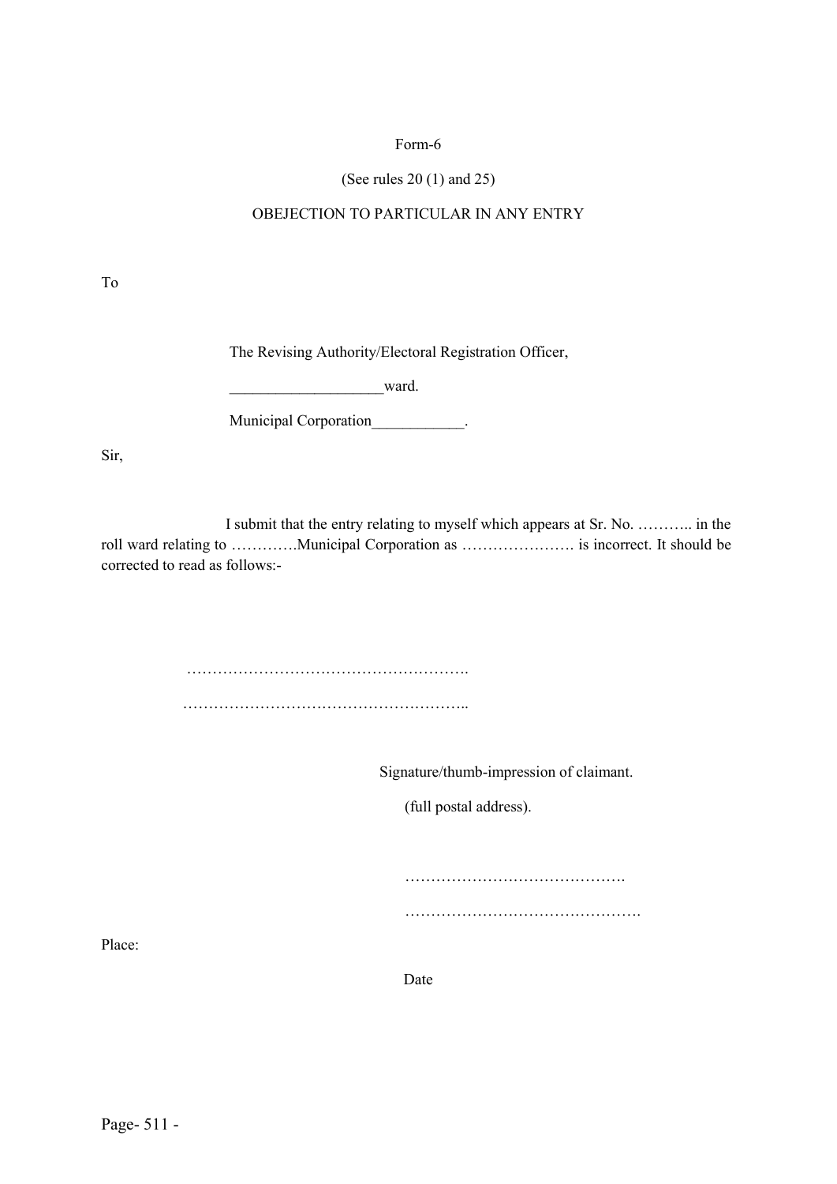Form-6

(See rules 20 (1) and 25)

OBEJECTION TO PARTICULAR IN ANY ENTRY

To

The Revising Authority/Electoral Registration Officer,

___________________ward.

Municipal Corporation____________.

Sir,

I submit that the entry relating to myself which appears at Sr. No. ……….. in the roll ward relating to ………….Municipal Corporation as …………………. is incorrect. It should be corrected to read as follows:-

……………………………………………….

………………………………………………..

Signature/thumb-impression of claimant.

(full postal address).

…………………………………….

……………………………………….

Place:

Date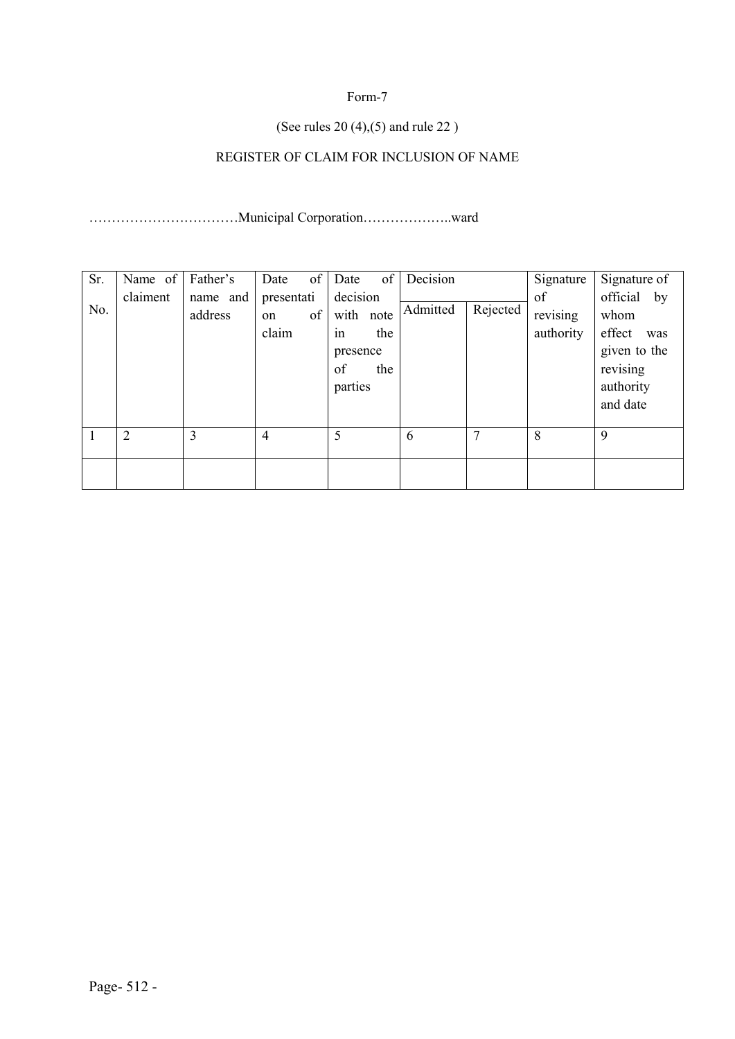Form-7

(See rules 20 (4),(5) and rule 22 )

REGISTER OF CLAIM FOR INCLUSION OF NAME

……………………………Municipal Corporation………………..ward

| Sr. No. | Name of claiment | Father's name and address | Date of presentation of claim | Date of decision with note in the presence of the parties | Decision | | Signature of revising authority | Signature of official by whom effect was given to the revising authority and date |
|---|---|---|---|---|---|---|---|---|
| | | | | | Admitted | Rejected | | |
| 1 | 2 | 3 | 4 | 5 | 6 | 7 | 8 | 9 |
| | | | | | | | | |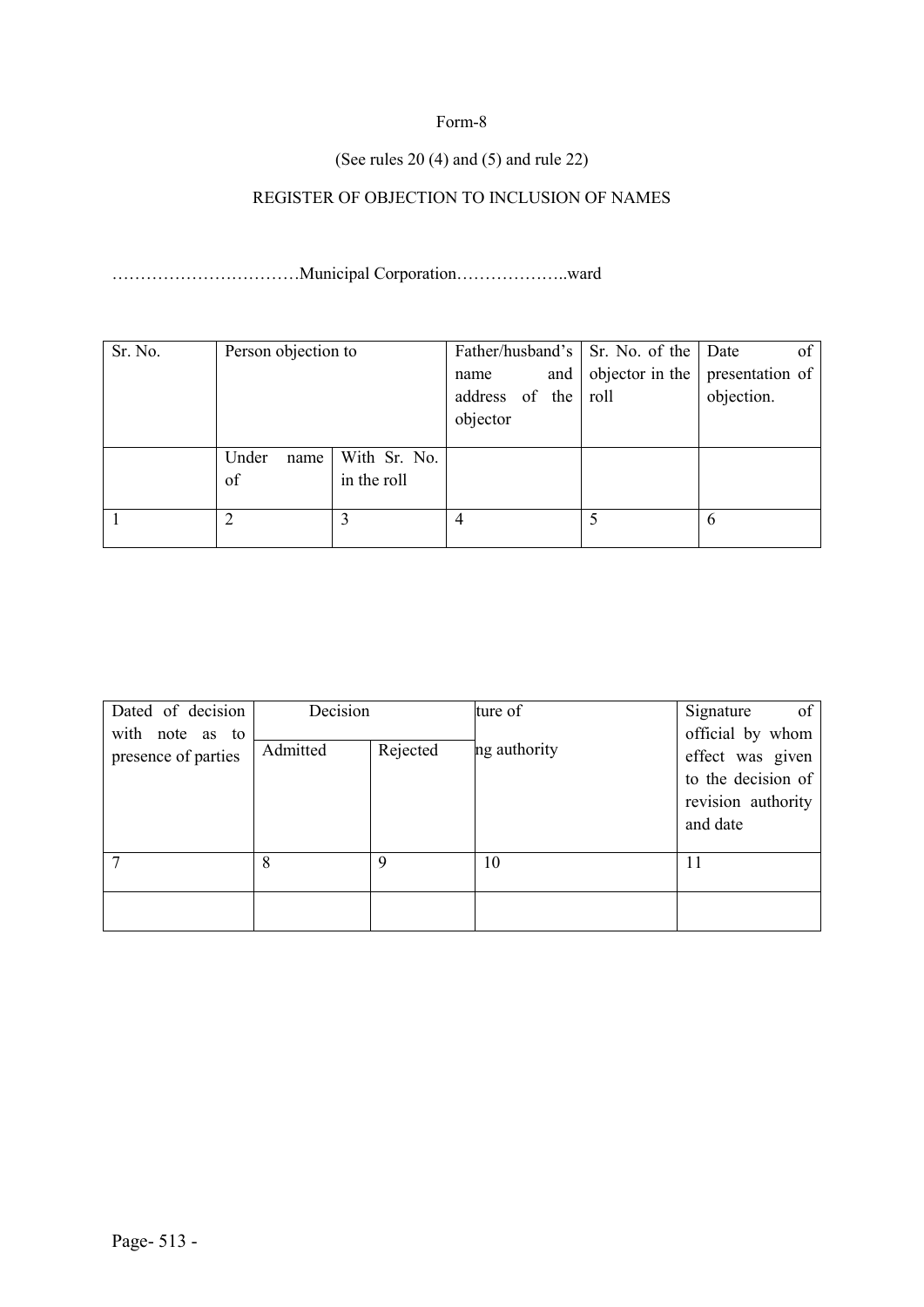Form-8

(See rules 20 (4) and (5) and rule 22)

REGISTER OF OBJECTION TO INCLUSION OF NAMES

……………………………Municipal Corporation………………..ward

| Sr. No. | Person objection to | | Father/husband's name and address of the objector | Sr. No. of the objector in the roll | Date of presentation of objection. |
|---|---|---|---|---|---|
| | Under name of | With Sr. No. in the roll | | | |
| 1 | 2 | 3 | 4 | 5 | 6 |

| Dated of decision with note as to presence of parties | Decision | | ture of ng authority | Signature of official by whom effect was given to the decision of revision authority and date |
|---|---|---|---|---|
| | Admitted | Rejected | | |
| 7 | 8 | 9 | 10 | 11 |
| | | | | |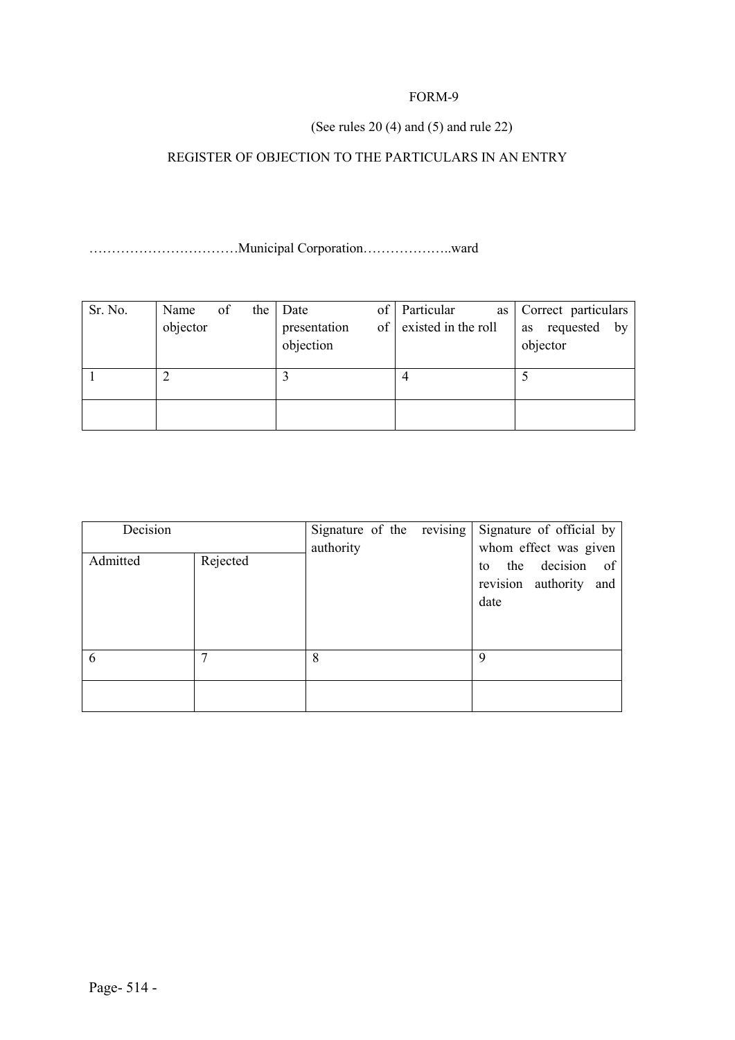FORM-9

(See rules 20 (4) and (5) and rule 22)

REGISTER OF OBJECTION TO THE PARTICULARS IN AN ENTRY

……………………………Municipal Corporation………………..ward

| Sr. No. | Name of the objector | Date of presentation of objection | Particular as existed in the roll | Correct particulars as requested by objector |
|---|---|---|---|---|
| 1 | 2 | 3 | 4 | 5 |
| | | | | |

| Decision | | Signature of the revising authority | Signature of official by whom effect was given to the decision of revision authority and date |
|---|---|---|---|
| Admitted | Rejected | | |
| 6 | 7 | 8 | 9 |
| | | | |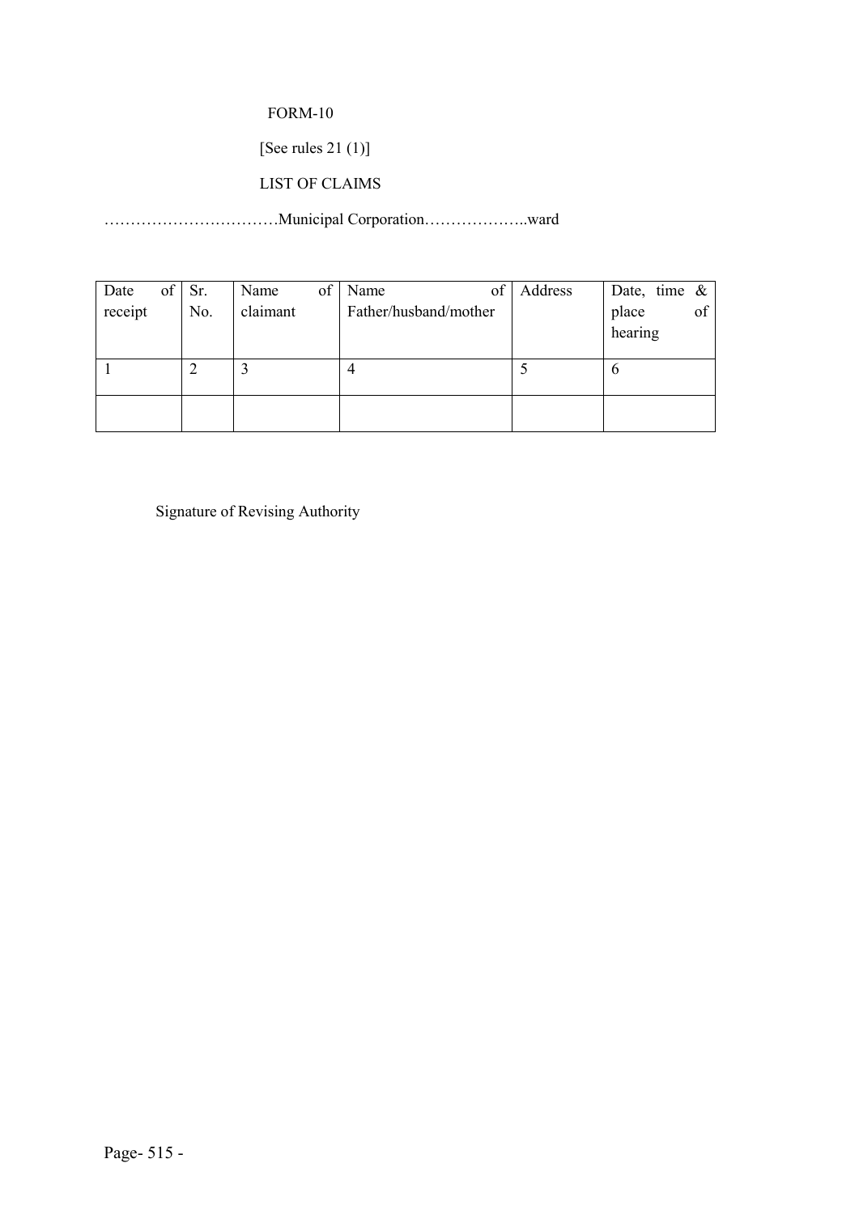FORM-10

[See rules 21 (1)]

LIST OF CLAIMS

……………………………Municipal Corporation………………..ward

| Date of receipt | Sr. No. | Name of claimant | Name of Father/husband/mother | Address | Date, time & place of hearing |
|---|---|---|---|---|---|
| 1 | 2 | 3 | 4 | 5 | 6 |
| | | | | | |

Signature of Revising Authority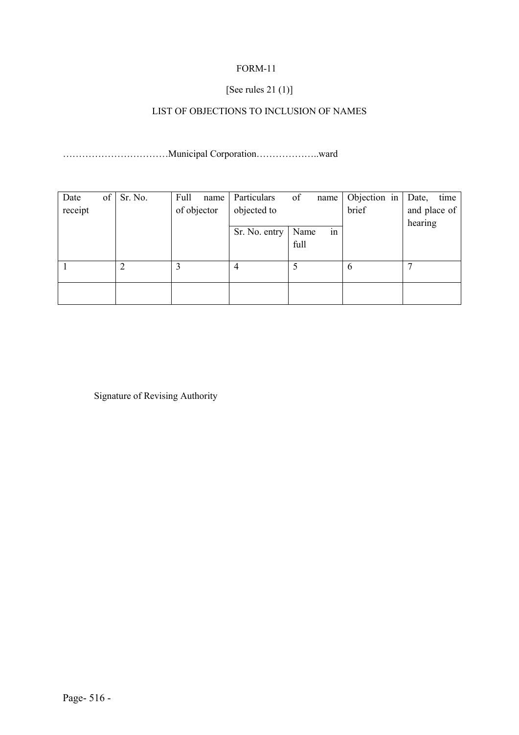FORM-11

[See rules 21 (1)]

LIST OF OBJECTIONS TO INCLUSION OF NAMES

……………………………Municipal Corporation………………..ward

| Date of receipt | Sr. No. | Full name of objector | Particulars of name objected to | | Objection in brief | Date, time and place of hearing |
|---|---|---|---|---|---|---|
| | | | Sr. No. entry | Name in full | | |
| 1 | 2 | 3 | 4 | 5 | 6 | 7 |
| | | | | | | |

Signature of Revising Authority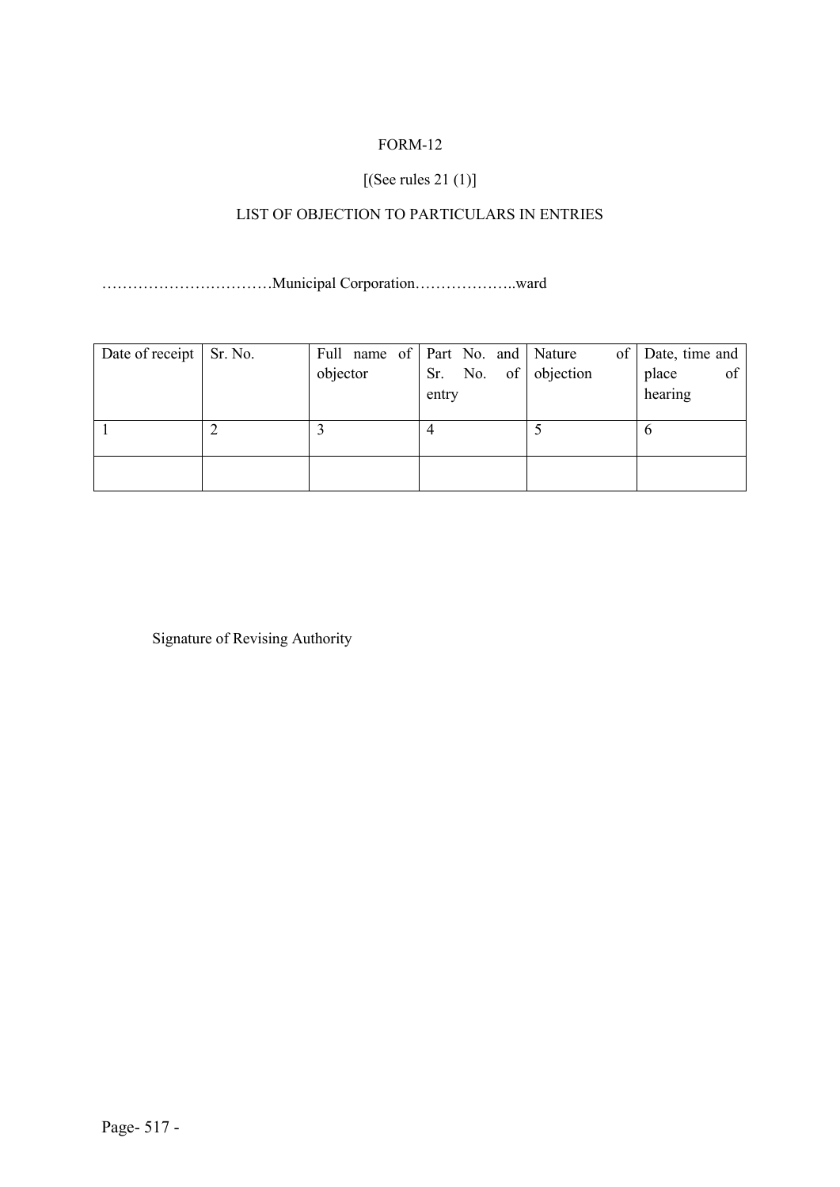FORM-12

[(See rules 21 (1)]

LIST OF OBJECTION TO PARTICULARS IN ENTRIES

……………………………Municipal Corporation………………..ward

| Date of receipt | Sr. No. | Full name of objector | Part No. and Sr. No. of entry | Nature of objection | Date, time and place of hearing |
|---|---|---|---|---|---|
| 1 | 2 | 3 | 4 | 5 | 6 |
| | | | | | |

Signature of Revising Authority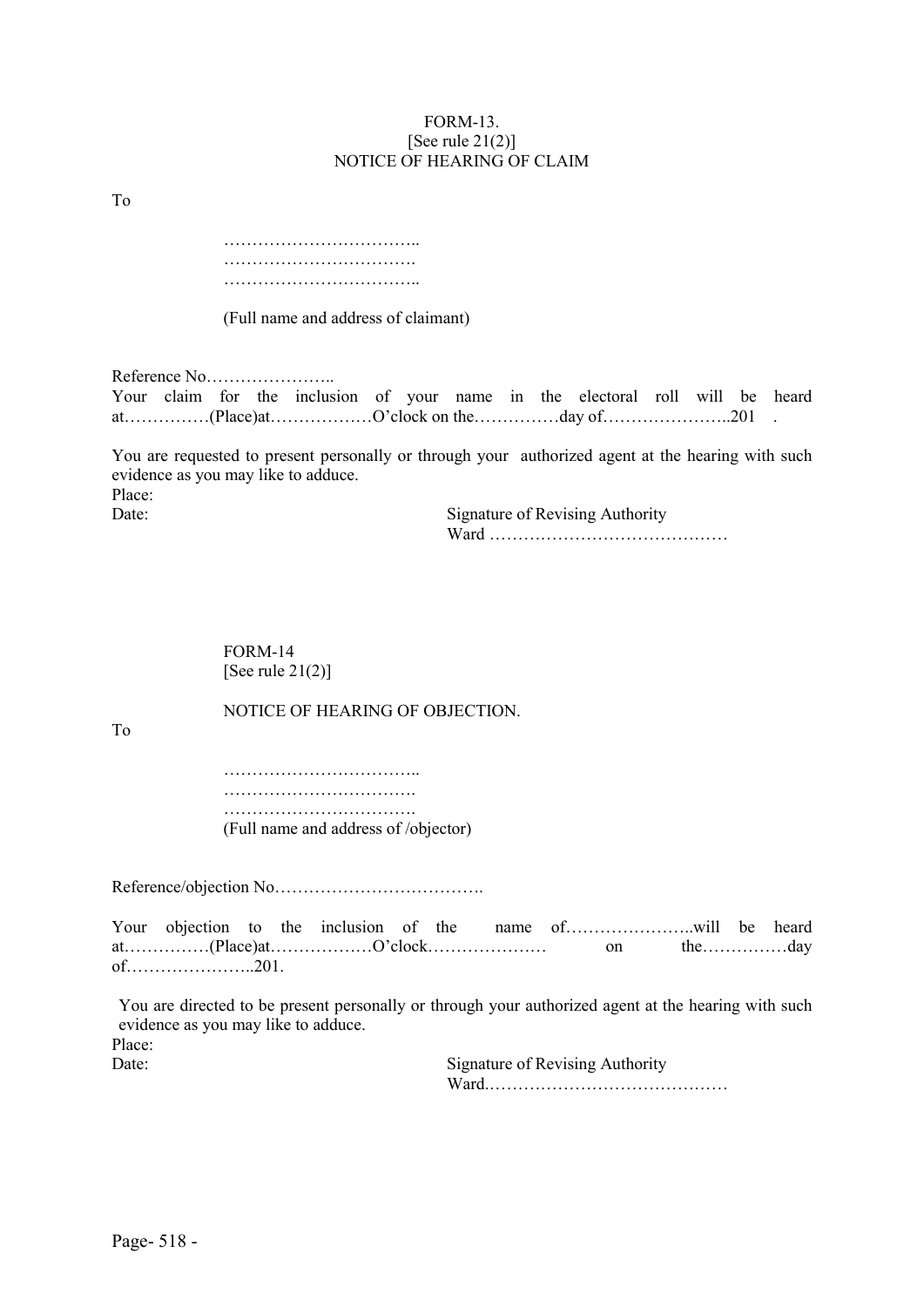FORM-13.
[See rule 21(2)]
NOTICE OF HEARING OF CLAIM

To

……………………………..
…………………………….
……………………………..

(Full name and address of claimant)

Reference No…………………..
Your claim for the inclusion of your name in the electoral roll will be heard at……………(Place)at………………O'clock on the……………day of…………………..201 .

You are requested to present personally or through your authorized agent at the hearing with such evidence as you may like to adduce.
Place:
Date:

Signature of Revising Authority
Ward ……………………………………

FORM-14
[See rule 21(2)]

NOTICE OF HEARING OF OBJECTION.

To

……………………………..
…………………………….
…………………………….
(Full name and address of /objector)

Reference/objection No……………………………….

Your objection to the inclusion of the name of…………………..will be heard at……………(Place)at………………O'clock………………… on the……………day of…………………..201.

You are directed to be present personally or through your authorized agent at the hearing with such evidence as you may like to adduce.
Place:
Date:

Signature of Revising Authority
Ward.……………………………………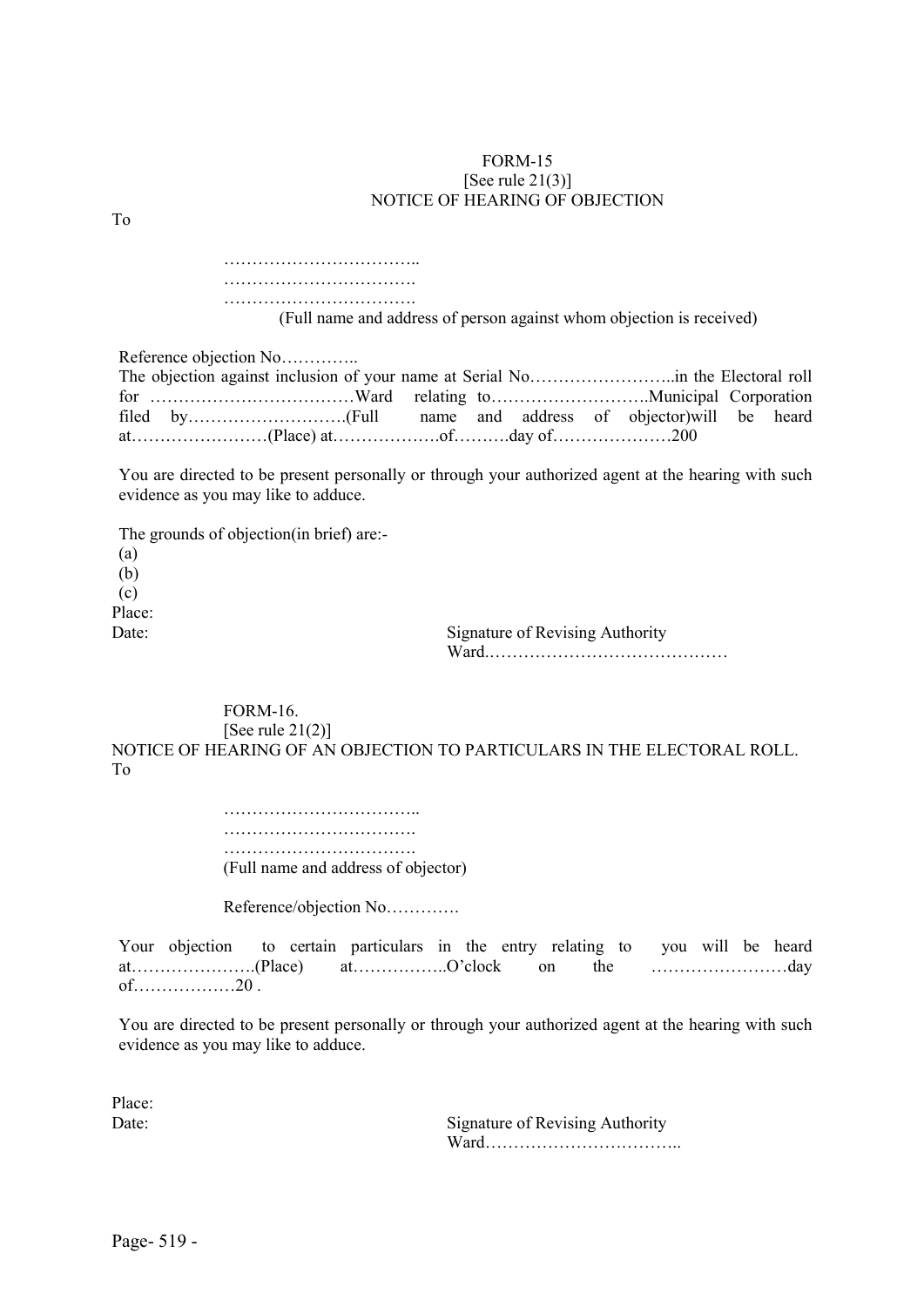FORM-15
[See rule 21(3)]
NOTICE OF HEARING OF OBJECTION

To

……………………………..
…………………………….
…………………………….
(Full name and address of person against whom objection is received)

Reference objection No…………..
The objection against inclusion of your name at Serial No……………………..in the Electoral roll for ………………………………Ward relating to………………………..Municipal Corporation filed by……………………….(Full name and address of objector)will be heard at……………………(Place) at……………….of……….day of…………………200

You are directed to be present personally or through your authorized agent at the hearing with such evidence as you may like to adduce.

The grounds of objection(in brief) are:-
(a)
(b)
(c)

Place:
Date:

Signature of Revising Authority
Ward.……………………………………

FORM-16.
[See rule 21(2)]
NOTICE OF HEARING OF AN OBJECTION TO PARTICULARS IN THE ELECTORAL ROLL.

To

……………………………..
…………………………….
…………………………….
(Full name and address of objector)

Reference/objection No………….

Your objection to certain particulars in the entry relating to you will be heard at………………….(Place) at……………..O'clock on the ……………………day of………………20 .

You are directed to be present personally or through your authorized agent at the hearing with such evidence as you may like to adduce.

Place:
Date:

Signature of Revising Authority
Ward……………………………..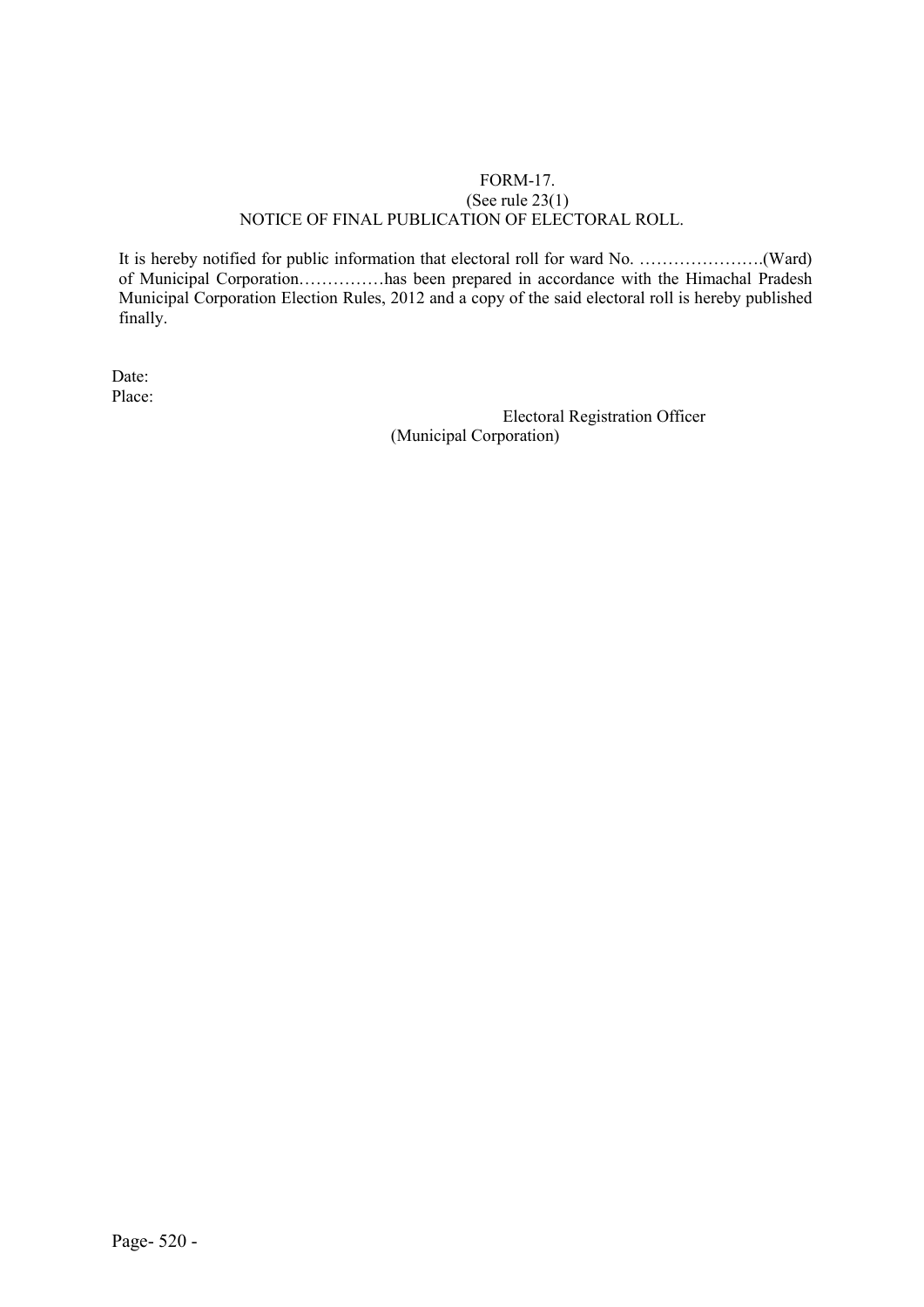# FORM-17.

(See rule 23(1)

NOTICE OF FINAL PUBLICATION OF ELECTORAL ROLL.

It is hereby notified for public information that electoral roll for ward No. ………………….(Ward) of Municipal Corporation……………has been prepared in accordance with the Himachal Pradesh Municipal Corporation Election Rules, 2012 and a copy of the said electoral roll is hereby published finally.

Date:

Place:

Electoral Registration Officer
(Municipal Corporation)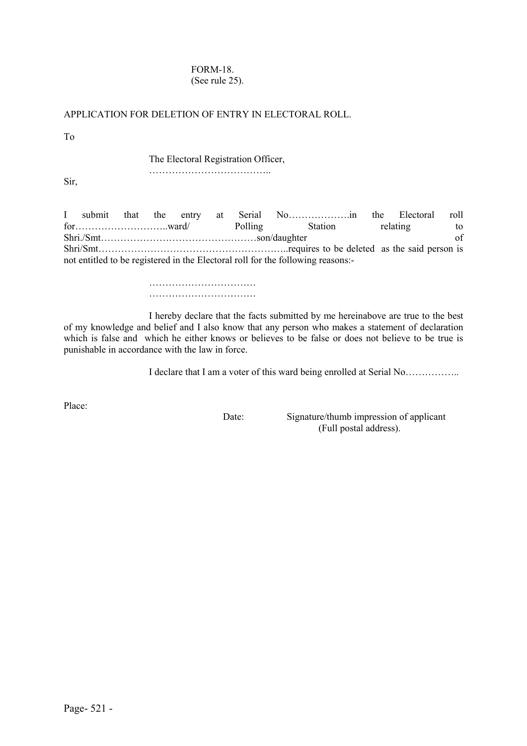FORM-18.
(See rule 25).

APPLICATION FOR DELETION OF ENTRY IN ELECTORAL ROLL.

To

The Electoral Registration Officer,
………………………………..

Sir,

I submit that the entry at Serial No……………….in the Electoral roll for………………………..ward/ Polling Station relating to Shri./Smt…………………………………………son/daughter of Shri/Smt…………………………………………………..requires to be deleted as the said person is not entitled to be registered in the Electoral roll for the following reasons:-

……………………………
……………………………

I hereby declare that the facts submitted by me hereinabove are true to the best of my knowledge and belief and I also know that any person who makes a statement of declaration which is false and which he either knows or believes to be false or does not believe to be true is punishable in accordance with the law in force.

I declare that I am a voter of this ward being enrolled at Serial No……………..

Place:

Date: Signature/thumb impression of applicant
(Full postal address).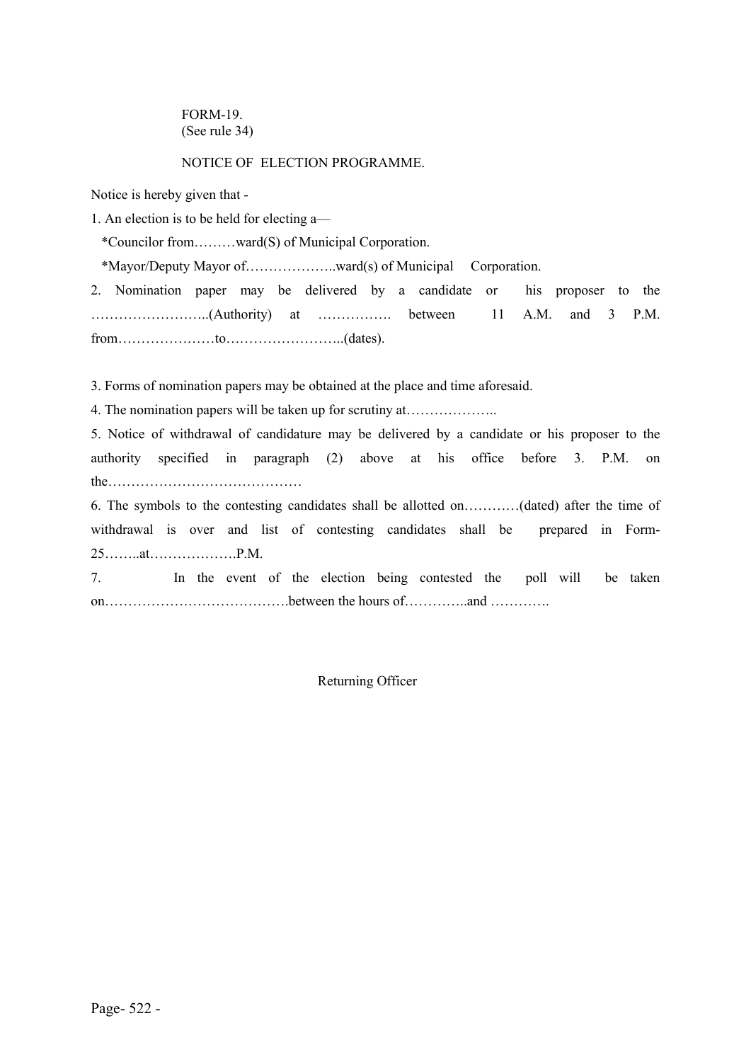FORM-19.
(See rule 34)

NOTICE OF ELECTION PROGRAMME.

Notice is hereby given that -

1. An election is to be held for electing a—

*Councilor from………ward(S) of Municipal Corporation.

*Mayor/Deputy Mayor of………………..ward(s) of Municipal Corporation.

2. Nomination paper may be delivered by a candidate or his proposer to the ……………………..(Authority) at ……………. between 11 A.M. and 3 P.M. from…………………to……………………..(dates).

3. Forms of nomination papers may be obtained at the place and time aforesaid.

4. The nomination papers will be taken up for scrutiny at………………..

5. Notice of withdrawal of candidature may be delivered by a candidate or his proposer to the authority specified in paragraph (2) above at his office before 3. P.M. on the……………………………………

6. The symbols to the contesting candidates shall be allotted on…………(dated) after the time of withdrawal is over and list of contesting candidates shall be prepared in Form-25……..at……………….P.M.

7. In the event of the election being contested the poll will be taken on………………………………….between the hours of…………..and ………….

Returning Officer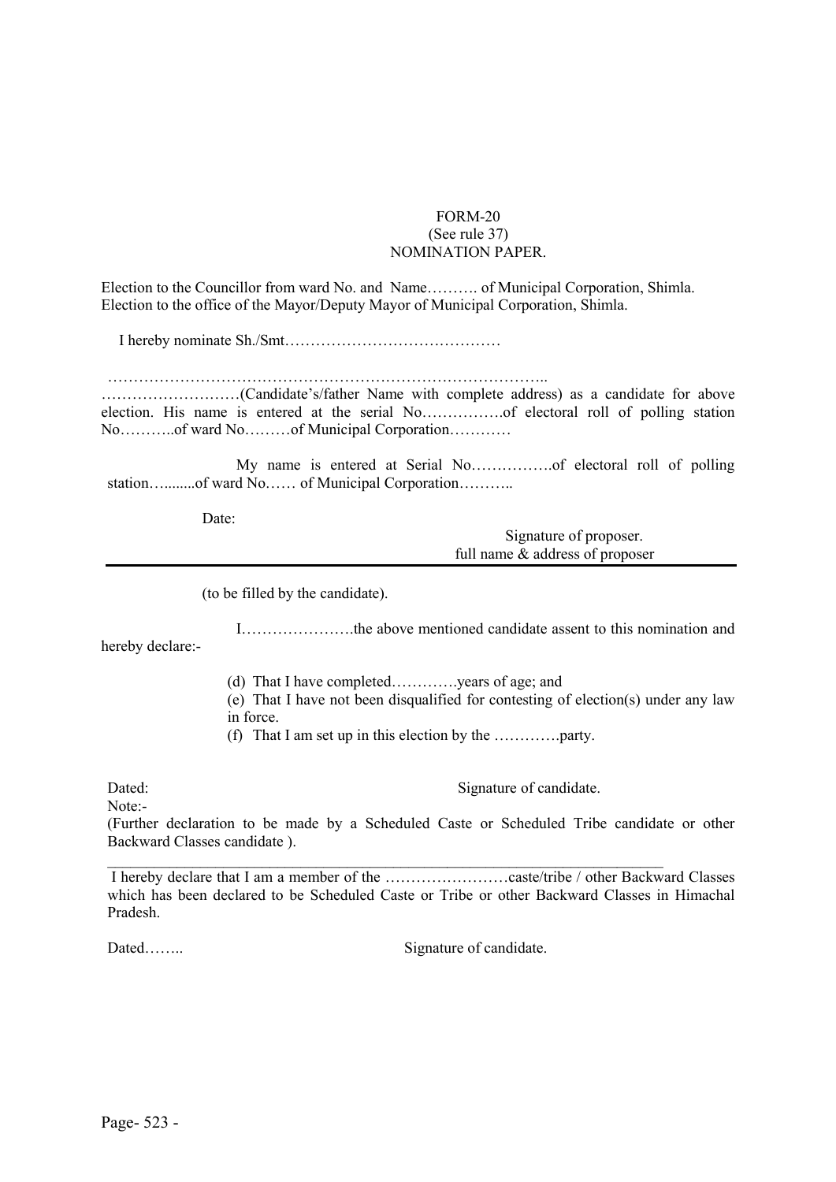FORM-20

(See rule 37)

NOMINATION PAPER.

Election to the Councillor from ward No. and Name………. of Municipal Corporation, Shimla.
Election to the office of the Mayor/Deputy Mayor of Municipal Corporation, Shimla.

I hereby nominate Sh./Smt……………………………………

……………………………………………………………………………..
………………………(Candidate's/father Name with complete address) as a candidate for above election. His name is entered at the serial No…………….of electoral roll of polling station No………..of ward No………of Municipal Corporation…………

My name is entered at Serial No…………….of electoral roll of polling station…........of ward No…… of Municipal Corporation………..

Date:

Signature of proposer.
full name & address of proposer

---

(to be filled by the candidate).

I………………….the above mentioned candidate assent to this nomination and hereby declare:-

(d) That I have completed…………years of age; and
(e) That I have not been disqualified for contesting of election(s) under any law in force.
(f) That I am set up in this election by the ………….party.

Dated: Signature of candidate.

Note:-

(Further declaration to be made by a Scheduled Caste or Scheduled Tribe candidate or other Backward Classes candidate ).

---

I hereby declare that I am a member of the ……………………caste/tribe / other Backward Classes which has been declared to be Scheduled Caste or Tribe or other Backward Classes in Himachal Pradesh.

Dated…….. Signature of candidate.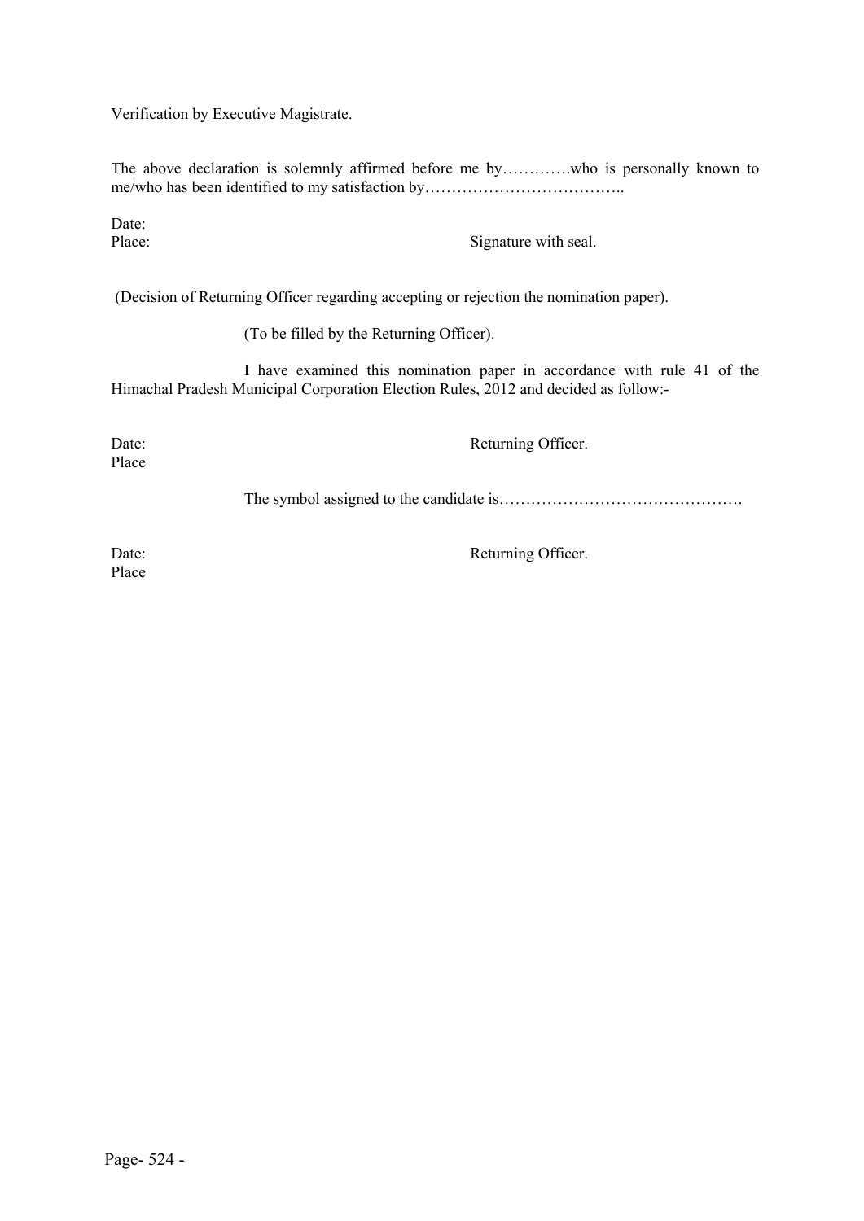Verification by Executive Magistrate.

The above declaration is solemnly affirmed before me by………….who is personally known to me/who has been identified to my satisfaction by………………………………..

Date:
Place: Signature with seal.

(Decision of Returning Officer regarding accepting or rejection the nomination paper).

(To be filled by the Returning Officer).

I have examined this nomination paper in accordance with rule 41 of the Himachal Pradesh Municipal Corporation Election Rules, 2012 and decided as follow:-

Date: Returning Officer.
Place

The symbol assigned to the candidate is……………………………………….

Date: Returning Officer.
Place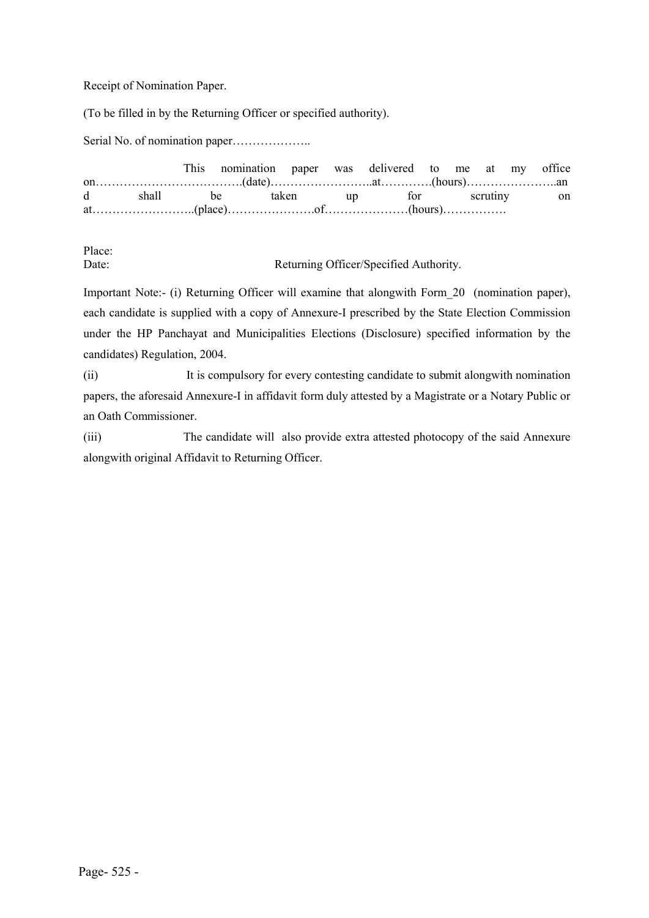Receipt of Nomination Paper.

(To be filled in by the Returning Officer or specified authority).

Serial No. of nomination paper………………..

This nomination paper was delivered to me at my office on……………………………….(date)……………………..at………….(hours)…………………..and shall be taken up for scrutiny on at……………………..(place)………………….of…………………(hours)…………….

Place:

Date: Returning Officer/Specified Authority.

Important Note:- (i) Returning Officer will examine that alongwith Form_20 (nomination paper), each candidate is supplied with a copy of Annexure-I prescribed by the State Election Commission under the HP Panchayat and Municipalities Elections (Disclosure) specified information by the candidates) Regulation, 2004.

(ii) It is compulsory for every contesting candidate to submit alongwith nomination papers, the aforesaid Annexure-I in affidavit form duly attested by a Magistrate or a Notary Public or an Oath Commissioner.

(iii) The candidate will also provide extra attested photocopy of the said Annexure alongwith original Affidavit to Returning Officer.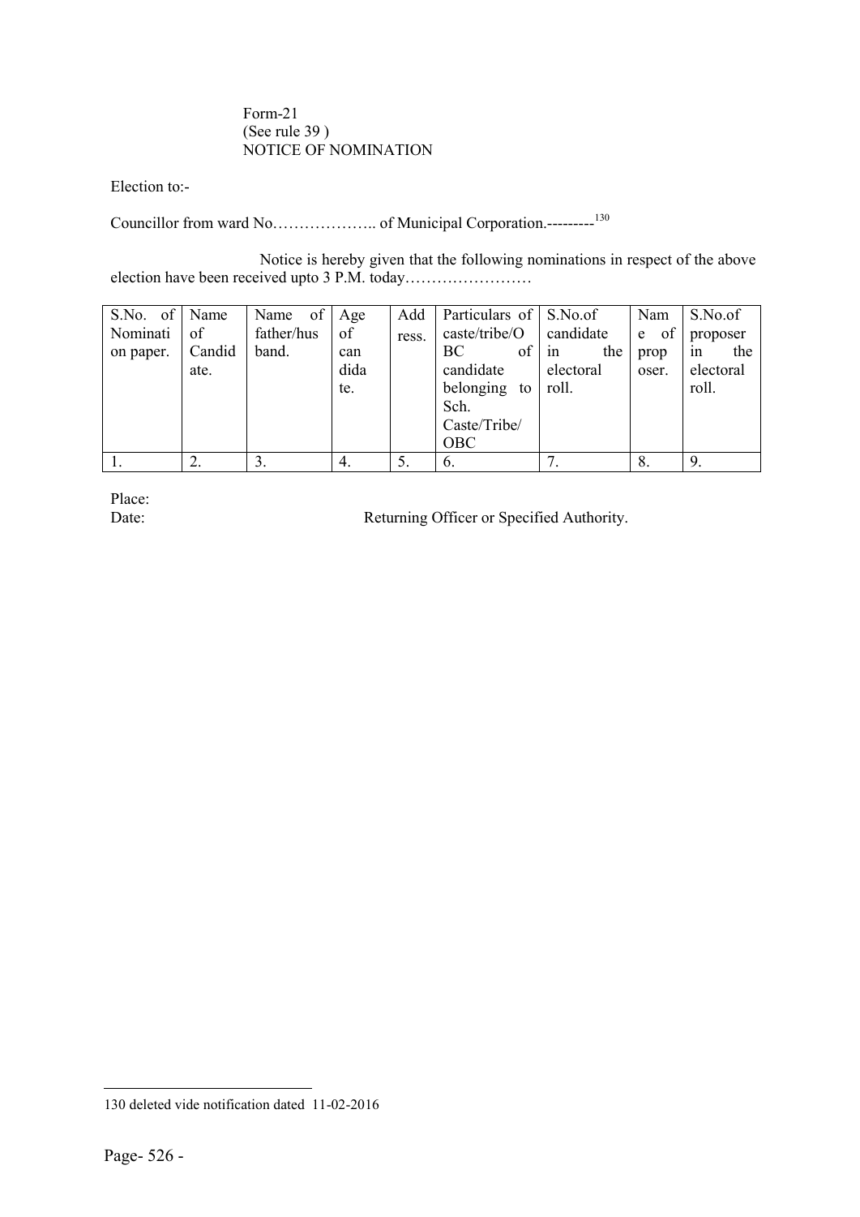Form-21
(See rule 39 )
NOTICE OF NOMINATION

Election to:-

Councillor from ward No……………….. of Municipal Corporation.---------[130]

Notice is hereby given that the following nominations in respect of the above election have been received upto 3 P.M. today……………………

| S.No. of Nomination paper. | Name of Candidate. | Name of father/husband. | Age of candidate. | Address. | Particulars of caste/tribe/OBC of candidate belonging to Sch. Caste/Tribe/OBC | S.No.of candidate in the electoral roll. | Name of proposer. | S.No.of proposer in the electoral roll. |
|---|---|---|---|---|---|---|---|---|
| 1. | 2. | 3. | 4. | 5. | 6. | 7. | 8. | 9. |

Place:
Date: Returning Officer or Specified Authority.

130 deleted vide notification dated 11-02-2016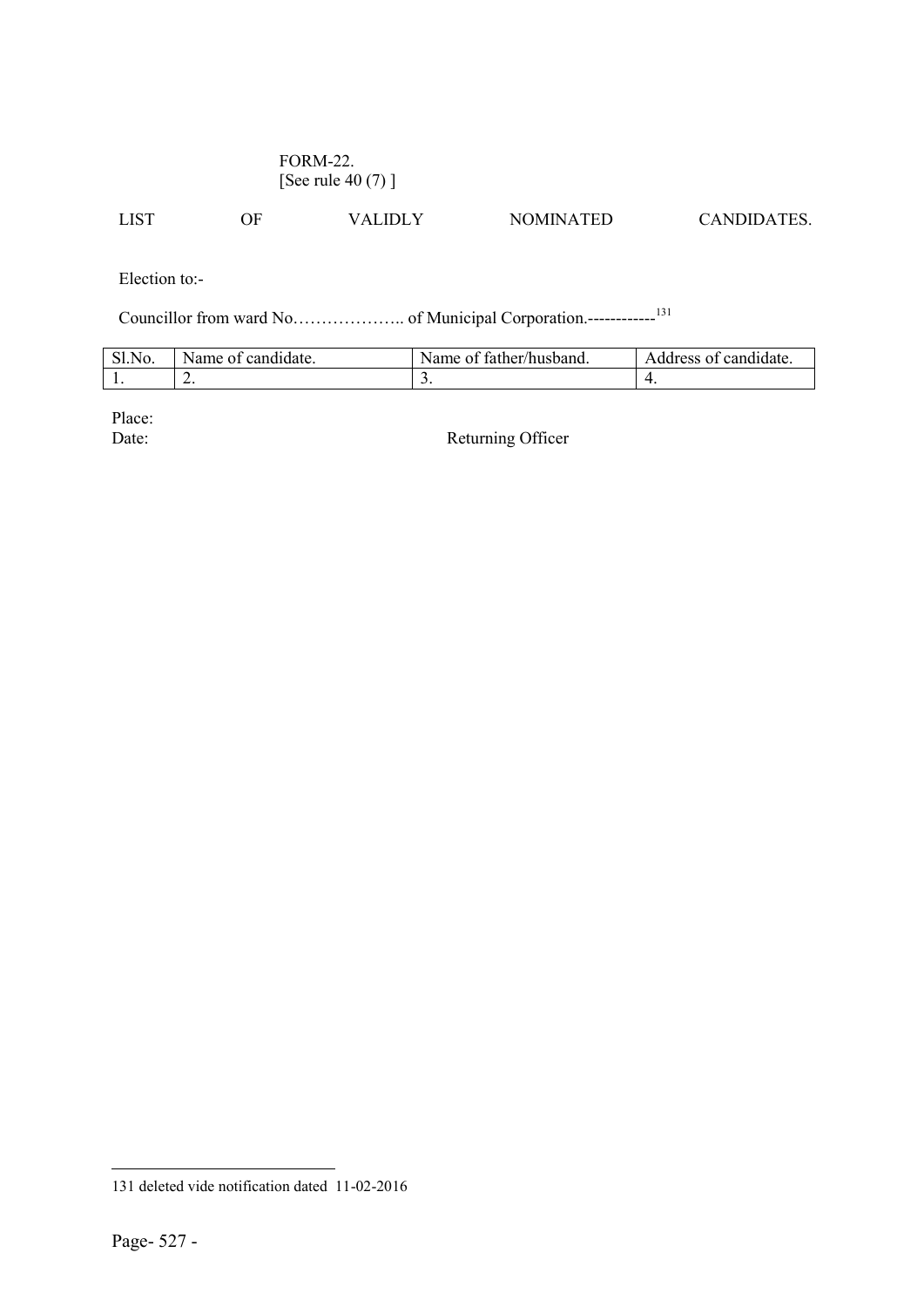FORM-22.
[See rule 40 (7) ]

LIST OF VALIDLY NOMINATED CANDIDATES.

Election to:-

Councillor from ward No……………….. of Municipal Corporation.------------[131]

| Sl.No. | Name of candidate. | Name of father/husband. | Address of candidate. |
|---|---|---|---|
| 1. | 2. | 3. | 4. |

Place:
Date: Returning Officer

---

131 deleted vide notification dated 11-02-2016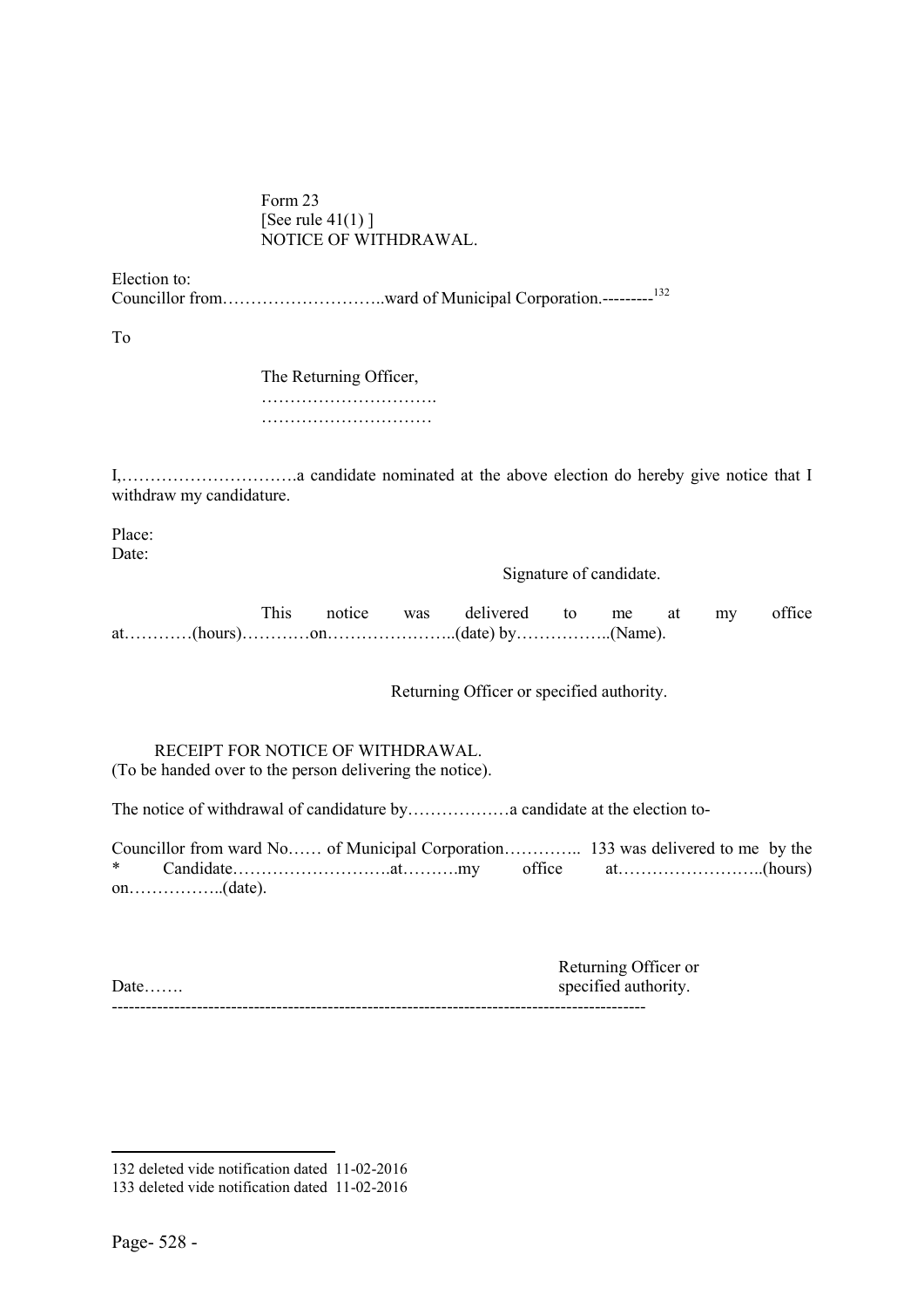Form 23
[See rule 41(1) ]
NOTICE OF WITHDRAWAL.

Election to:
Councillor from………………………..ward of Municipal Corporation.---------[132]

To

The Returning Officer,
………………………….
…………………………

I,………………………….a candidate nominated at the above election do hereby give notice that I withdraw my candidature.

Place:
Date:

Signature of candidate.

This notice was delivered to me at my office at…………(hours)…………on…………………..(date) by……………..(Name).

Returning Officer or specified authority.

RECEIPT FOR NOTICE OF WITHDRAWAL.
(To be handed over to the person delivering the notice).

The notice of withdrawal of candidature by………………a candidate at the election to-

Councillor from ward No…… of Municipal Corporation………….. 133 was delivered to me by the * Candidate……………………….at……….my office at……………………..(hours) on……………..(date).

Date…….

Returning Officer or specified authority.

---

132 deleted vide notification dated 11-02-2016
133 deleted vide notification dated 11-02-2016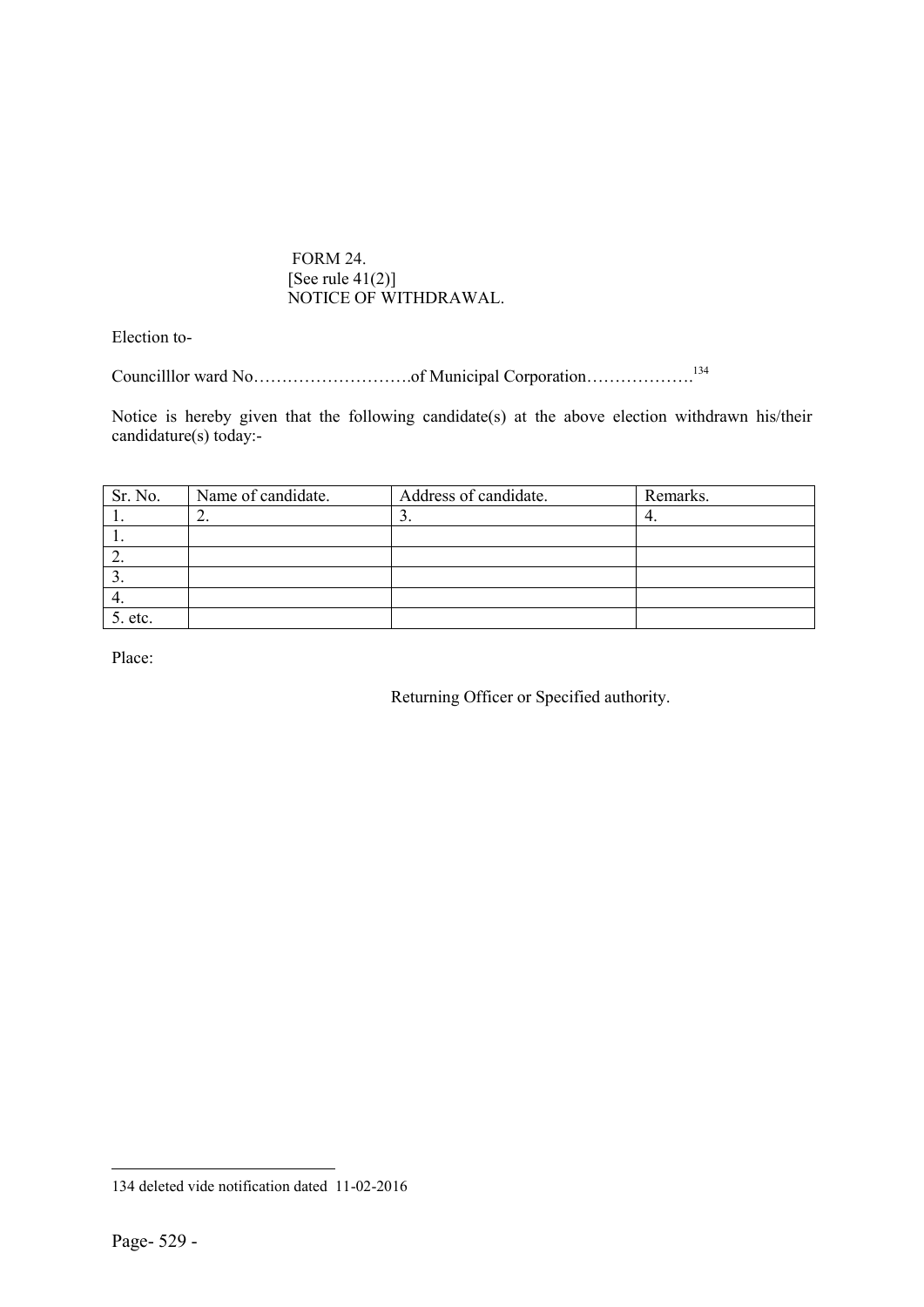FORM 24.
[See rule 41(2)]
NOTICE OF WITHDRAWAL.

Election to-

Councilllor ward No……………………….of Municipal Corporation……………….[134]

Notice is hereby given that the following candidate(s) at the above election withdrawn his/their candidature(s) today:-

| Sr. No. | Name of candidate. | Address of candidate. | Remarks. |
|---|---|---|---|
| 1. | 2. | 3. | 4. |
| 1. | | | |
| 2. | | | |
| 3. | | | |
| 4. | | | |
| 5. etc. | | | |

Place:

Returning Officer or Specified authority.

---

134 deleted vide notification dated 11-02-2016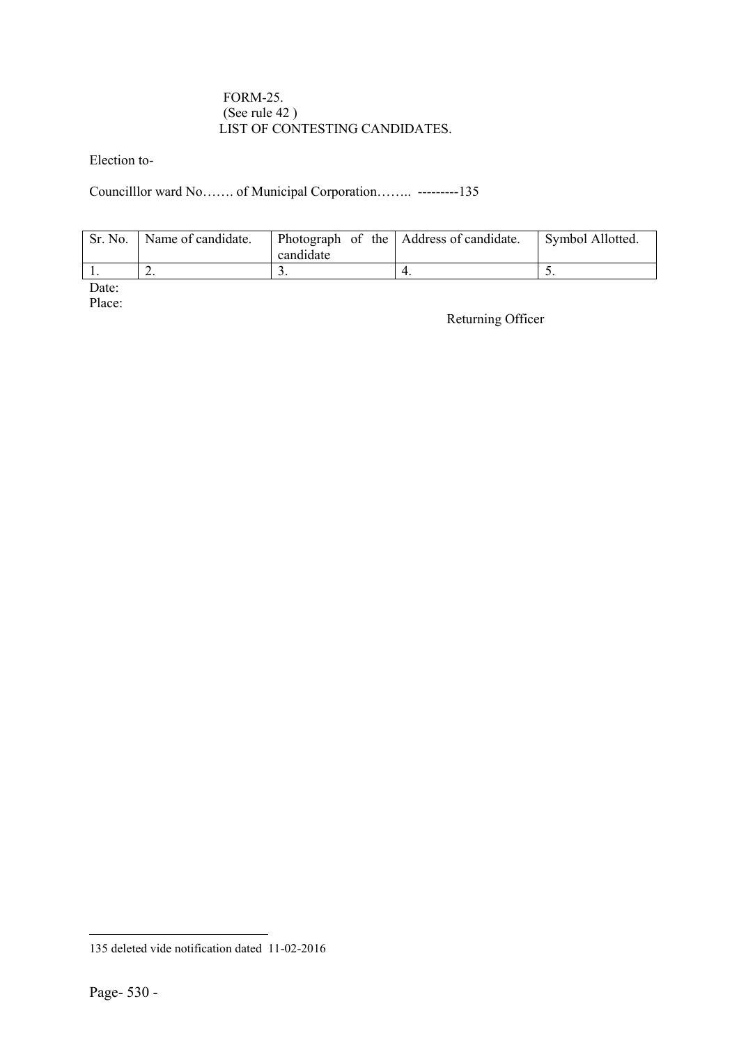FORM-25.
(See rule 42 )
LIST OF CONTESTING CANDIDATES.

Election to-

Councilllor ward No……. of Municipal Corporation…….. ---------135

| Sr. No. | Name of candidate. | Photograph of the candidate | Address of candidate. | Symbol Allotted. |
|---|---|---|---|---|
| 1. | 2. | 3. | 4. | 5. |

Date:
Place:

Returning Officer

---

135 deleted vide notification dated 11-02-2016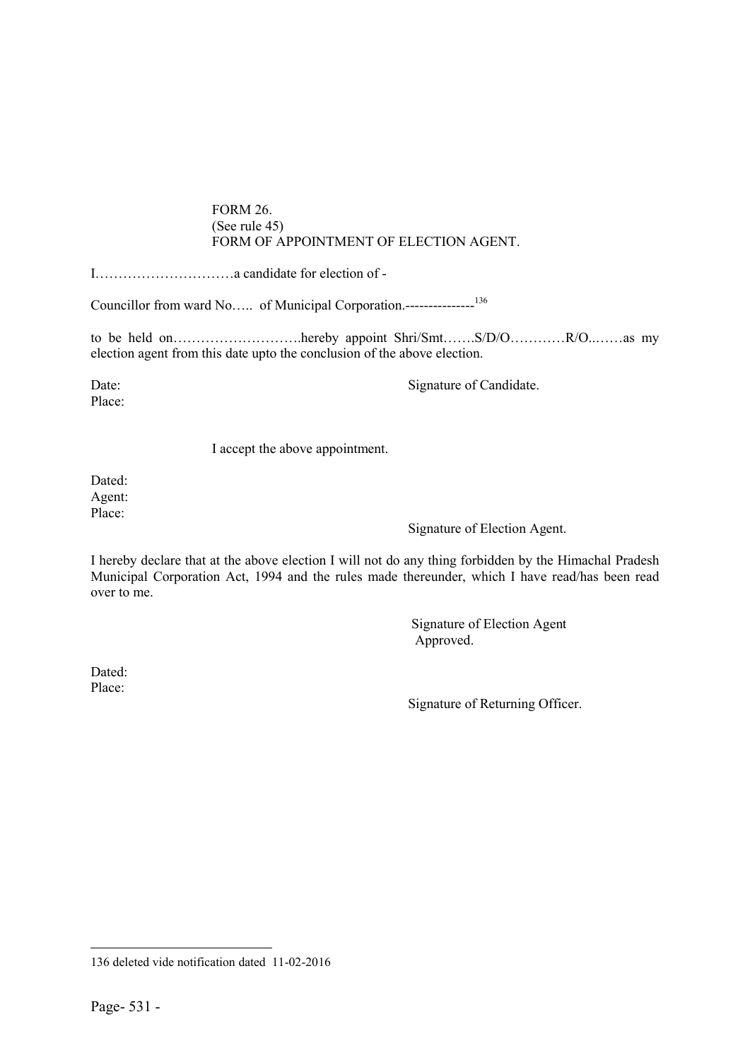FORM 26.
(See rule 45)
FORM OF APPOINTMENT OF ELECTION AGENT.

I…………………………a candidate for election of -

Councillor from ward No….. of Municipal Corporation.---------------[136]

to be held on……………………….hereby appoint Shri/Smt…….S/D/O…………R/O..……as my election agent from this date upto the conclusion of the above election.

Date: Signature of Candidate.
Place:

I accept the above appointment.

Dated:
Agent:
Place:

Signature of Election Agent.

I hereby declare that at the above election I will not do any thing forbidden by the Himachal Pradesh Municipal Corporation Act, 1994 and the rules made thereunder, which I have read/has been read over to me.

Signature of Election Agent
Approved.

Dated:
Place:

Signature of Returning Officer.

---

136 deleted vide notification dated 11-02-2016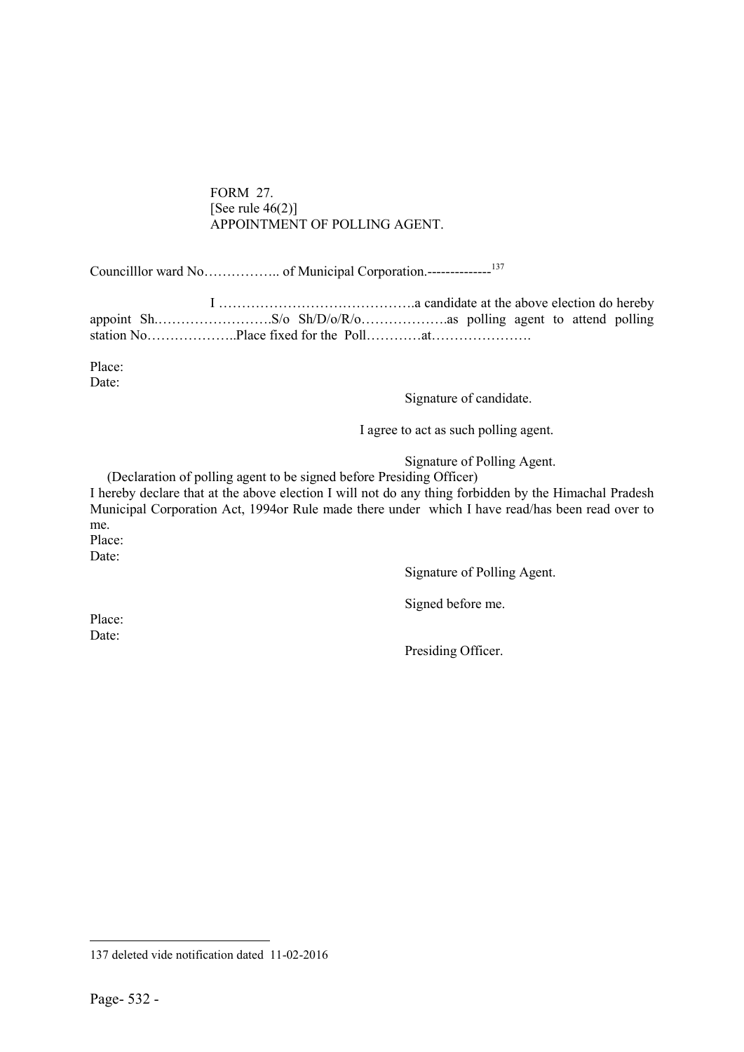FORM 27.
[See rule 46(2)]
APPOINTMENT OF POLLING AGENT.

Councilllor ward No…………….. of Municipal Corporation.--------------[137]

I …………………………………….a candidate at the above election do hereby appoint Sh.…………………….S/o Sh/D/o/R/o……………….as polling agent to attend polling station No………………..Place fixed for the Poll…………at………………….

Place:
Date:

Signature of candidate.

I agree to act as such polling agent.

Signature of Polling Agent.

(Declaration of polling agent to be signed before Presiding Officer)

I hereby declare that at the above election I will not do any thing forbidden by the Himachal Pradesh Municipal Corporation Act, 1994or Rule made there under which I have read/has been read over to me.

Place:
Date:

Signature of Polling Agent.

Signed before me.

Place:
Date:

Presiding Officer.

---

137 deleted vide notification dated 11-02-2016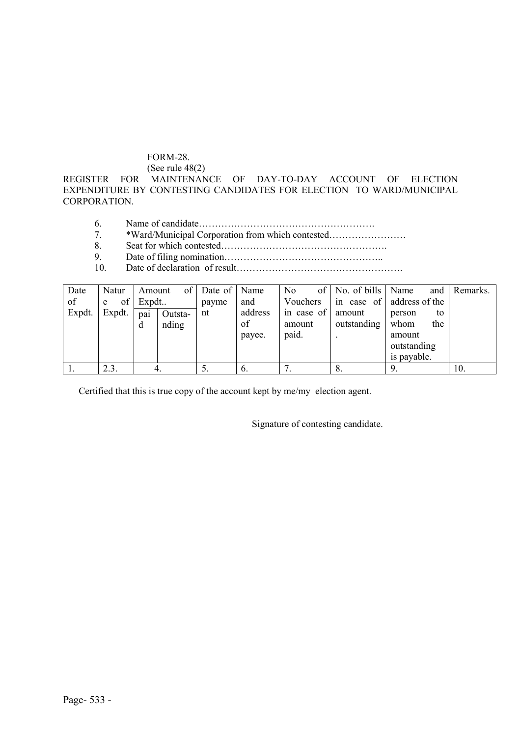FORM-28.

(See rule 48(2)

REGISTER FOR MAINTENANCE OF DAY-TO-DAY ACCOUNT OF ELECTION EXPENDITURE BY CONTESTING CANDIDATES FOR ELECTION TO WARD/MUNICIPAL CORPORATION.

6. Name of candidate……………………………………………….
7. *Ward/Municipal Corporation from which contested……………………
8. Seat for which contested…………………………………………….
9. Date of filing nomination…………………………………………..
10. Date of declaration of result…………………………………………….

| Date of Expdt. | Nature of Expdt. | Amount of Expdt.. | | Date of payment | Name and address of payee. | No of Vouchers in case of amount paid. | No. of bills in case of amount outstanding. | Name and address of the person to whom the amount outstanding is payable. | Remarks. |
|---|---|---|---|---|---|---|---|---|---|
| | | paid | Outstanding | | | | | | |
| 1. | 2.3. | 4. | | 5. | 6. | 7. | 8. | 9. | 10. |

Certified that this is true copy of the account kept by me/my election agent.

Signature of contesting candidate.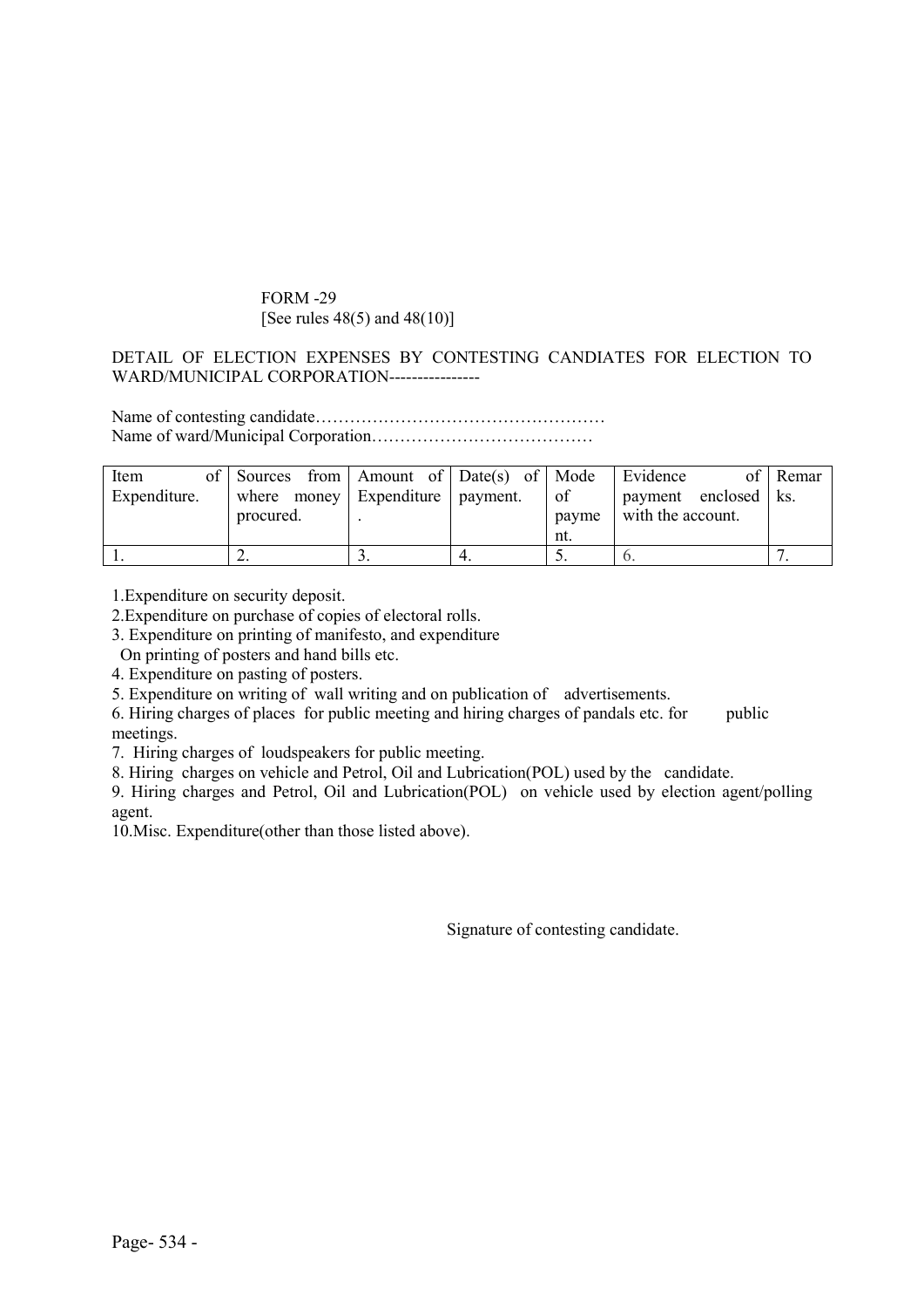FORM -29
[See rules 48(5) and 48(10)]

DETAIL OF ELECTION EXPENSES BY CONTESTING CANDIATES FOR ELECTION TO WARD/MUNICIPAL CORPORATION----------------

Name of contesting candidate……………………………………………
Name of ward/Municipal Corporation…………………………………

| Item of Expenditure. | Sources from where money procured. | Amount of Expenditure . | Date(s) of payment. | Mode of payment. | Evidence of payment enclosed with the account. | Remarks. |
|---|---|---|---|---|---|---|
| 1. | 2. | 3. | 4. | 5. | 6. | 7. |

1.Expenditure on security deposit.
2.Expenditure on purchase of copies of electoral rolls.
3. Expenditure on printing of manifesto, and expenditure On printing of posters and hand bills etc.
4. Expenditure on pasting of posters.
5. Expenditure on writing of wall writing and on publication of advertisements.
6. Hiring charges of places for public meeting and hiring charges of pandals etc. for public meetings.
7. Hiring charges of loudspeakers for public meeting.
8. Hiring charges on vehicle and Petrol, Oil and Lubrication(POL) used by the candidate.
9. Hiring charges and Petrol, Oil and Lubrication(POL) on vehicle used by election agent/polling agent.
10.Misc. Expenditure(other than those listed above).

Signature of contesting candidate.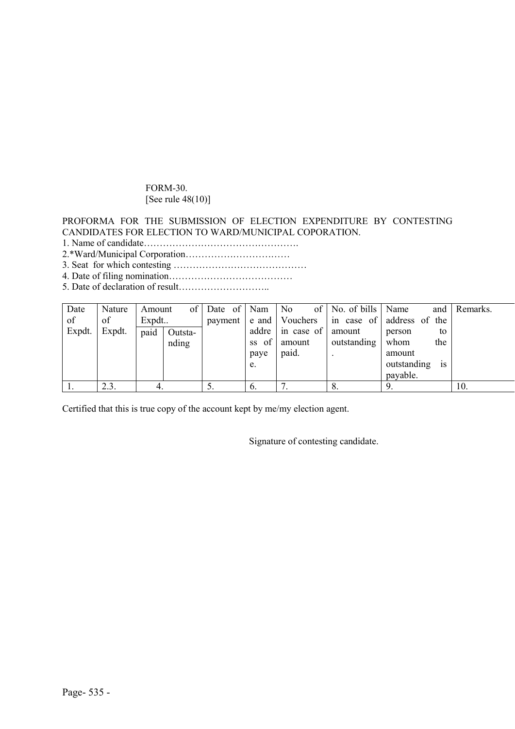FORM-30.
[See rule 48(10)]

PROFORMA FOR THE SUBMISSION OF ELECTION EXPENDITURE BY CONTESTING CANDIDATES FOR ELECTION TO WARD/MUNICIPAL COPORATION.

1. Name of candidate…………………………………………….
2. *Ward/Municipal Corporation……………………………
3. Seat for which contesting ……………………………………
4. Date of filing nomination…………………………………
5. Date of declaration of result………………………..

| Date of Expdt. | Nature of Expdt. | Amount of Expdt.. | | Date of payment | Name and address of payee. | No of Vouchers in case of amount paid. | No. of bills in case of amount outstanding. | Name and address of the person to whom the amount outstanding is payable. | Remarks. |
|---|---|---|---|---|---|---|---|---|---|
| | | paid | Outsta-nding | | | | | | |
| 1. | 2.3. | 4. | | 5. | 6. | 7. | 8. | 9. | 10. |

Certified that this is true copy of the account kept by me/my election agent.

Signature of contesting candidate.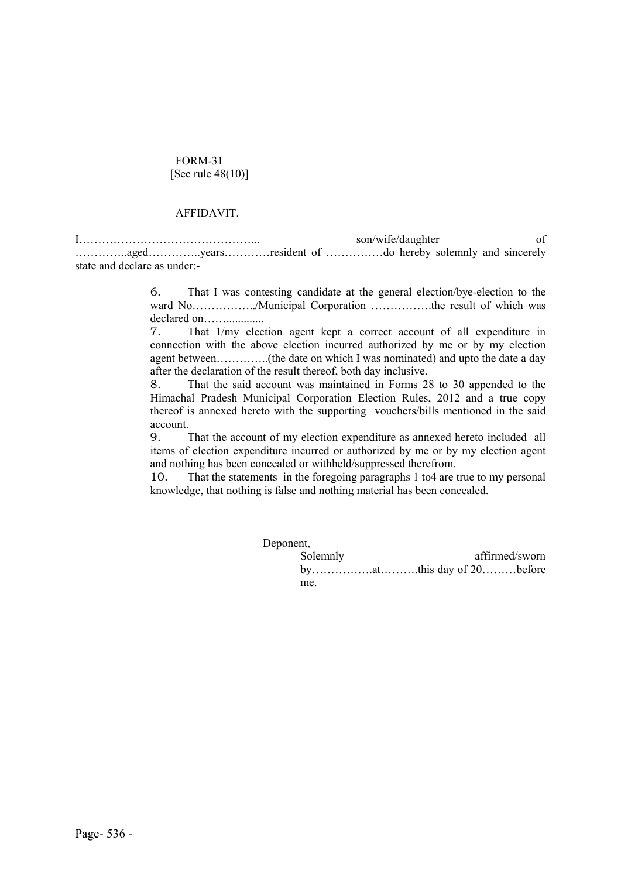FORM-31
[See rule 48(10)]

AFFIDAVIT.

I……………………………………….. son/wife/daughter of …………..aged…………..years…………resident of ……………do hereby solemnly and sincerely state and declare as under:-

6. That I was contesting candidate at the general election/bye-election to the ward No……………../Municipal Corporation …………….the result of which was declared on……...........

7. That 1/my election agent kept a correct account of all expenditure in connection with the above election incurred authorized by me or by my election agent between…………..(the date on which I was nominated) and upto the date a day after the declaration of the result thereof, both day inclusive.

8. That the said account was maintained in Forms 28 to 30 appended to the Himachal Pradesh Municipal Corporation Election Rules, 2012 and a true copy thereof is annexed hereto with the supporting vouchers/bills mentioned in the said account.

9. That the account of my election expenditure as annexed hereto included all items of election expenditure incurred or authorized by me or by my election agent and nothing has been concealed or withheld/suppressed therefrom.

10. That the statements in the foregoing paragraphs 1 to4 are true to my personal knowledge, that nothing is false and nothing material has been concealed.

Deponent,

Solemnly affirmed/sworn by…………….at……….this day of 20………before me.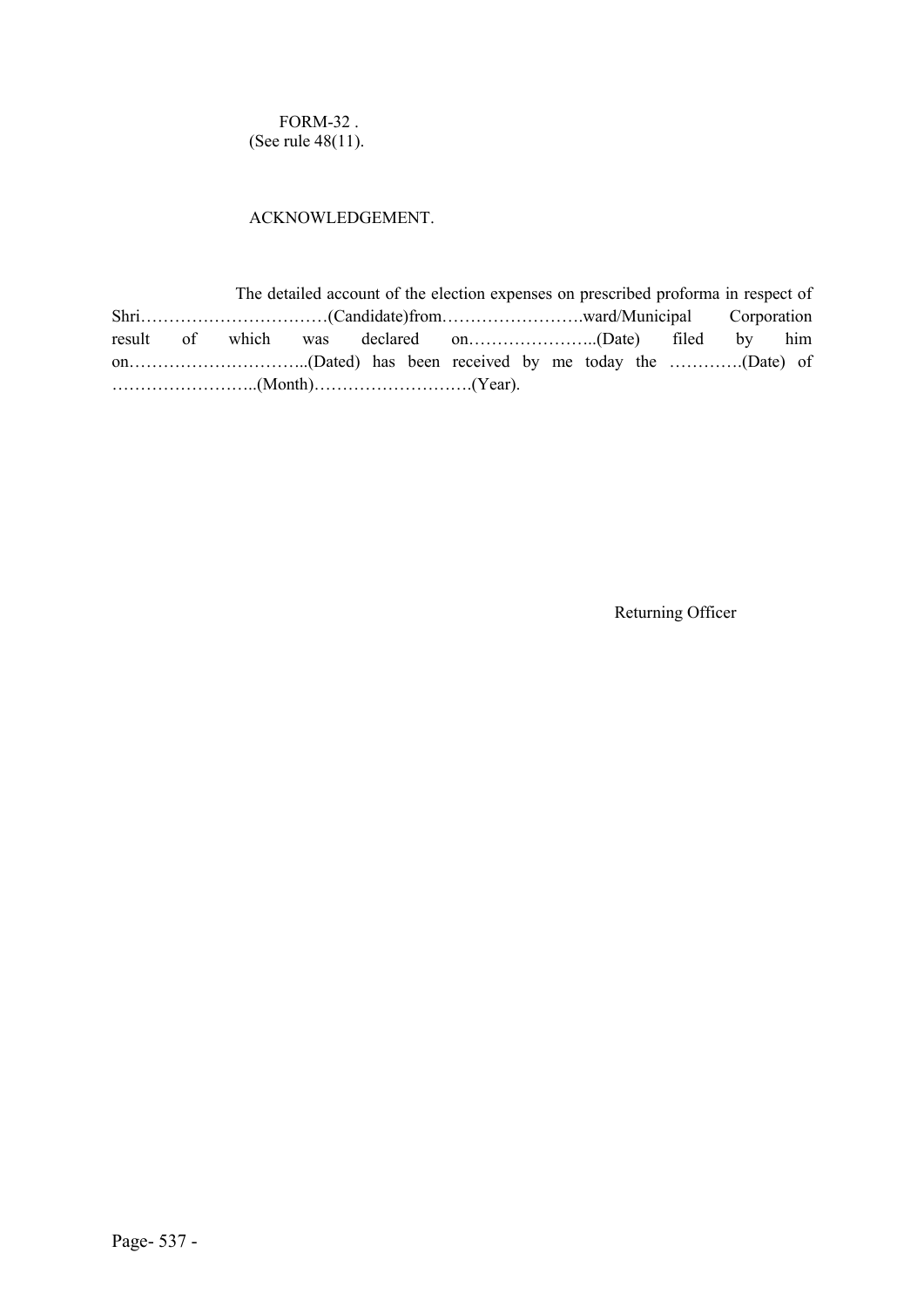FORM-32 .
(See rule 48(11).

ACKNOWLEDGEMENT.

The detailed account of the election expenses on prescribed proforma in respect of Shri……………………………(Candidate)from……………………ward/Municipal Corporation result of which was declared on…………………..(Date) filed by him on…………………………..(Dated) has been received by me today the ………….(Date) of ……………………..(Month)……………………….(Year).

Returning Officer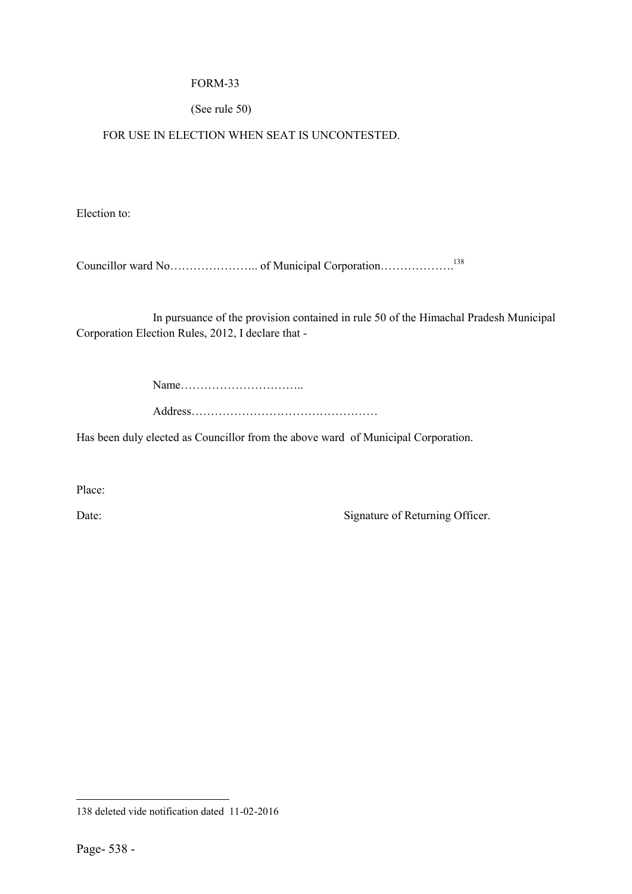FORM-33

(See rule 50)

FOR USE IN ELECTION WHEN SEAT IS UNCONTESTED.

Election to:

Councillor ward No………………….. of Municipal Corporation……………….[138]

In pursuance of the provision contained in rule 50 of the Himachal Pradesh Municipal Corporation Election Rules, 2012, I declare that -

Name…………………………..

Address…………………………………………

Has been duly elected as Councillor from the above ward of Municipal Corporation.

Place:

Date: Signature of Returning Officer.

---

138 deleted vide notification dated 11-02-2016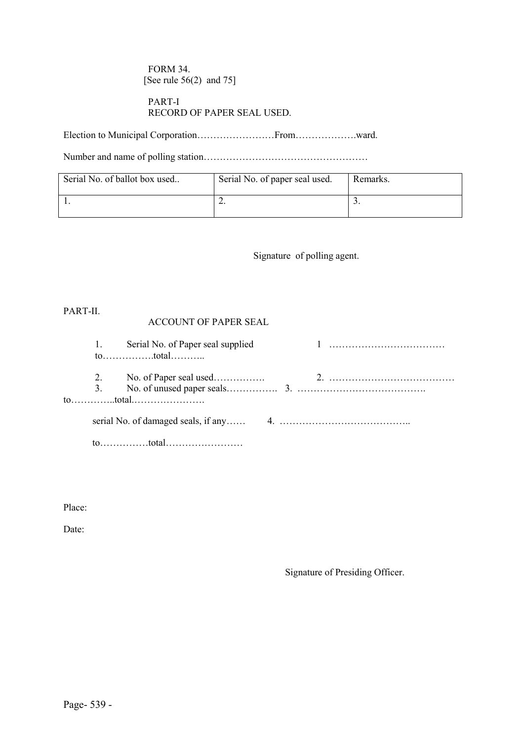FORM 34.
[See rule 56(2) and 75]

PART-I
RECORD OF PAPER SEAL USED.

Election to Municipal Corporation……………………From……………….ward.

Number and name of polling station……………………………………………

| Serial No. of ballot box used.. | Serial No. of paper seal used. | Remarks. |
|---|---|---|
| 1. | 2. | 3. |

Signature of polling agent.

PART-II.

ACCOUNT OF PAPER SEAL

1. Serial No. of Paper seal supplied 1 ………………………………
to…………….total………..

2. No. of Paper seal used……………. 2. …………………………………
3. No. of unused paper seals……………. 3. ………………….…………….
to…………..total.………………….

serial No. of damaged seals, if any…… 4. …………………………………..

to……………total……………………

Place:

Date:

Signature of Presiding Officer.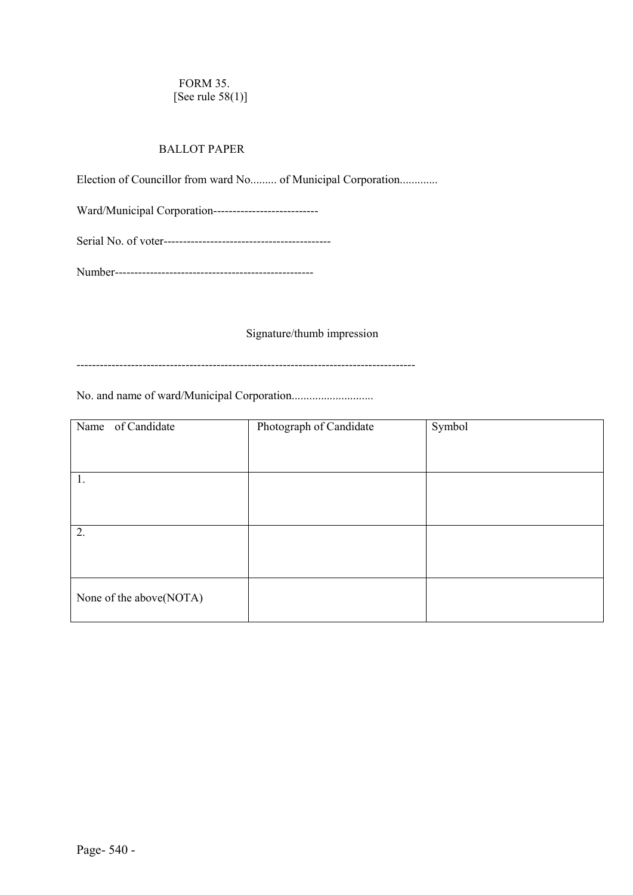FORM 35.
[See rule 58(1)]

BALLOT PAPER

Election of Councillor from ward No......... of Municipal Corporation.............

Ward/Municipal Corporation---------------------------

Serial No. of voter-------------------------------------------

Number---------------------------------------------------

Signature/thumb impression

--------------------------------------------------------------------------------------

No. and name of ward/Municipal Corporation............................

| Name of Candidate | Photograph of Candidate | Symbol |
|---|---|---|
| 1. | | |
| 2. | | |
| None of the above(NOTA) | | |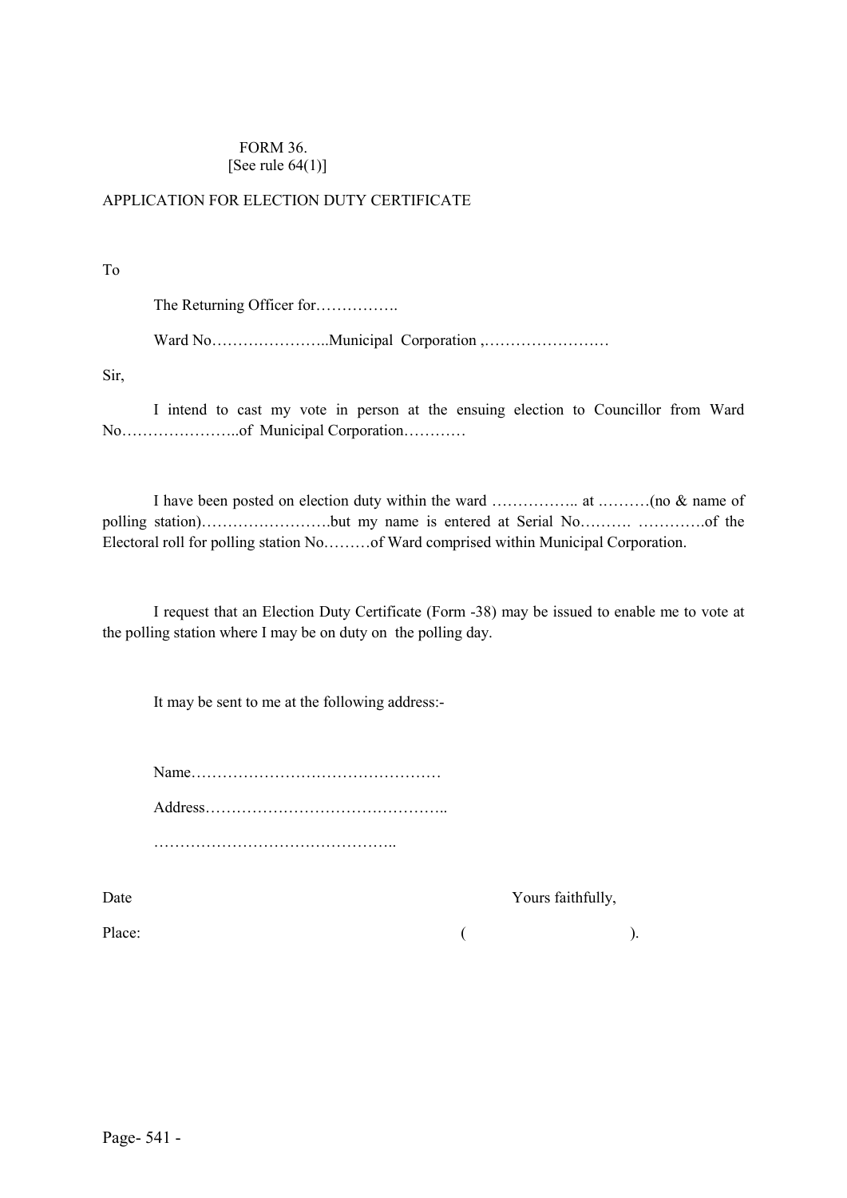FORM 36.
[See rule 64(1)]

APPLICATION FOR ELECTION DUTY CERTIFICATE

To

The Returning Officer for…………….

Ward No…………………..Municipal Corporation ,……………………

Sir,

I intend to cast my vote in person at the ensuing election to Councillor from Ward No…………………..of Municipal Corporation…………

I have been posted on election duty within the ward …………….. at ……….(no & name of polling station)…………………….but my name is entered at Serial No………. ………….of the Electoral roll for polling station No………of Ward comprised within Municipal Corporation.

I request that an Election Duty Certificate (Form -38) may be issued to enable me to vote at the polling station where I may be on duty on the polling day.

It may be sent to me at the following address:-

Name…………………………………………

Address………………………………………..

………………………………………..

Date Yours faithfully,

Place: ( ).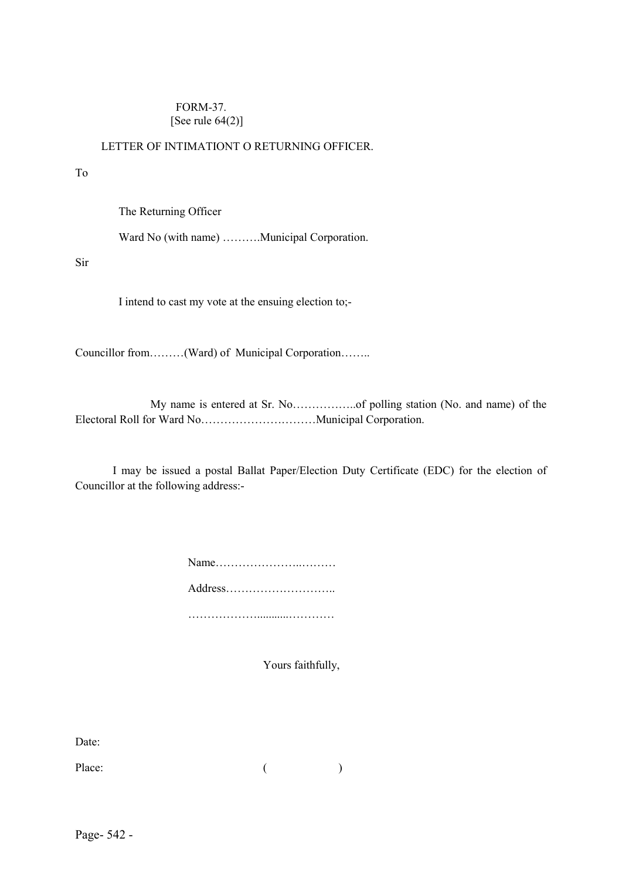FORM-37.
[See rule 64(2)]

LETTER OF INTIMATIONT O RETURNING OFFICER.

To

The Returning Officer

Ward No (with name) ……….Municipal Corporation.

Sir

I intend to cast my vote at the ensuing election to;-

Councillor from………(Ward) of Municipal Corporation……..

My name is entered at Sr. No……………..of polling station (No. and name) of the Electoral Roll for Ward No…………………………Municipal Corporation.

I may be issued a postal Ballat Paper/Election Duty Certificate (EDC) for the election of Councillor at the following address:-

Name…………………..………

Address………………………..

………………...........…………

Yours faithfully,

Date:

Place: ( )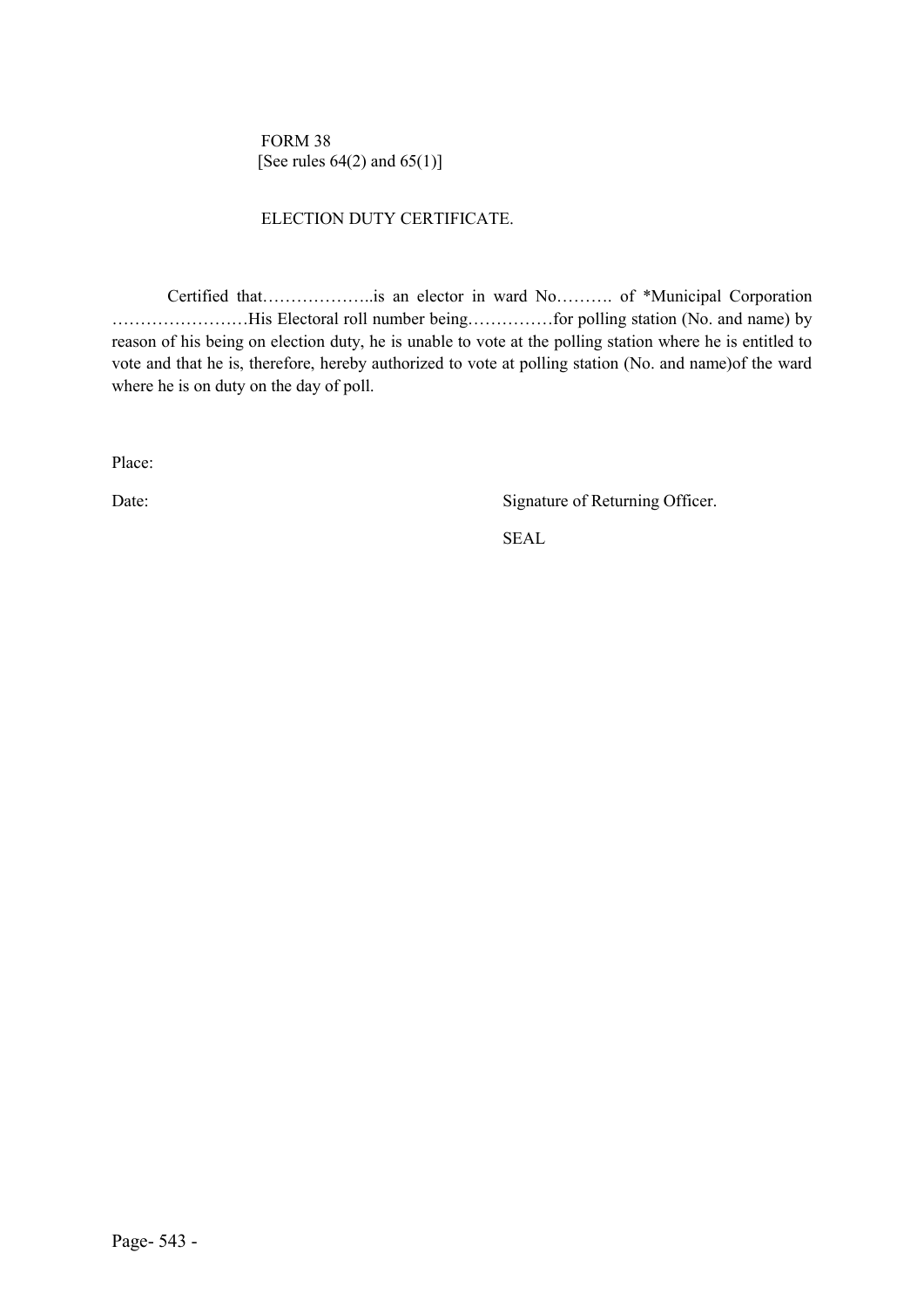FORM 38
[See rules 64(2) and 65(1)]

ELECTION DUTY CERTIFICATE.

Certified that………………..is an elector in ward No………. of *Municipal Corporation ……………………His Electoral roll number being……………for polling station (No. and name) by reason of his being on election duty, he is unable to vote at the polling station where he is entitled to vote and that he is, therefore, hereby authorized to vote at polling station (No. and name)of the ward where he is on duty on the day of poll.

Place:

Date: Signature of Returning Officer.

SEAL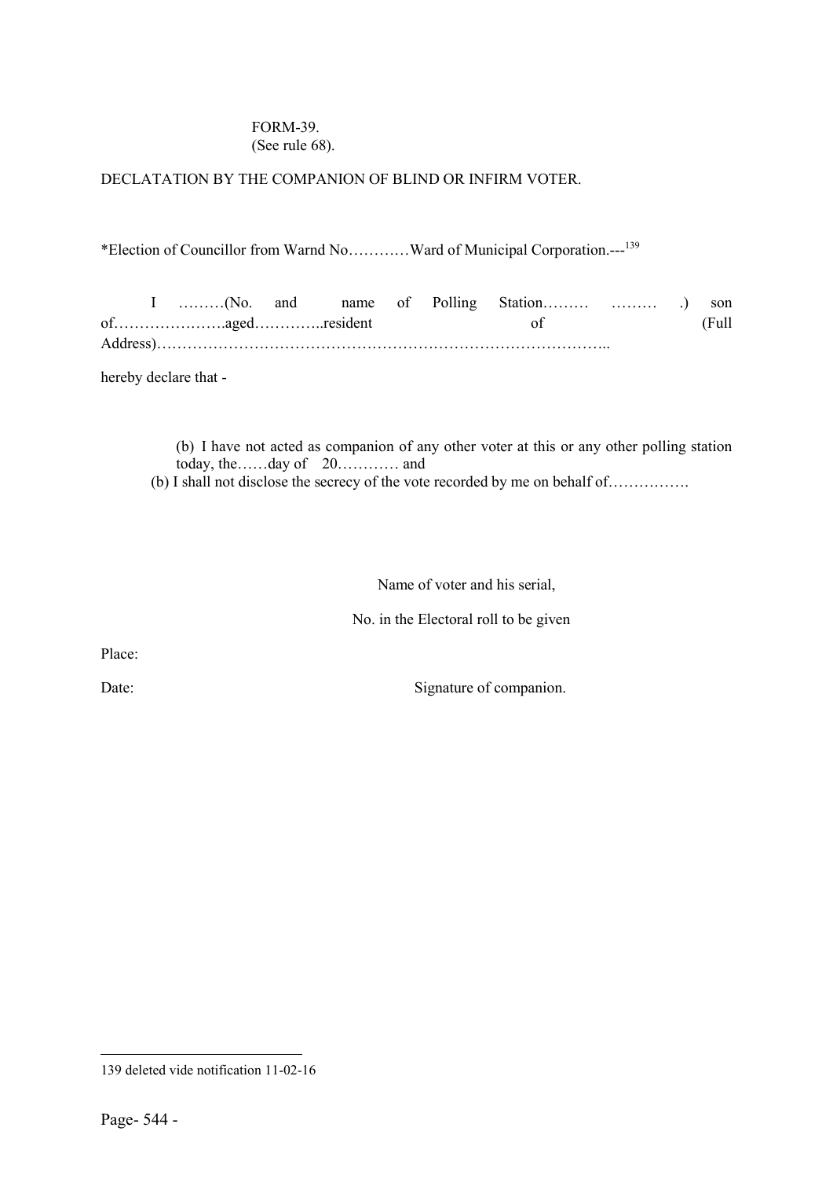FORM-39.
(See rule 68).

DECLATATION BY THE COMPANION OF BLIND OR INFIRM VOTER.

*Election of Councillor from Warnd No…………Ward of Municipal Corporation.---[139]

I ………(No. and name of Polling Station……… ……… .) son of………………….aged…………..resident of (Full Address)……………………………………………………………………………..

hereby declare that -

(b) I have not acted as companion of any other voter at this or any other polling station today, the……day of 20………… and

(b) I shall not disclose the secrecy of the vote recorded by me on behalf of…………….

Name of voter and his serial,

No. in the Electoral roll to be given

Place:

Date: Signature of companion.

---

139 deleted vide notification 11-02-16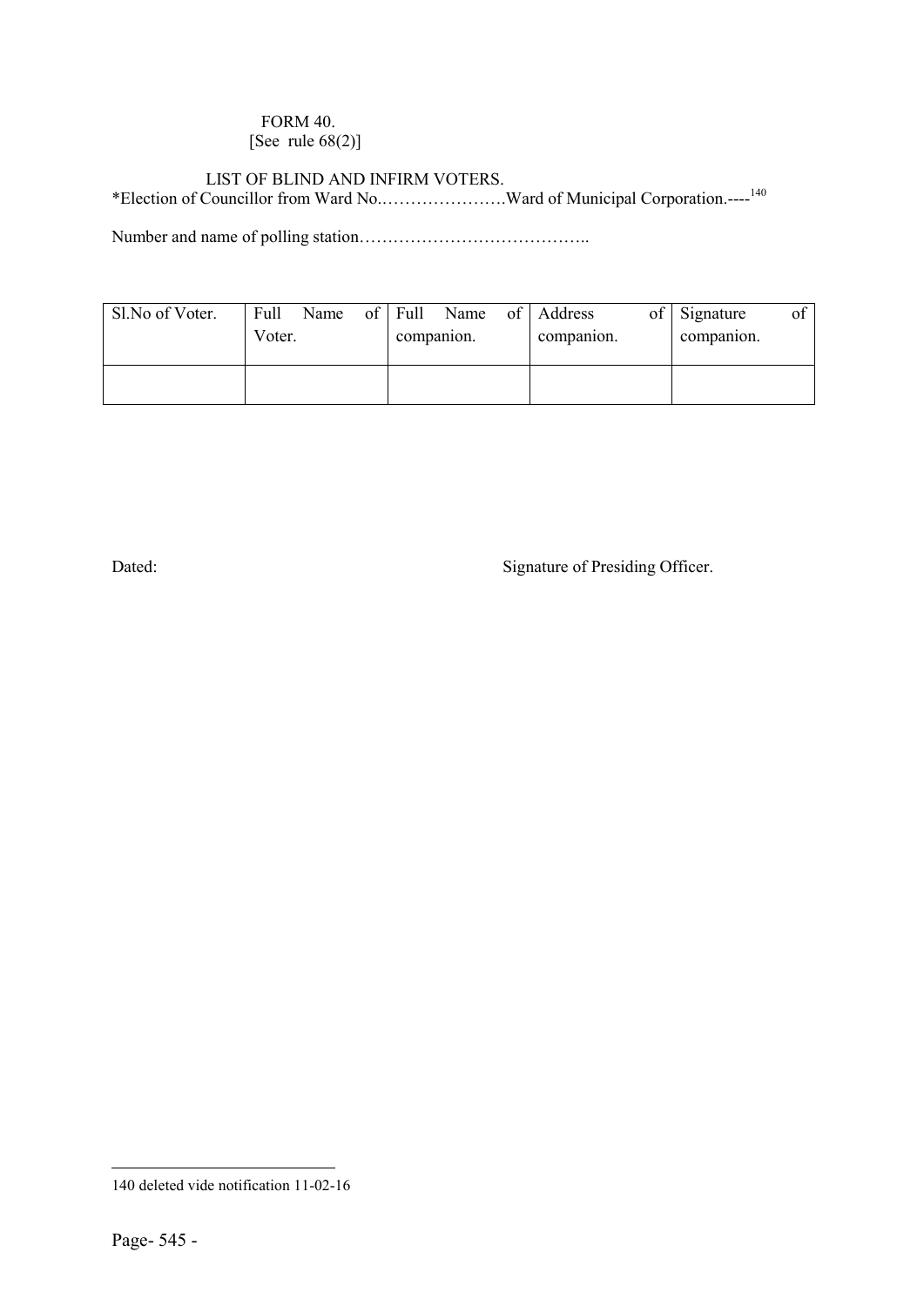FORM 40.
[See rule 68(2)]

LIST OF BLIND AND INFIRM VOTERS.

*Election of Councillor from Ward No.………………….Ward of Municipal Corporation.----[140]

Number and name of polling station…………………………………..

| Sl.No of Voter. | Full Name of Voter. | Full Name of companion. | Address of companion. | Signature of companion. |
|---|---|---|---|---|
| | | | | |

Dated: Signature of Presiding Officer.

140 deleted vide notification 11-02-16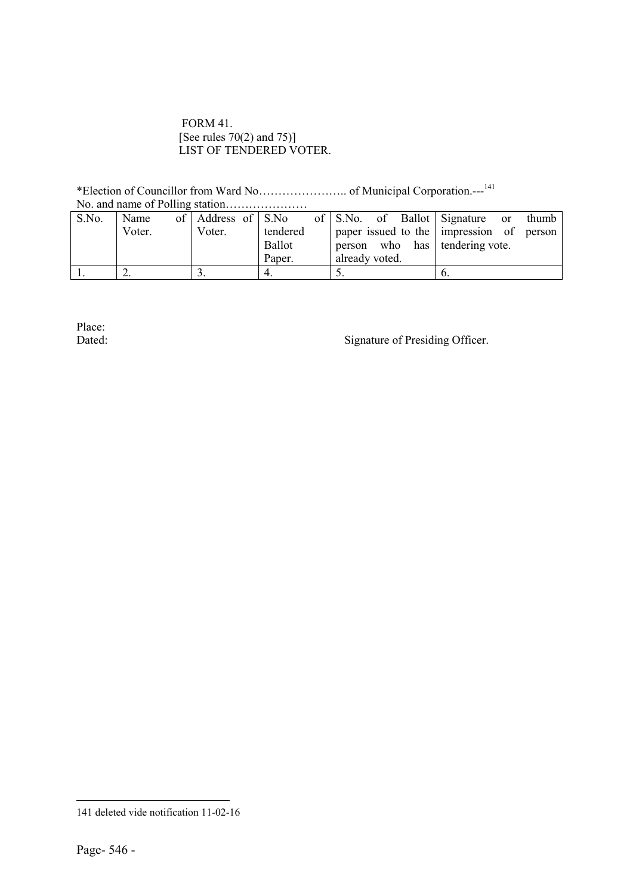FORM 41.
[See rules 70(2) and 75)]
LIST OF TENDERED VOTER.

*Election of Councillor from Ward No………………….. of Municipal Corporation.---[141]

No. and name of Polling station…………………

| S.No. | Name of Voter. | Address of Voter. | S.No of tendered Ballot Paper. | S.No. of Ballot paper issued to the person who has already voted. | Signature or thumb impression of person tendering vote. |
|---|---|---|---|---|---|
| 1. | 2. | 3. | 4. | 5. | 6. |

Place:

Dated: Signature of Presiding Officer.

---

141 deleted vide notification 11-02-16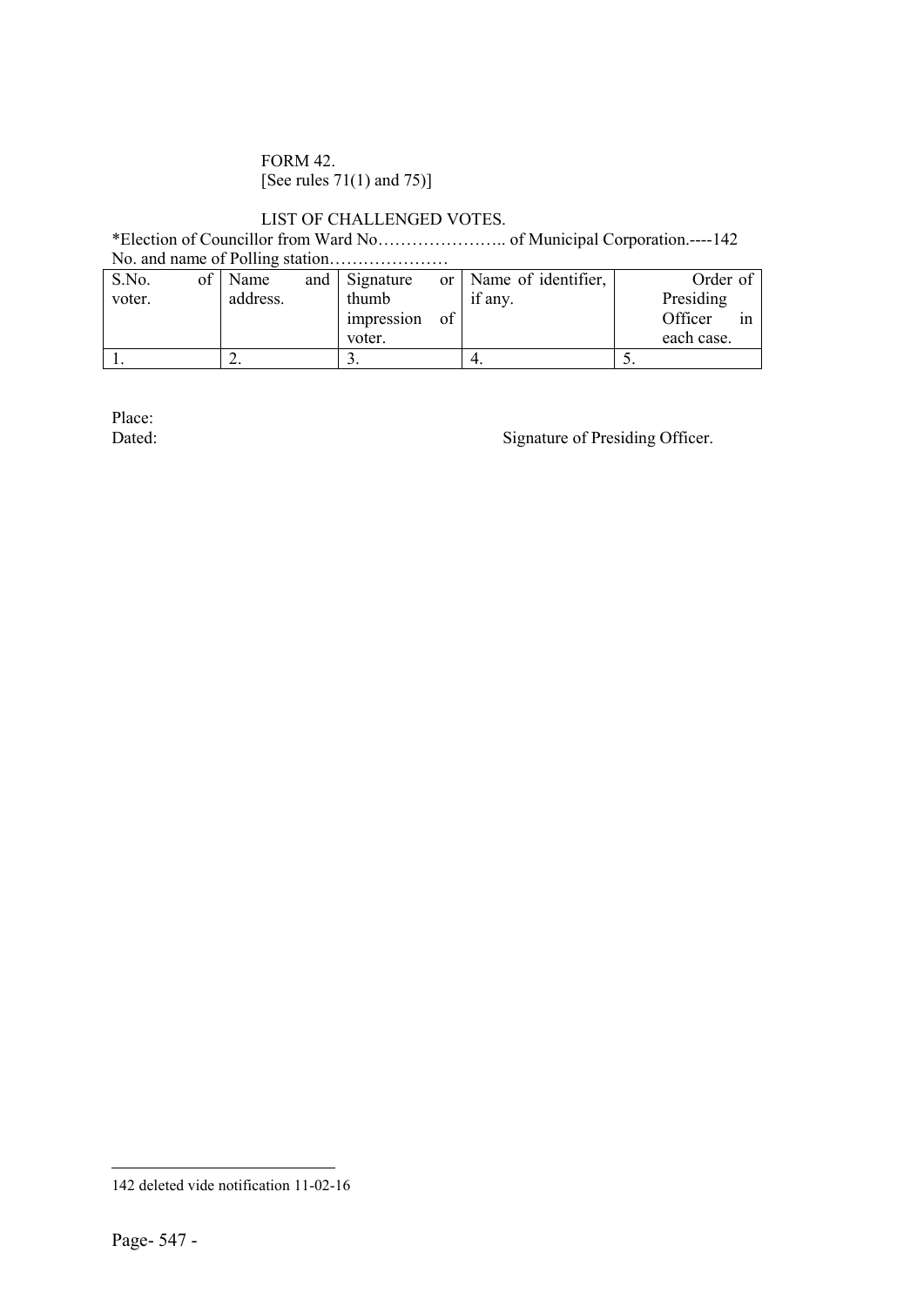FORM 42.
[See rules 71(1) and 75)]

LIST OF CHALLENGED VOTES.

*Election of Councillor from Ward No………………….. of Municipal Corporation.----[142]
No. and name of Polling station…………………

| S.No. of voter. | Name and address. | Signature or thumb impression of voter. | Name of identifier, if any. | Order of Presiding Officer in each case. |
|---|---|---|---|---|
| 1. | 2. | 3. | 4. | 5. |

Place:
Dated: Signature of Presiding Officer.

---

142 deleted vide notification 11-02-16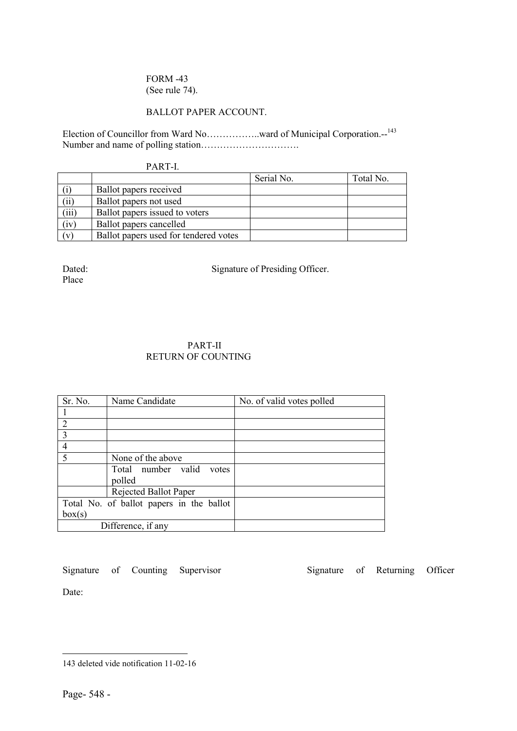FORM -43
(See rule 74).

BALLOT PAPER ACCOUNT.

Election of Councillor from Ward No……………..ward of Municipal Corporation.--[143]
Number and name of polling station………………………….

PART-I.

| | | Serial No. | Total No. |
|---|---|---|---|
| (i) | Ballot papers received | | |
| (ii) | Ballot papers not used | | |
| (iii) | Ballot papers issued to voters | | |
| (iv) | Ballot papers cancelled | | |
| (v) | Ballot papers used for tendered votes | | |

Dated: Signature of Presiding Officer.
Place

PART-II
RETURN OF COUNTING

| Sr. No. | Name Candidate | No. of valid votes polled |
|---|---|---|
| 1 | | |
| 2 | | |
| 3 | | |
| 4 | | |
| 5 | None of the above | |
| | Total number valid votes polled | |
| | Rejected Ballot Paper | |
| Total No. of ballot papers in the ballot box(s) | | |
| Difference, if any | | |

Signature of Counting Supervisor Signature of Returning Officer

Date:

---

143 deleted vide notification 11-02-16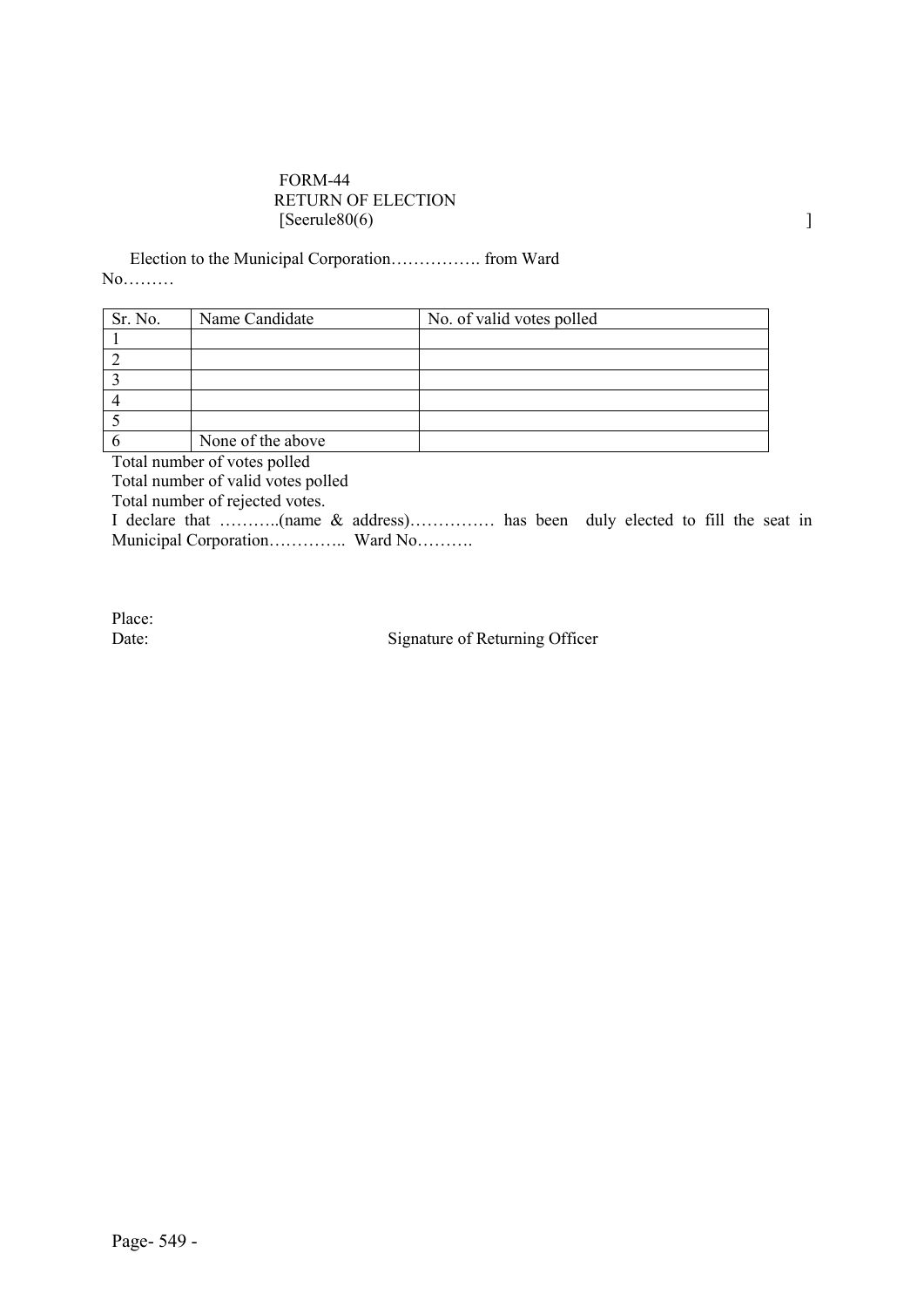FORM-44

RETURN OF ELECTION

[Seerule80(6) ]

Election to the Municipal Corporation……………. from Ward No………

| Sr. No. | Name Candidate | No. of valid votes polled |
|---|---|---|
| 1 | | |
| 2 | | |
| 3 | | |
| 4 | | |
| 5 | | |
| 6 | None of the above | |

Total number of votes polled

Total number of valid votes polled

Total number of rejected votes.

I declare that ………..(name & address)…………… has been duly elected to fill the seat in Municipal Corporation………….. Ward No……….

Place:

Date: Signature of Returning Officer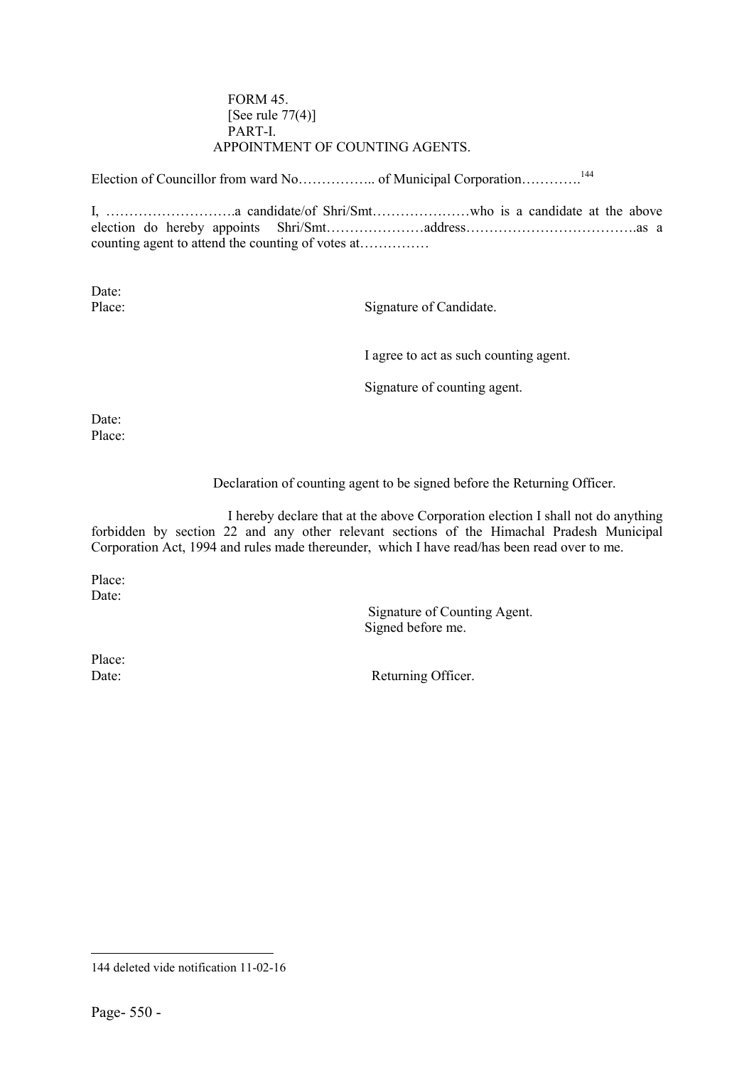FORM 45.
[See rule 77(4)]
PART-I.

## APPOINTMENT OF COUNTING AGENTS.

Election of Councillor from ward No…………….. of Municipal Corporation………….[144]

I, ……………………….a candidate/of Shri/Smt…………………who is a candidate at the above election do hereby appoints Shri/Smt…………………address……………………………….as a counting agent to attend the counting of votes at……………

Date:
Place: Signature of Candidate.

I agree to act as such counting agent.

Signature of counting agent.

Date:
Place:

Declaration of counting agent to be signed before the Returning Officer.

I hereby declare that at the above Corporation election I shall not do anything forbidden by section 22 and any other relevant sections of the Himachal Pradesh Municipal Corporation Act, 1994 and rules made thereunder, which I have read/has been read over to me.

Place:
Date:

Signature of Counting Agent.
Signed before me.

Place:
Date: Returning Officer.

---

144 deleted vide notification 11-02-16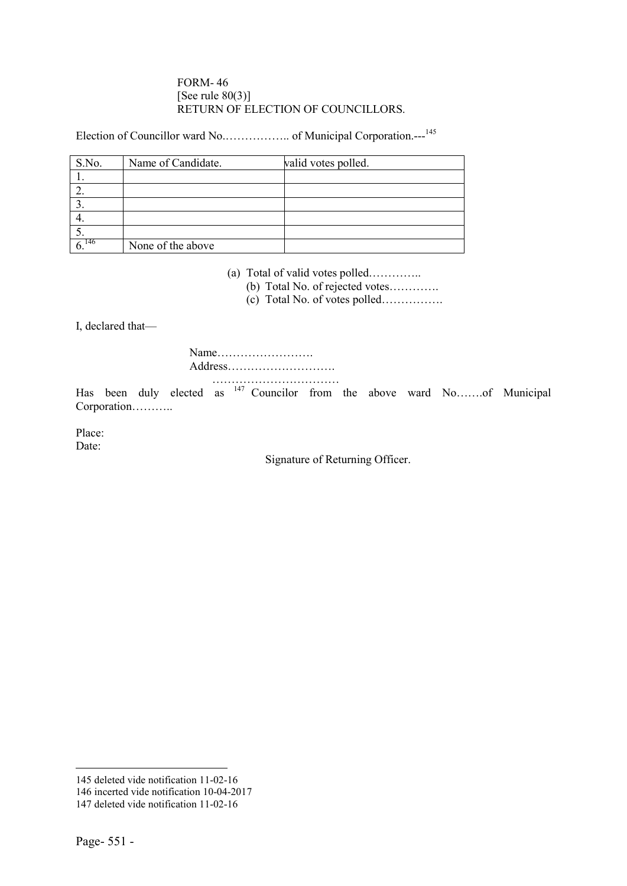FORM- 46
[See rule 80(3)]
RETURN OF ELECTION OF COUNCILLORS.

Election of Councillor ward No.…………….. of Municipal Corporation.---[145]

| S.No. | Name of Candidate. | valid votes polled. |
|---|---|---|
| 1. | | |
| 2. | | |
| 3. | | |
| 4. | | |
| 5. | | |
| 6.[146] | None of the above | |

(a) Total of valid votes polled…………..
(b) Total No. of rejected votes………….
(c) Total No. of votes polled…………….

I, declared that—

Name…………………….
Address……………………….
……………………………

Has been duly elected as [147] Councilor from the above ward No…….of Municipal Corporation………..

Place:
Date:

Signature of Returning Officer.

---

145 deleted vide notification 11-02-16
146 incerted vide notification 10-04-2017
147 deleted vide notification 11-02-16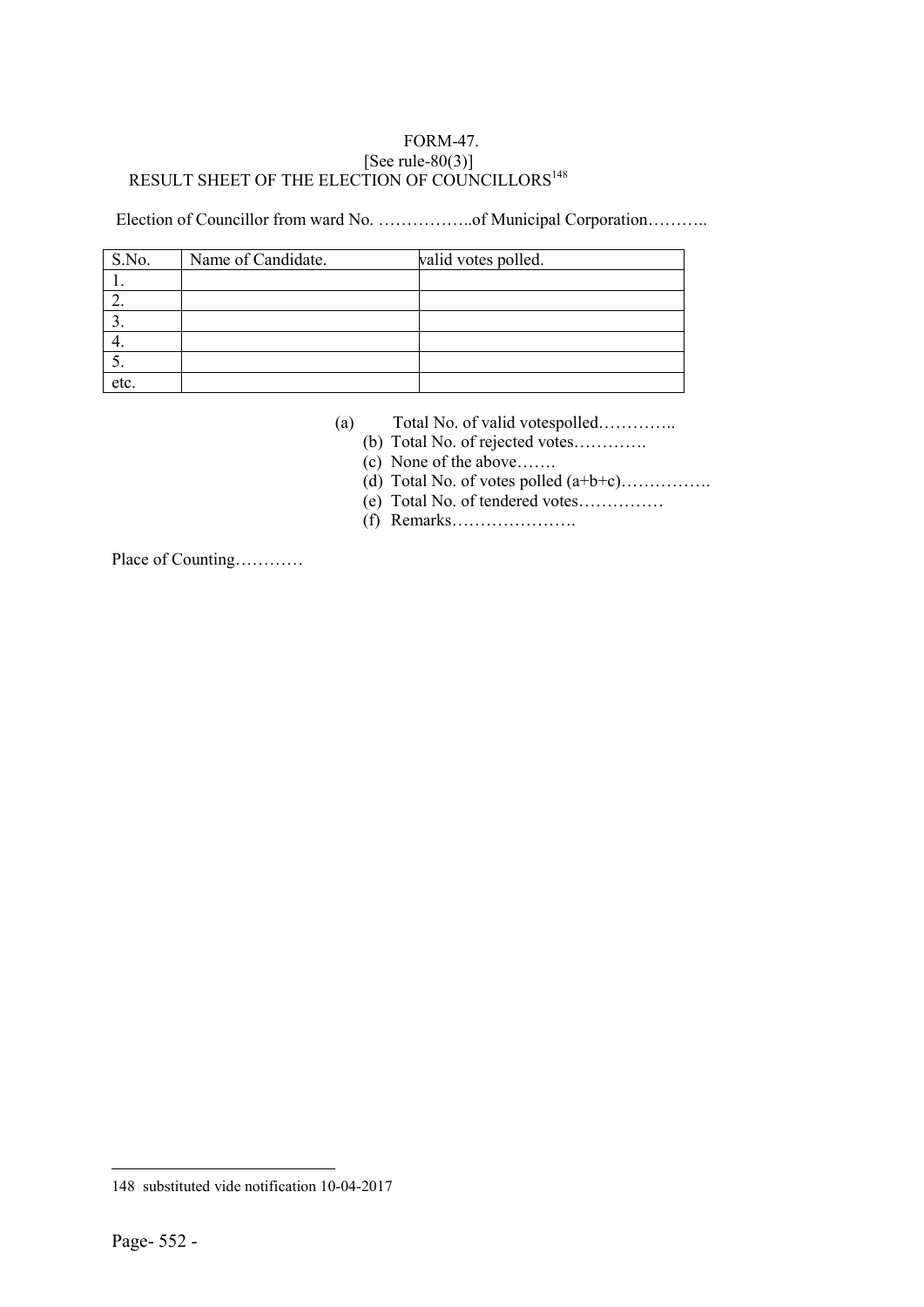FORM-47.
[See rule-80(3)]
RESULT SHEET OF THE ELECTION OF COUNCILLORS[148]

Election of Councillor from ward No. ……………..of Municipal Corporation………..

| S.No. | Name of Candidate. | valid votes polled. |
|---|---|---|
| 1. | | |
| 2. | | |
| 3. | | |
| 4. | | |
| 5. | | |
| etc. | | |

(a) Total No. of valid votespolled…………..
(b) Total No. of rejected votes………….
(c) None of the above…….
(d) Total No. of votes polled (a+b+c)…………….
(e) Total No. of tendered votes……………
(f) Remarks………………….

Place of Counting…………

148 substituted vide notification 10-04-2017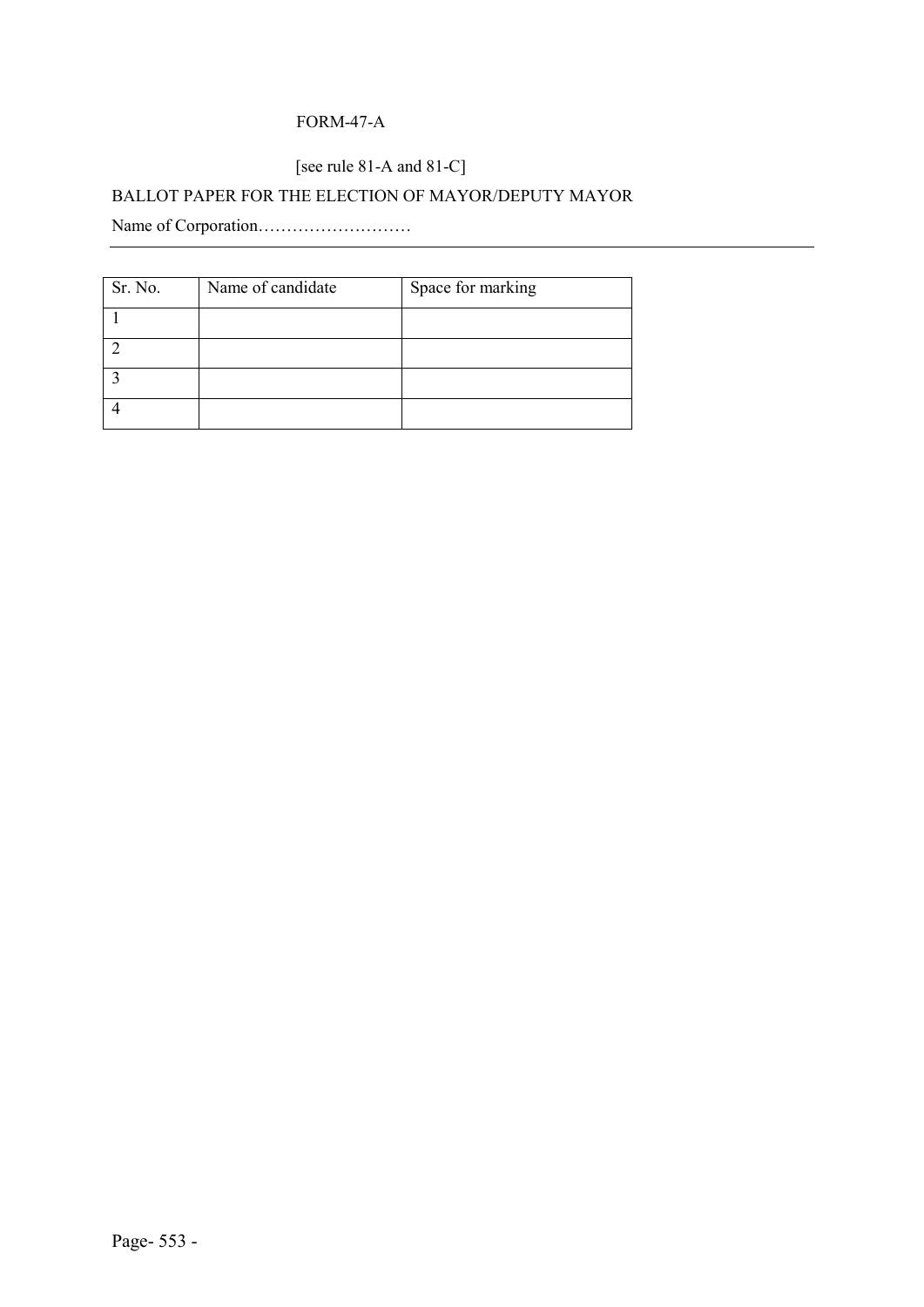FORM-47-A

[see rule 81-A and 81-C]

BALLOT PAPER FOR THE ELECTION OF MAYOR/DEPUTY MAYOR

Name of Corporation………………………

---

| Sr. No. | Name of candidate | Space for marking |
|---|---|---|
| 1 | | |
| 2 | | |
| 3 | | |
| 4 | | |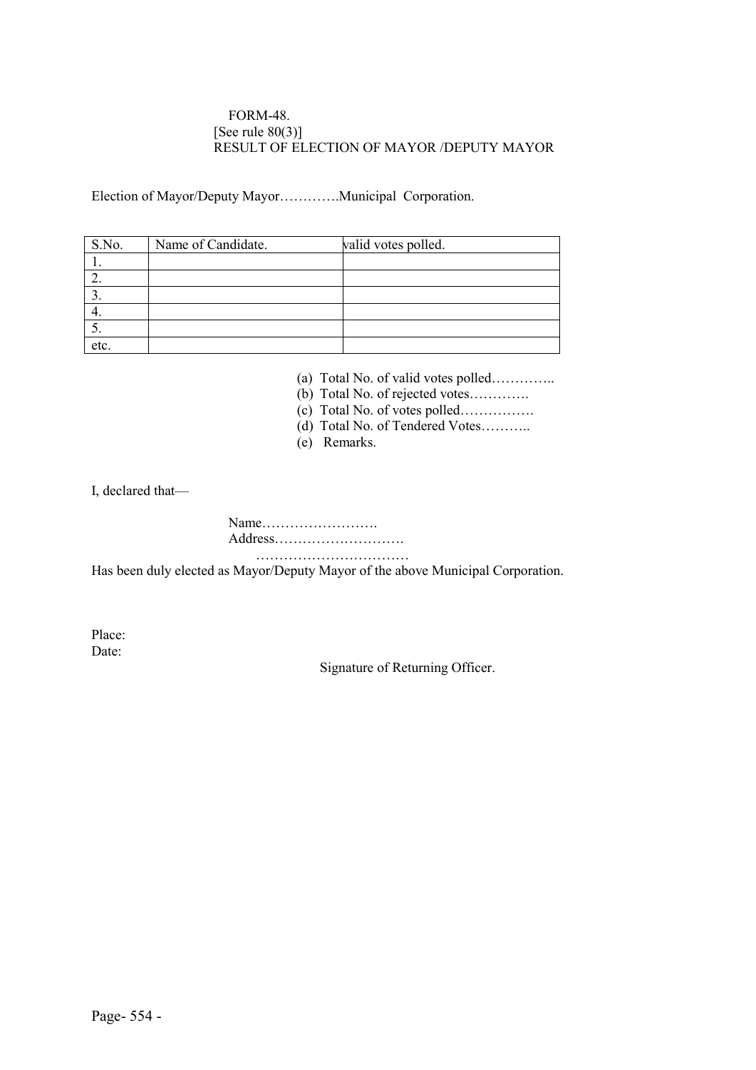FORM-48.
[See rule 80(3)]
RESULT OF ELECTION OF MAYOR /DEPUTY MAYOR

Election of Mayor/Deputy Mayor………….Municipal Corporation.

| S.No. | Name of Candidate. | valid votes polled. |
|---|---|---|
| 1. | | |
| 2. | | |
| 3. | | |
| 4. | | |
| 5. | | |
| etc. | | |

(a) Total No. of valid votes polled…………..
(b) Total No. of rejected votes………….
(c) Total No. of votes polled…………….
(d) Total No. of Tendered Votes………..
(e) Remarks.

I, declared that—

Name…………………….
Address……………………….
……………………………

Has been duly elected as Mayor/Deputy Mayor of the above Municipal Corporation.

Place:
Date:

Signature of Returning Officer.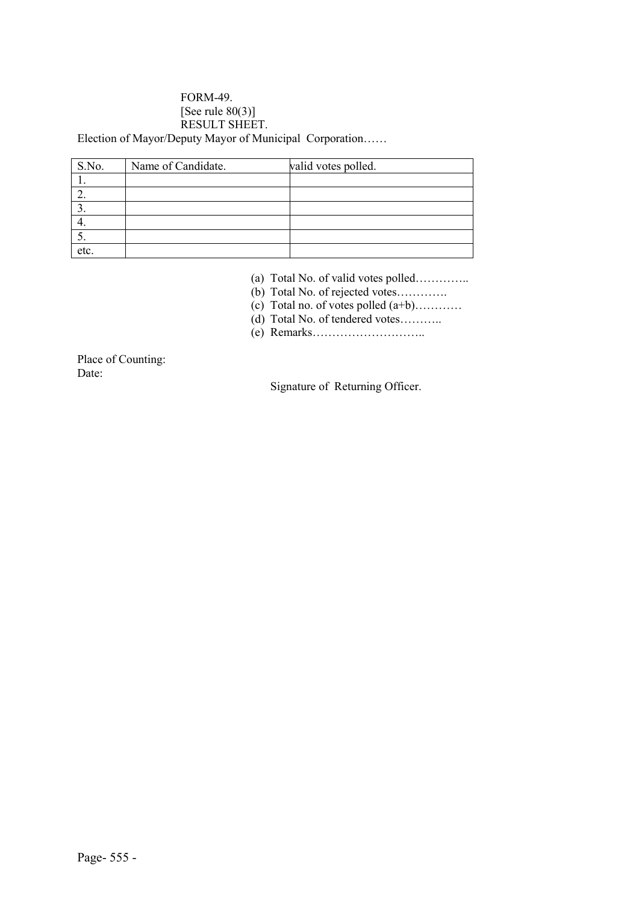FORM-49.
[See rule 80(3)]
RESULT SHEET.

Election of Mayor/Deputy Mayor of Municipal Corporation……

| S.No. | Name of Candidate. | valid votes polled. |
|---|---|---|
| 1. | | |
| 2. | | |
| 3. | | |
| 4. | | |
| 5. | | |
| etc. | | |

(a) Total No. of valid votes polled…………..
(b) Total No. of rejected votes………….
(c) Total no. of votes polled (a+b)…………
(d) Total No. of tendered votes………..
(e) Remarks………………………..

Place of Counting:
Date:

Signature of Returning Officer.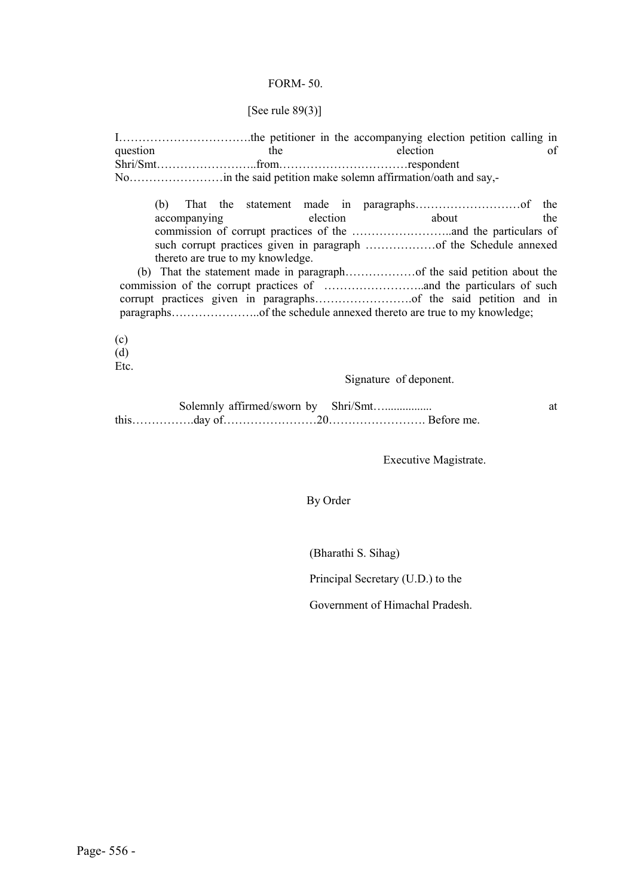FORM- 50.

[See rule 89(3)]

I…………………………….the petitioner in the accompanying election petition calling in question the election of Shri/Smt……………………..from……………………………respondent No……………………in the said petition make solemn affirmation/oath and say,-

(b) That the statement made in paragraphs………………………of the accompanying election about the commission of corrupt practices of the ……………………..and the particulars of such corrupt practices given in paragraph ………………of the Schedule annexed thereto are true to my knowledge.

(b) That the statement made in paragraph………………of the said petition about the commission of the corrupt practices of ……………………..and the particulars of such corrupt practices given in paragraphs…………………….of the said petition and in paragraphs…………………..of the schedule annexed thereto are true to my knowledge;

(c)
(d)
Etc.

Signature of deponent.

Solemnly affirmed/sworn by Shri/Smt…................ at this…………….day of……………………20……………………. Before me.

Executive Magistrate.

By Order

(Bharathi S. Sihag)

Principal Secretary (U.D.) to the

Government of Himachal Pradesh.